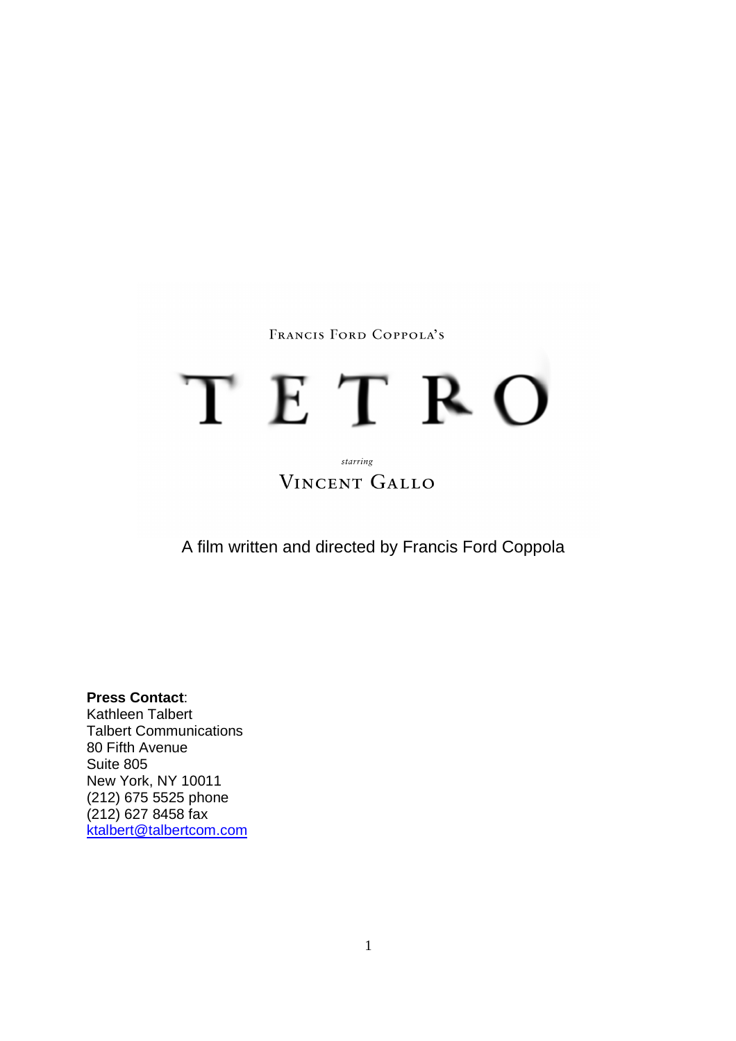FRANCIS FORD COPPOLA'S

# TETRO

*starring*

VINCENT GALLO

A film written and directed by Francis Ford Coppola

**Press Contact**:
Kathleen Talbert
Talbert Communications
80 Fifth Avenue
Suite 805
New York, NY 10011
(212) 675 5525 phone
(212) 627 8458 fax
ktalbert@talbertcom.com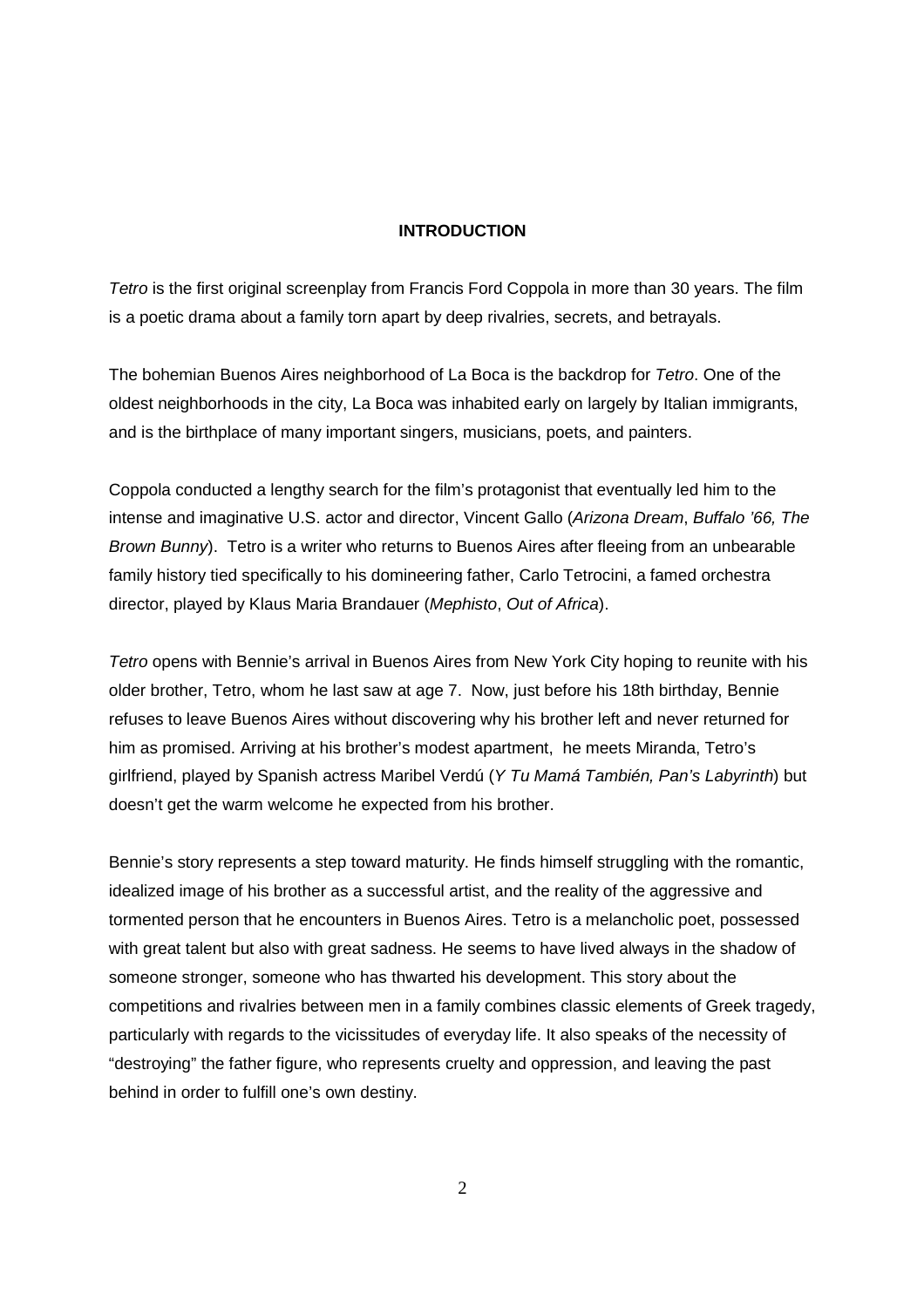# INTRODUCTION

*Tetro* is the first original screenplay from Francis Ford Coppola in more than 30 years. The film is a poetic drama about a family torn apart by deep rivalries, secrets, and betrayals.

The bohemian Buenos Aires neighborhood of La Boca is the backdrop for *Tetro*. One of the oldest neighborhoods in the city, La Boca was inhabited early on largely by Italian immigrants, and is the birthplace of many important singers, musicians, poets, and painters.

Coppola conducted a lengthy search for the film's protagonist that eventually led him to the intense and imaginative U.S. actor and director, Vincent Gallo (*Arizona Dream*, *Buffalo '66, The Brown Bunny*). Tetro is a writer who returns to Buenos Aires after fleeing from an unbearable family history tied specifically to his domineering father, Carlo Tetrocini, a famed orchestra director, played by Klaus Maria Brandauer (*Mephisto*, *Out of Africa*).

*Tetro* opens with Bennie's arrival in Buenos Aires from New York City hoping to reunite with his older brother, Tetro, whom he last saw at age 7. Now, just before his 18th birthday, Bennie refuses to leave Buenos Aires without discovering why his brother left and never returned for him as promised. Arriving at his brother's modest apartment, he meets Miranda, Tetro's girlfriend, played by Spanish actress Maribel Verdú (*Y Tu Mamá También, Pan's Labyrinth*) but doesn't get the warm welcome he expected from his brother.

Bennie's story represents a step toward maturity. He finds himself struggling with the romantic, idealized image of his brother as a successful artist, and the reality of the aggressive and tormented person that he encounters in Buenos Aires. Tetro is a melancholic poet, possessed with great talent but also with great sadness. He seems to have lived always in the shadow of someone stronger, someone who has thwarted his development. This story about the competitions and rivalries between men in a family combines classic elements of Greek tragedy, particularly with regards to the vicissitudes of everyday life. It also speaks of the necessity of "destroying" the father figure, who represents cruelty and oppression, and leaving the past behind in order to fulfill one's own destiny.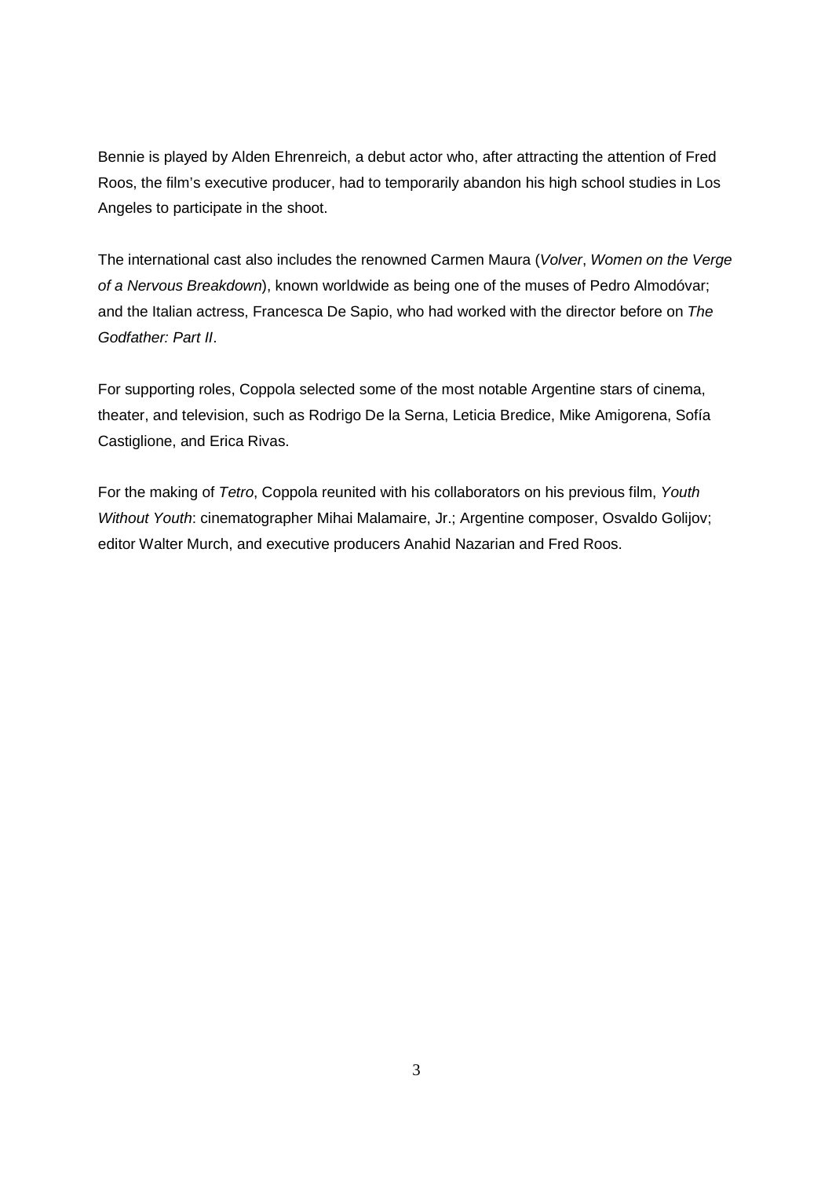Bennie is played by Alden Ehrenreich, a debut actor who, after attracting the attention of Fred Roos, the film's executive producer, had to temporarily abandon his high school studies in Los Angeles to participate in the shoot.

The international cast also includes the renowned Carmen Maura (*Volver*, *Women on the Verge of a Nervous Breakdown*), known worldwide as being one of the muses of Pedro Almodóvar; and the Italian actress, Francesca De Sapio, who had worked with the director before on *The Godfather: Part II*.

For supporting roles, Coppola selected some of the most notable Argentine stars of cinema, theater, and television, such as Rodrigo De la Serna, Leticia Bredice, Mike Amigorena, Sofía Castiglione, and Erica Rivas.

For the making of *Tetro*, Coppola reunited with his collaborators on his previous film, *Youth Without Youth*: cinematographer Mihai Malamaire, Jr.; Argentine composer, Osvaldo Golijov; editor Walter Murch, and executive producers Anahid Nazarian and Fred Roos.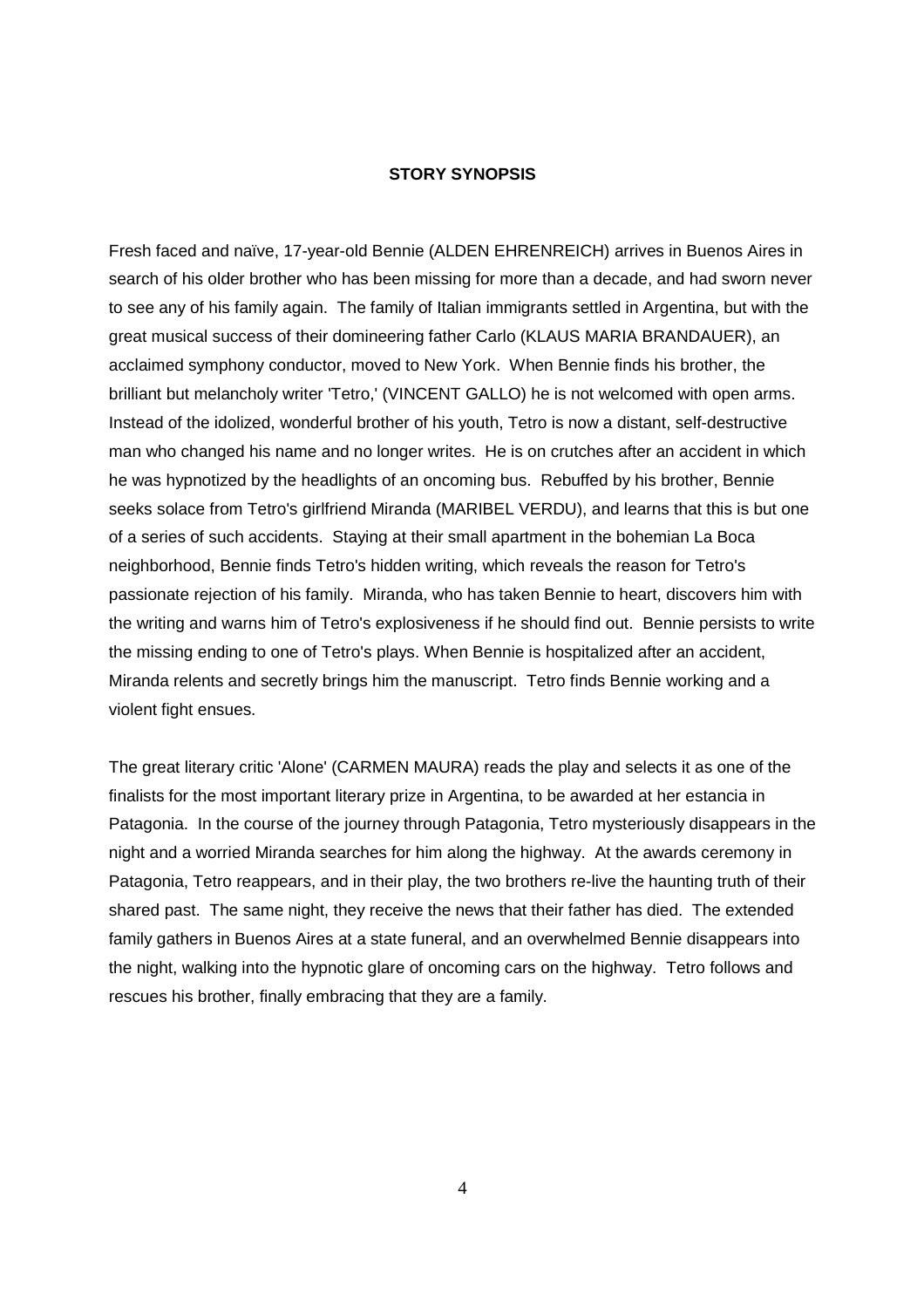## STORY SYNOPSIS

Fresh faced and naïve, 17-year-old Bennie (ALDEN EHRENREICH) arrives in Buenos Aires in search of his older brother who has been missing for more than a decade, and had sworn never to see any of his family again. The family of Italian immigrants settled in Argentina, but with the great musical success of their domineering father Carlo (KLAUS MARIA BRANDAUER), an acclaimed symphony conductor, moved to New York. When Bennie finds his brother, the brilliant but melancholy writer 'Tetro,' (VINCENT GALLO) he is not welcomed with open arms. Instead of the idolized, wonderful brother of his youth, Tetro is now a distant, self-destructive man who changed his name and no longer writes. He is on crutches after an accident in which he was hypnotized by the headlights of an oncoming bus. Rebuffed by his brother, Bennie seeks solace from Tetro's girlfriend Miranda (MARIBEL VERDU), and learns that this is but one of a series of such accidents. Staying at their small apartment in the bohemian La Boca neighborhood, Bennie finds Tetro's hidden writing, which reveals the reason for Tetro's passionate rejection of his family. Miranda, who has taken Bennie to heart, discovers him with the writing and warns him of Tetro's explosiveness if he should find out. Bennie persists to write the missing ending to one of Tetro's plays. When Bennie is hospitalized after an accident, Miranda relents and secretly brings him the manuscript. Tetro finds Bennie working and a violent fight ensues.

The great literary critic 'Alone' (CARMEN MAURA) reads the play and selects it as one of the finalists for the most important literary prize in Argentina, to be awarded at her estancia in Patagonia. In the course of the journey through Patagonia, Tetro mysteriously disappears in the night and a worried Miranda searches for him along the highway. At the awards ceremony in Patagonia, Tetro reappears, and in their play, the two brothers re-live the haunting truth of their shared past. The same night, they receive the news that their father has died. The extended family gathers in Buenos Aires at a state funeral, and an overwhelmed Bennie disappears into the night, walking into the hypnotic glare of oncoming cars on the highway. Tetro follows and rescues his brother, finally embracing that they are a family.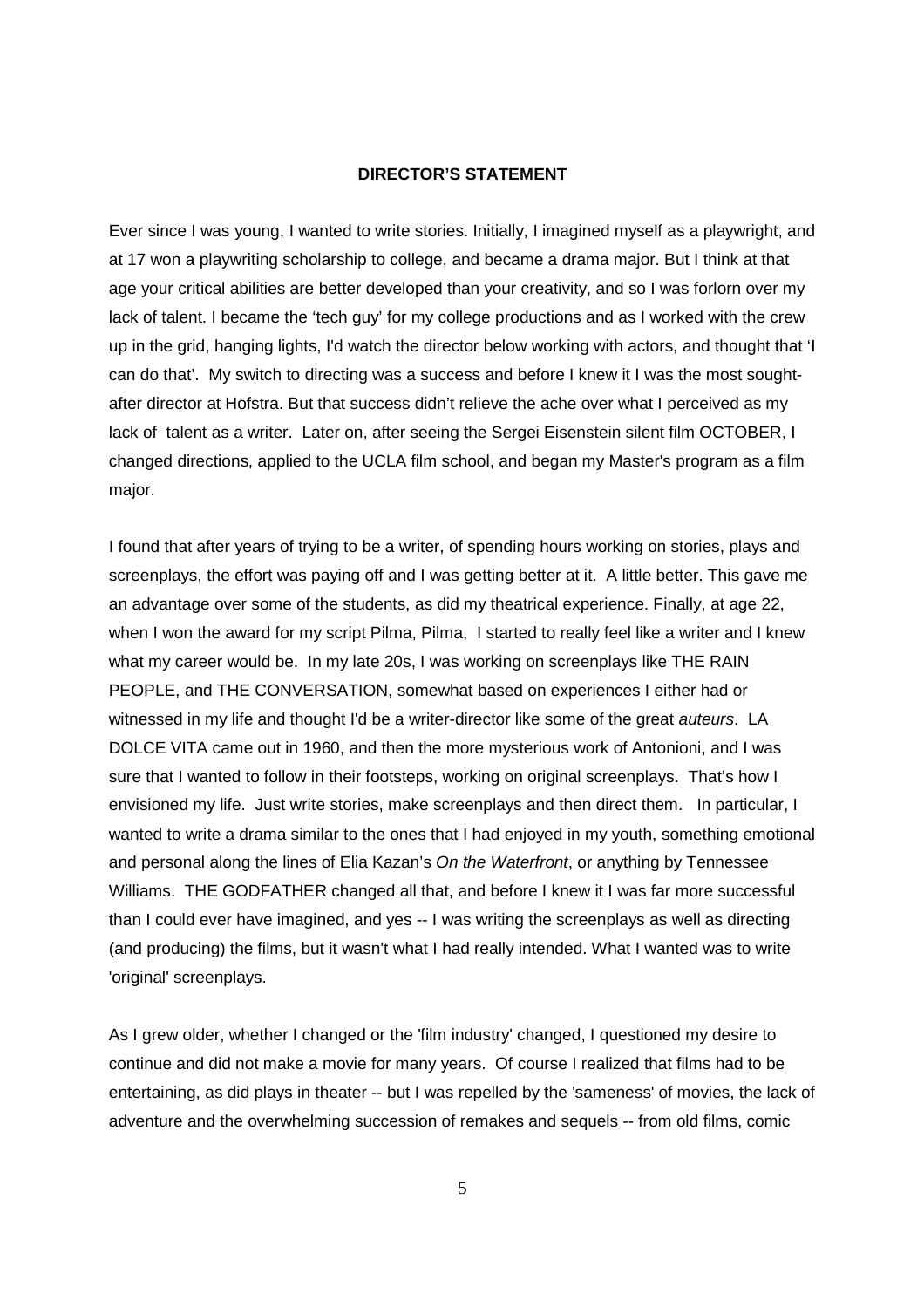**DIRECTOR'S STATEMENT**

Ever since I was young, I wanted to write stories. Initially, I imagined myself as a playwright, and at 17 won a playwriting scholarship to college, and became a drama major. But I think at that age your critical abilities are better developed than your creativity, and so I was forlorn over my lack of talent. I became the 'tech guy' for my college productions and as I worked with the crew up in the grid, hanging lights, I'd watch the director below working with actors, and thought that 'I can do that'. My switch to directing was a success and before I knew it I was the most sought-after director at Hofstra. But that success didn't relieve the ache over what I perceived as my lack of talent as a writer. Later on, after seeing the Sergei Eisenstein silent film OCTOBER, I changed directions, applied to the UCLA film school, and began my Master's program as a film major.

I found that after years of trying to be a writer, of spending hours working on stories, plays and screenplays, the effort was paying off and I was getting better at it. A little better. This gave me an advantage over some of the students, as did my theatrical experience. Finally, at age 22, when I won the award for my script Pilma, Pilma, I started to really feel like a writer and I knew what my career would be. In my late 20s, I was working on screenplays like THE RAIN PEOPLE, and THE CONVERSATION, somewhat based on experiences I either had or witnessed in my life and thought I'd be a writer-director like some of the great *auteurs*. LA DOLCE VITA came out in 1960, and then the more mysterious work of Antonioni, and I was sure that I wanted to follow in their footsteps, working on original screenplays. That's how I envisioned my life. Just write stories, make screenplays and then direct them. In particular, I wanted to write a drama similar to the ones that I had enjoyed in my youth, something emotional and personal along the lines of Elia Kazan's *On the Waterfront*, or anything by Tennessee Williams. THE GODFATHER changed all that, and before I knew it I was far more successful than I could ever have imagined, and yes -- I was writing the screenplays as well as directing (and producing) the films, but it wasn't what I had really intended. What I wanted was to write 'original' screenplays.

As I grew older, whether I changed or the 'film industry' changed, I questioned my desire to continue and did not make a movie for many years. Of course I realized that films had to be entertaining, as did plays in theater -- but I was repelled by the 'sameness' of movies, the lack of adventure and the overwhelming succession of remakes and sequels -- from old films, comic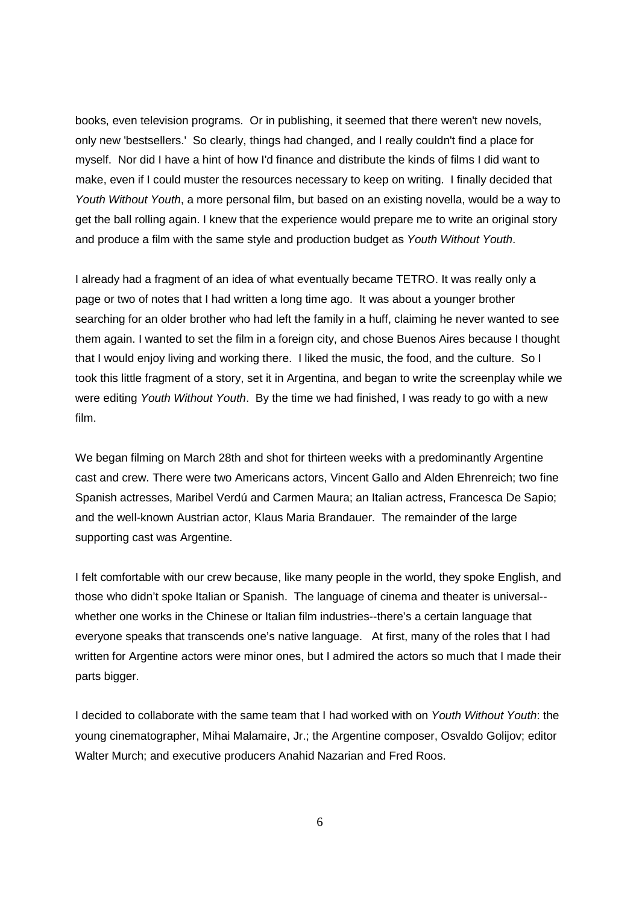books, even television programs. Or in publishing, it seemed that there weren't new novels, only new 'bestsellers.' So clearly, things had changed, and I really couldn't find a place for myself. Nor did I have a hint of how I'd finance and distribute the kinds of films I did want to make, even if I could muster the resources necessary to keep on writing. I finally decided that *Youth Without Youth*, a more personal film, but based on an existing novella, would be a way to get the ball rolling again. I knew that the experience would prepare me to write an original story and produce a film with the same style and production budget as *Youth Without Youth*.

I already had a fragment of an idea of what eventually became TETRO. It was really only a page or two of notes that I had written a long time ago. It was about a younger brother searching for an older brother who had left the family in a huff, claiming he never wanted to see them again. I wanted to set the film in a foreign city, and chose Buenos Aires because I thought that I would enjoy living and working there. I liked the music, the food, and the culture. So I took this little fragment of a story, set it in Argentina, and began to write the screenplay while we were editing *Youth Without Youth*. By the time we had finished, I was ready to go with a new film.

We began filming on March 28th and shot for thirteen weeks with a predominantly Argentine cast and crew. There were two Americans actors, Vincent Gallo and Alden Ehrenreich; two fine Spanish actresses, Maribel Verdú and Carmen Maura; an Italian actress, Francesca De Sapio; and the well-known Austrian actor, Klaus Maria Brandauer. The remainder of the large supporting cast was Argentine.

I felt comfortable with our crew because, like many people in the world, they spoke English, and those who didn't spoke Italian or Spanish. The language of cinema and theater is universal--whether one works in the Chinese or Italian film industries--there's a certain language that everyone speaks that transcends one's native language. At first, many of the roles that I had written for Argentine actors were minor ones, but I admired the actors so much that I made their parts bigger.

I decided to collaborate with the same team that I had worked with on *Youth Without Youth*: the young cinematographer, Mihai Malamaire, Jr.; the Argentine composer, Osvaldo Golijov; editor Walter Murch; and executive producers Anahid Nazarian and Fred Roos.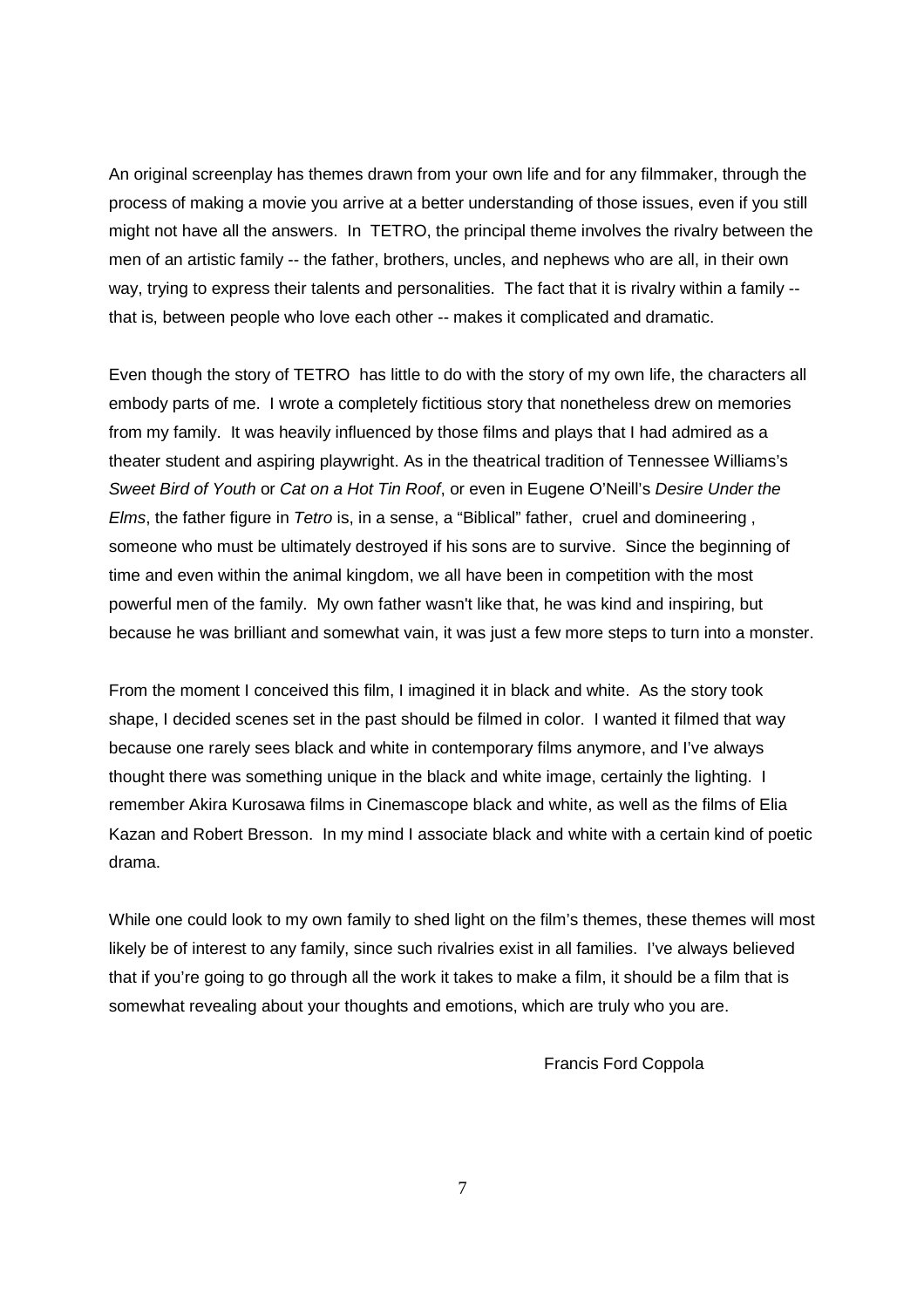An original screenplay has themes drawn from your own life and for any filmmaker, through the process of making a movie you arrive at a better understanding of those issues, even if you still might not have all the answers. In TETRO, the principal theme involves the rivalry between the men of an artistic family -- the father, brothers, uncles, and nephews who are all, in their own way, trying to express their talents and personalities. The fact that it is rivalry within a family -- that is, between people who love each other -- makes it complicated and dramatic.

Even though the story of TETRO has little to do with the story of my own life, the characters all embody parts of me. I wrote a completely fictitious story that nonetheless drew on memories from my family. It was heavily influenced by those films and plays that I had admired as a theater student and aspiring playwright. As in the theatrical tradition of Tennessee Williams's *Sweet Bird of Youth* or *Cat on a Hot Tin Roof*, or even in Eugene O'Neill's *Desire Under the Elms*, the father figure in *Tetro* is, in a sense, a "Biblical" father, cruel and domineering , someone who must be ultimately destroyed if his sons are to survive. Since the beginning of time and even within the animal kingdom, we all have been in competition with the most powerful men of the family. My own father wasn't like that, he was kind and inspiring, but because he was brilliant and somewhat vain, it was just a few more steps to turn into a monster.

From the moment I conceived this film, I imagined it in black and white. As the story took shape, I decided scenes set in the past should be filmed in color. I wanted it filmed that way because one rarely sees black and white in contemporary films anymore, and I've always thought there was something unique in the black and white image, certainly the lighting. I remember Akira Kurosawa films in Cinemascope black and white, as well as the films of Elia Kazan and Robert Bresson. In my mind I associate black and white with a certain kind of poetic drama.

While one could look to my own family to shed light on the film's themes, these themes will most likely be of interest to any family, since such rivalries exist in all families. I've always believed that if you're going to go through all the work it takes to make a film, it should be a film that is somewhat revealing about your thoughts and emotions, which are truly who you are.

Francis Ford Coppola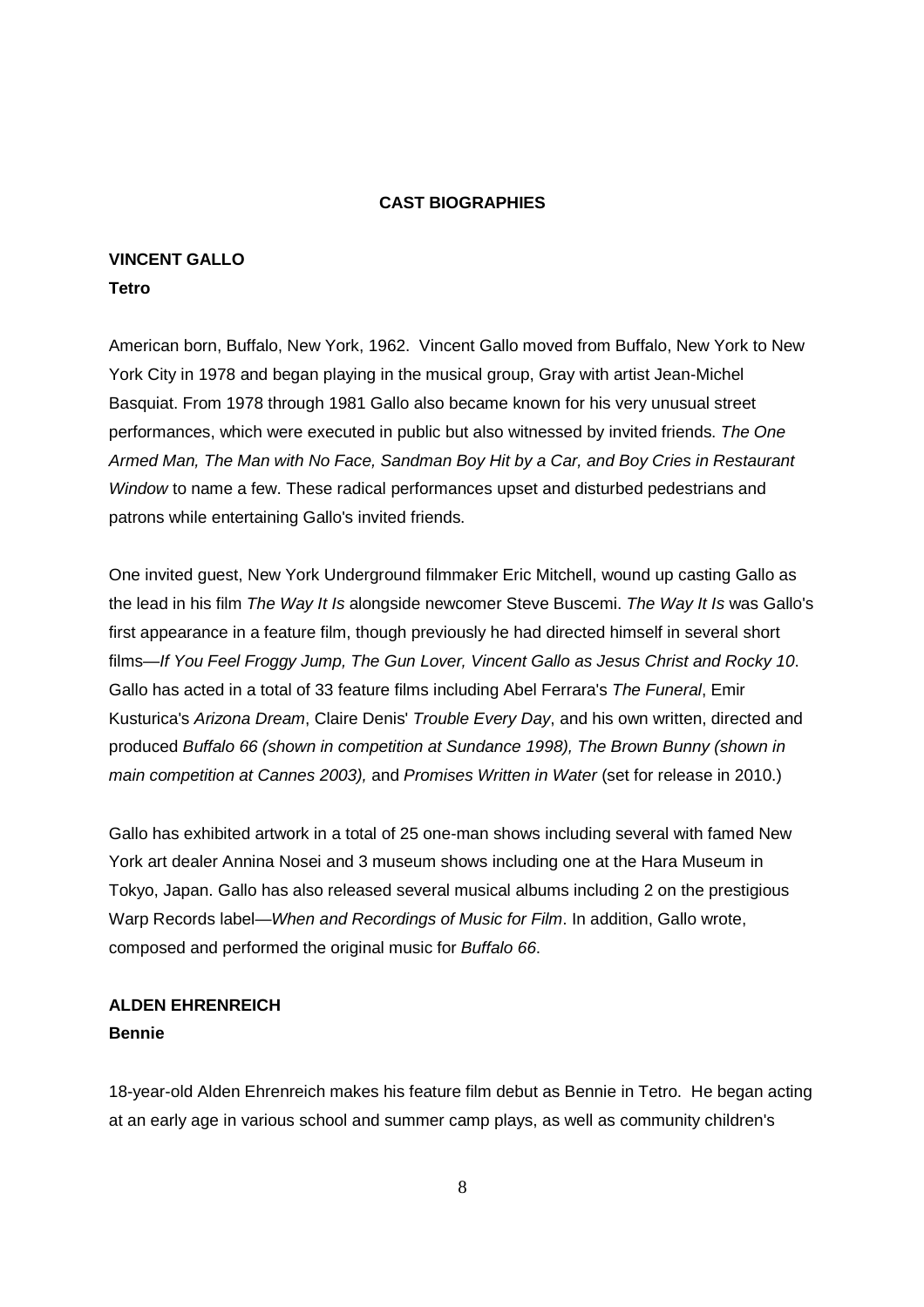**CAST BIOGRAPHIES**

**VINCENT GALLO**
**Tetro**

American born, Buffalo, New York, 1962. Vincent Gallo moved from Buffalo, New York to New York City in 1978 and began playing in the musical group, Gray with artist Jean-Michel Basquiat. From 1978 through 1981 Gallo also became known for his very unusual street performances, which were executed in public but also witnessed by invited friends. *The One Armed Man, The Man with No Face, Sandman Boy Hit by a Car, and Boy Cries in Restaurant Window* to name a few. These radical performances upset and disturbed pedestrians and patrons while entertaining Gallo's invited friends.

One invited guest, New York Underground filmmaker Eric Mitchell, wound up casting Gallo as the lead in his film *The Way It Is* alongside newcomer Steve Buscemi. *The Way It Is* was Gallo's first appearance in a feature film, though previously he had directed himself in several short films—*If You Feel Froggy Jump, The Gun Lover, Vincent Gallo as Jesus Christ and Rocky 10*. Gallo has acted in a total of 33 feature films including Abel Ferrara's *The Funeral*, Emir Kusturica's *Arizona Dream*, Claire Denis' *Trouble Every Day*, and his own written, directed and produced *Buffalo 66 (shown in competition at Sundance 1998), The Brown Bunny (shown in main competition at Cannes 2003),* and *Promises Written in Water* (set for release in 2010.)

Gallo has exhibited artwork in a total of 25 one-man shows including several with famed New York art dealer Annina Nosei and 3 museum shows including one at the Hara Museum in Tokyo, Japan. Gallo has also released several musical albums including 2 on the prestigious Warp Records label—*When and Recordings of Music for Film*. In addition, Gallo wrote, composed and performed the original music for *Buffalo 66*.

**ALDEN EHRENREICH**
**Bennie**

18-year-old Alden Ehrenreich makes his feature film debut as Bennie in Tetro. He began acting at an early age in various school and summer camp plays, as well as community children's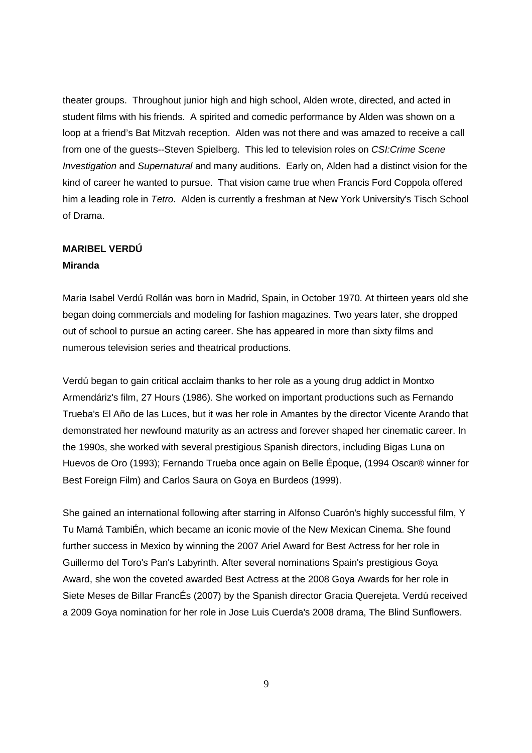theater groups. Throughout junior high and high school, Alden wrote, directed, and acted in student films with his friends. A spirited and comedic performance by Alden was shown on a loop at a friend's Bat Mitzvah reception. Alden was not there and was amazed to receive a call from one of the guests--Steven Spielberg. This led to television roles on *CSI:Crime Scene Investigation* and *Supernatural* and many auditions. Early on, Alden had a distinct vision for the kind of career he wanted to pursue. That vision came true when Francis Ford Coppola offered him a leading role in *Tetro*. Alden is currently a freshman at New York University's Tisch School of Drama.

**MARIBEL VERDÚ**
**Miranda**

Maria Isabel Verdú Rollán was born in Madrid, Spain, in October 1970. At thirteen years old she began doing commercials and modeling for fashion magazines. Two years later, she dropped out of school to pursue an acting career. She has appeared in more than sixty films and numerous television series and theatrical productions.

Verdú began to gain critical acclaim thanks to her role as a young drug addict in Montxo Armendáriz's film, 27 Hours (1986). She worked on important productions such as Fernando Trueba's El Año de las Luces, but it was her role in Amantes by the director Vicente Arando that demonstrated her newfound maturity as an actress and forever shaped her cinematic career. In the 1990s, she worked with several prestigious Spanish directors, including Bigas Luna on Huevos de Oro (1993); Fernando Trueba once again on Belle Époque, (1994 Oscar® winner for Best Foreign Film) and Carlos Saura on Goya en Burdeos (1999).

She gained an international following after starring in Alfonso Cuarón's highly successful film, Y Tu Mamá TambiÉn, which became an iconic movie of the New Mexican Cinema. She found further success in Mexico by winning the 2007 Ariel Award for Best Actress for her role in Guillermo del Toro's Pan's Labyrinth. After several nominations Spain's prestigious Goya Award, she won the coveted awarded Best Actress at the 2008 Goya Awards for her role in Siete Meses de Billar FrancÉs (2007) by the Spanish director Gracia Querejeta. Verdú received a 2009 Goya nomination for her role in Jose Luis Cuerda's 2008 drama, The Blind Sunflowers.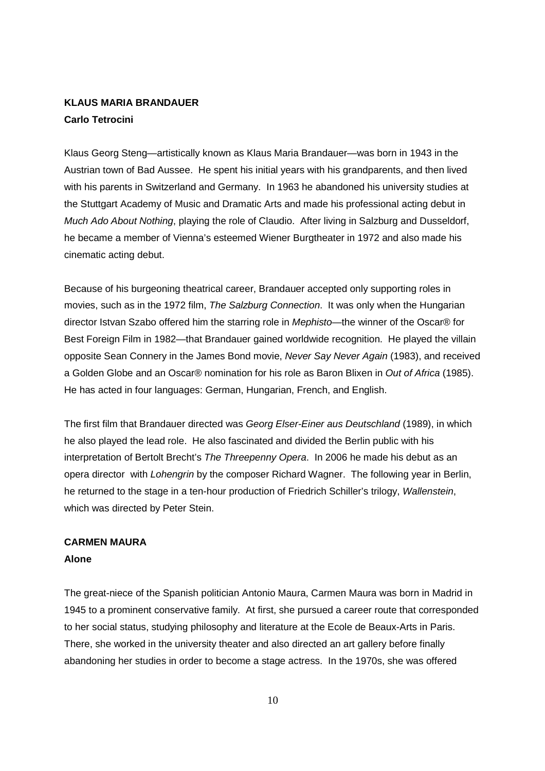**KLAUS MARIA BRANDAUER**

**Carlo Tetrocini**

Klaus Georg Steng—artistically known as Klaus Maria Brandauer—was born in 1943 in the Austrian town of Bad Aussee. He spent his initial years with his grandparents, and then lived with his parents in Switzerland and Germany. In 1963 he abandoned his university studies at the Stuttgart Academy of Music and Dramatic Arts and made his professional acting debut in *Much Ado About Nothing*, playing the role of Claudio. After living in Salzburg and Dusseldorf, he became a member of Vienna's esteemed Wiener Burgtheater in 1972 and also made his cinematic acting debut.

Because of his burgeoning theatrical career, Brandauer accepted only supporting roles in movies, such as in the 1972 film, *The Salzburg Connection*. It was only when the Hungarian director Istvan Szabo offered him the starring role in *Mephisto*—the winner of the Oscar® for Best Foreign Film in 1982—that Brandauer gained worldwide recognition. He played the villain opposite Sean Connery in the James Bond movie, *Never Say Never Again* (1983), and received a Golden Globe and an Oscar® nomination for his role as Baron Blixen in *Out of Africa* (1985). He has acted in four languages: German, Hungarian, French, and English.

The first film that Brandauer directed was *Georg Elser-Einer aus Deutschland* (1989), in which he also played the lead role. He also fascinated and divided the Berlin public with his interpretation of Bertolt Brecht's *The Threepenny Opera*. In 2006 he made his debut as an opera director with *Lohengrin* by the composer Richard Wagner. The following year in Berlin, he returned to the stage in a ten-hour production of Friedrich Schiller's trilogy, *Wallenstein*, which was directed by Peter Stein.

**CARMEN MAURA**

**Alone**

The great-niece of the Spanish politician Antonio Maura, Carmen Maura was born in Madrid in 1945 to a prominent conservative family. At first, she pursued a career route that corresponded to her social status, studying philosophy and literature at the Ecole de Beaux-Arts in Paris. There, she worked in the university theater and also directed an art gallery before finally abandoning her studies in order to become a stage actress. In the 1970s, she was offered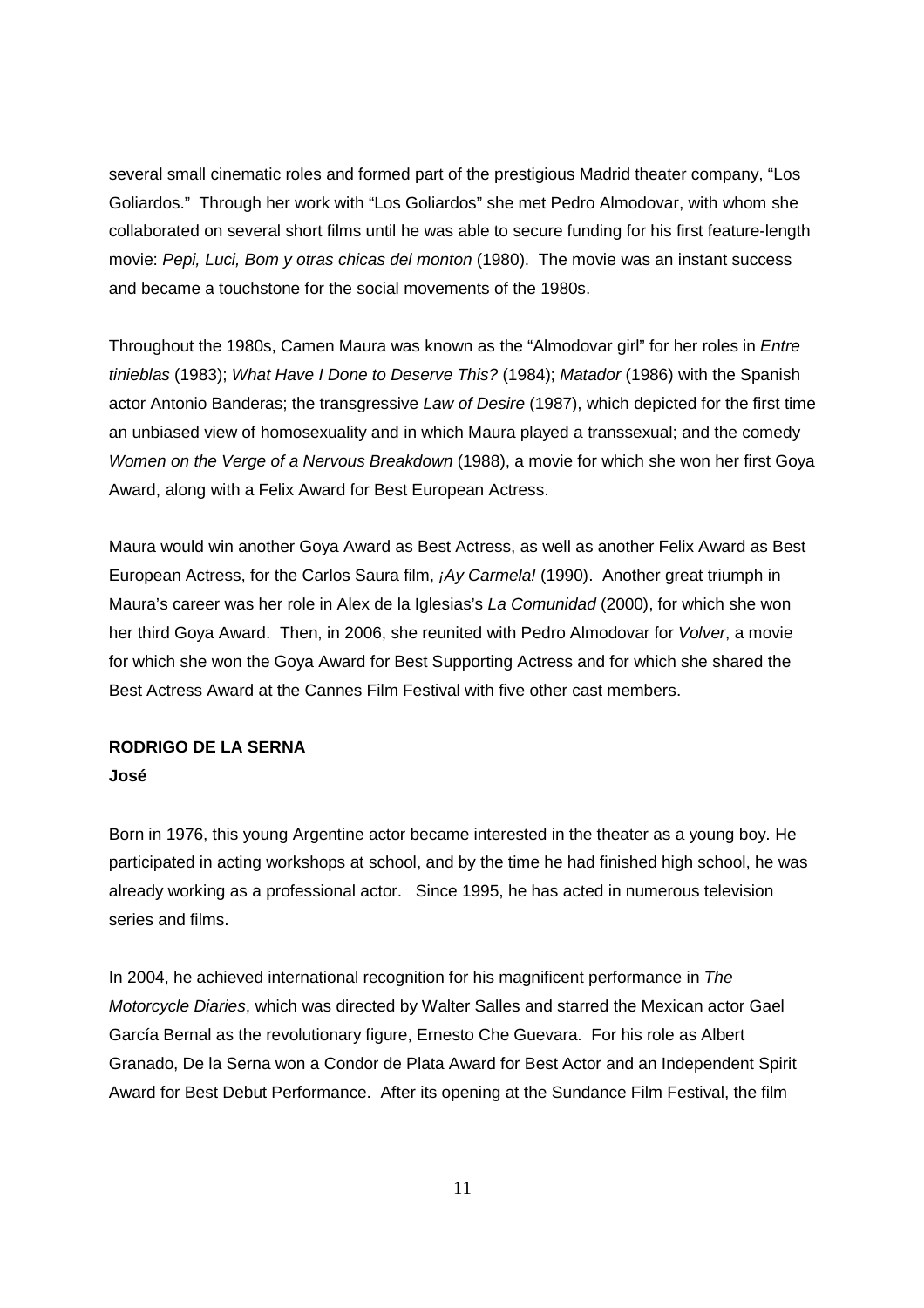several small cinematic roles and formed part of the prestigious Madrid theater company, "Los Goliardos." Through her work with "Los Goliardos" she met Pedro Almodovar, with whom she collaborated on several short films until he was able to secure funding for his first feature-length movie: *Pepi, Luci, Bom y otras chicas del monton* (1980). The movie was an instant success and became a touchstone for the social movements of the 1980s.

Throughout the 1980s, Camen Maura was known as the "Almodovar girl" for her roles in *Entre tinieblas* (1983); *What Have I Done to Deserve This?* (1984); *Matador* (1986) with the Spanish actor Antonio Banderas; the transgressive *Law of Desire* (1987), which depicted for the first time an unbiased view of homosexuality and in which Maura played a transsexual; and the comedy *Women on the Verge of a Nervous Breakdown* (1988), a movie for which she won her first Goya Award, along with a Felix Award for Best European Actress.

Maura would win another Goya Award as Best Actress, as well as another Felix Award as Best European Actress, for the Carlos Saura film, *¡Ay Carmela!* (1990). Another great triumph in Maura's career was her role in Alex de la Iglesias's *La Comunidad* (2000), for which she won her third Goya Award. Then, in 2006, she reunited with Pedro Almodovar for *Volver*, a movie for which she won the Goya Award for Best Supporting Actress and for which she shared the Best Actress Award at the Cannes Film Festival with five other cast members.

**RODRIGO DE LA SERNA**
**José**

Born in 1976, this young Argentine actor became interested in the theater as a young boy. He participated in acting workshops at school, and by the time he had finished high school, he was already working as a professional actor. Since 1995, he has acted in numerous television series and films.

In 2004, he achieved international recognition for his magnificent performance in *The Motorcycle Diaries*, which was directed by Walter Salles and starred the Mexican actor Gael García Bernal as the revolutionary figure, Ernesto Che Guevara. For his role as Albert Granado, De la Serna won a Condor de Plata Award for Best Actor and an Independent Spirit Award for Best Debut Performance. After its opening at the Sundance Film Festival, the film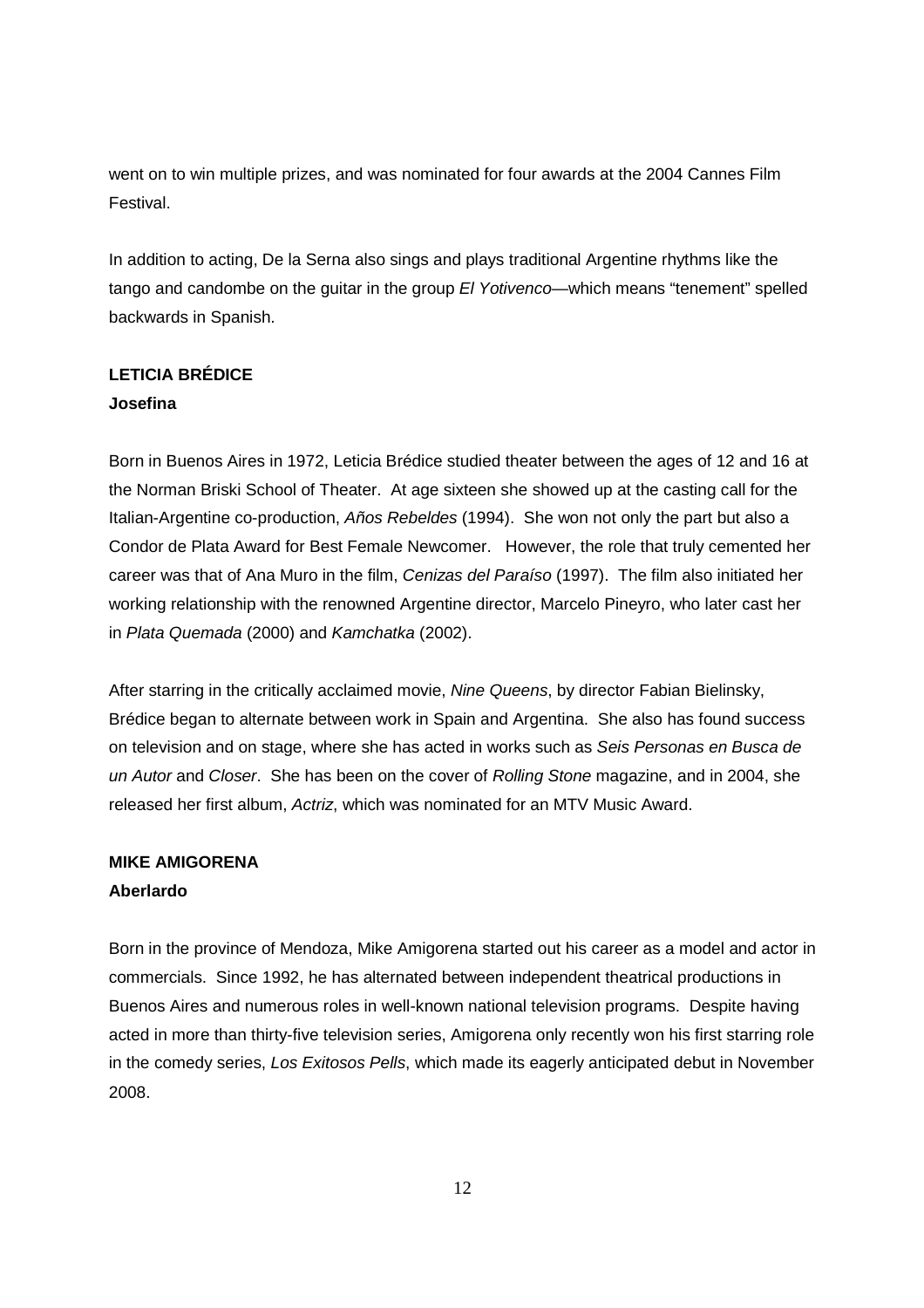went on to win multiple prizes, and was nominated for four awards at the 2004 Cannes Film Festival.

In addition to acting, De la Serna also sings and plays traditional Argentine rhythms like the tango and candombe on the guitar in the group *El Yotivenco*—which means "tenement" spelled backwards in Spanish.

**LETICIA BRÉDICE**
**Josefina**

Born in Buenos Aires in 1972, Leticia Brédice studied theater between the ages of 12 and 16 at the Norman Briski School of Theater. At age sixteen she showed up at the casting call for the Italian-Argentine co-production, *Años Rebeldes* (1994). She won not only the part but also a Condor de Plata Award for Best Female Newcomer. However, the role that truly cemented her career was that of Ana Muro in the film, *Cenizas del Paraíso* (1997). The film also initiated her working relationship with the renowned Argentine director, Marcelo Pineyro, who later cast her in *Plata Quemada* (2000) and *Kamchatka* (2002).

After starring in the critically acclaimed movie, *Nine Queens*, by director Fabian Bielinsky, Brédice began to alternate between work in Spain and Argentina. She also has found success on television and on stage, where she has acted in works such as *Seis Personas en Busca de un Autor* and *Closer*. She has been on the cover of *Rolling Stone* magazine, and in 2004, she released her first album, *Actriz*, which was nominated for an MTV Music Award.

**MIKE AMIGORENA**
**Aberlardo**

Born in the province of Mendoza, Mike Amigorena started out his career as a model and actor in commercials. Since 1992, he has alternated between independent theatrical productions in Buenos Aires and numerous roles in well-known national television programs. Despite having acted in more than thirty-five television series, Amigorena only recently won his first starring role in the comedy series, *Los Exitosos Pells*, which made its eagerly anticipated debut in November 2008.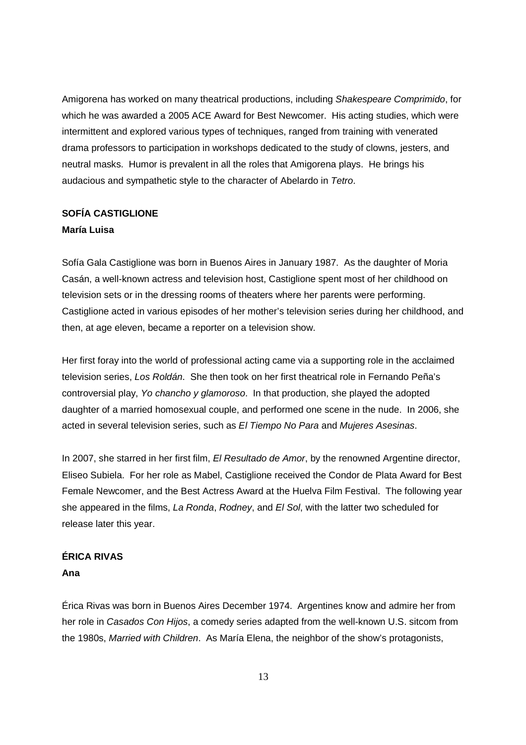Amigorena has worked on many theatrical productions, including *Shakespeare Comprimido*, for which he was awarded a 2005 ACE Award for Best Newcomer. His acting studies, which were intermittent and explored various types of techniques, ranged from training with venerated drama professors to participation in workshops dedicated to the study of clowns, jesters, and neutral masks. Humor is prevalent in all the roles that Amigorena plays. He brings his audacious and sympathetic style to the character of Abelardo in *Tetro*.

**SOFÍA CASTIGLIONE**
**María Luisa**

Sofía Gala Castiglione was born in Buenos Aires in January 1987. As the daughter of Moria Casán, a well-known actress and television host, Castiglione spent most of her childhood on television sets or in the dressing rooms of theaters where her parents were performing. Castiglione acted in various episodes of her mother's television series during her childhood, and then, at age eleven, became a reporter on a television show.

Her first foray into the world of professional acting came via a supporting role in the acclaimed television series, *Los Roldán*. She then took on her first theatrical role in Fernando Peña's controversial play, *Yo chancho y glamoroso*. In that production, she played the adopted daughter of a married homosexual couple, and performed one scene in the nude. In 2006, she acted in several television series, such as *El Tiempo No Para* and *Mujeres Asesinas*.

In 2007, she starred in her first film, *El Resultado de Amor*, by the renowned Argentine director, Eliseo Subiela. For her role as Mabel, Castiglione received the Condor de Plata Award for Best Female Newcomer, and the Best Actress Award at the Huelva Film Festival. The following year she appeared in the films, *La Ronda*, *Rodney*, and *El Sol*, with the latter two scheduled for release later this year.

**ÉRICA RIVAS**
**Ana**

Érica Rivas was born in Buenos Aires December 1974. Argentines know and admire her from her role in *Casados Con Hijos*, a comedy series adapted from the well-known U.S. sitcom from the 1980s, *Married with Children*. As María Elena, the neighbor of the show's protagonists,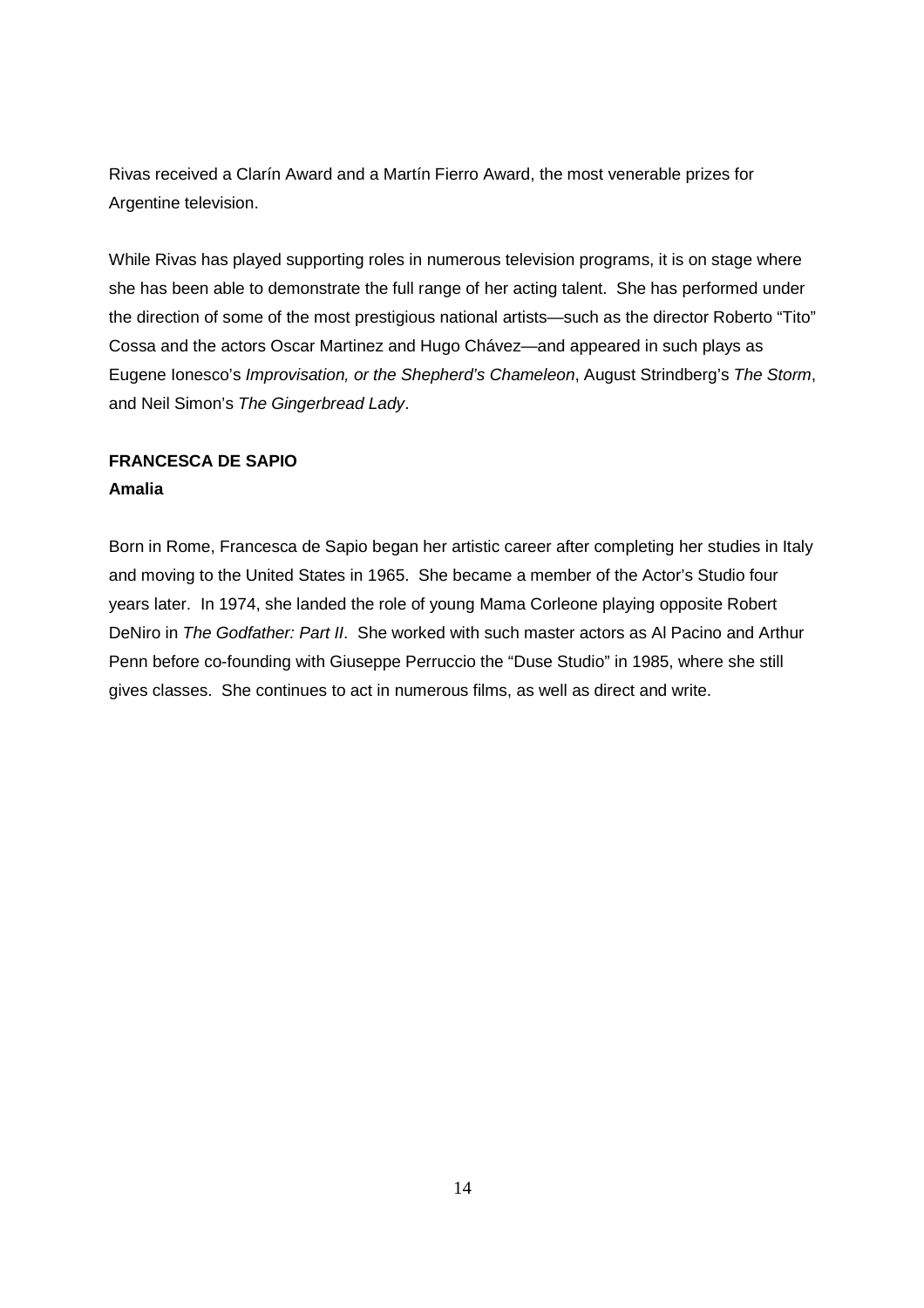Rivas received a Clarín Award and a Martín Fierro Award, the most venerable prizes for Argentine television.

While Rivas has played supporting roles in numerous television programs, it is on stage where she has been able to demonstrate the full range of her acting talent. She has performed under the direction of some of the most prestigious national artists—such as the director Roberto "Tito" Cossa and the actors Oscar Martinez and Hugo Chávez—and appeared in such plays as Eugene Ionesco's *Improvisation, or the Shepherd's Chameleon*, August Strindberg's *The Storm*, and Neil Simon's *The Gingerbread Lady*.

**FRANCESCA DE SAPIO**
**Amalia**

Born in Rome, Francesca de Sapio began her artistic career after completing her studies in Italy and moving to the United States in 1965. She became a member of the Actor's Studio four years later. In 1974, she landed the role of young Mama Corleone playing opposite Robert DeNiro in *The Godfather: Part II*. She worked with such master actors as Al Pacino and Arthur Penn before co-founding with Giuseppe Perruccio the "Duse Studio" in 1985, where she still gives classes. She continues to act in numerous films, as well as direct and write.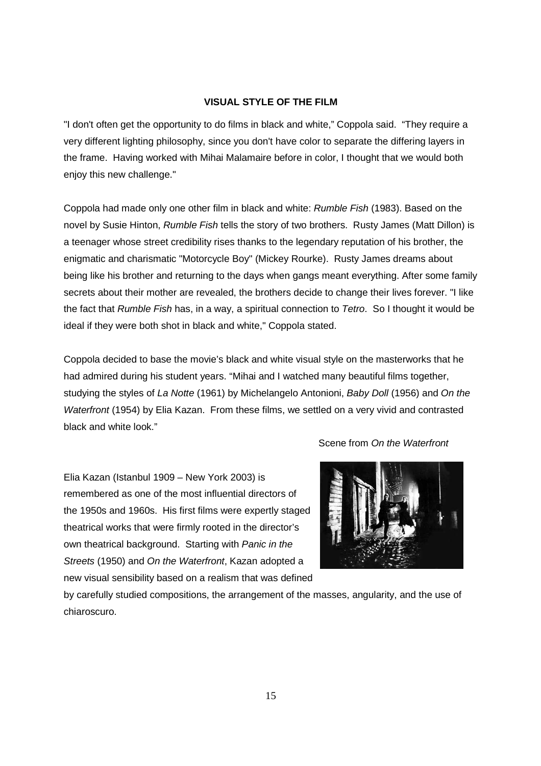**VISUAL STYLE OF THE FILM**

"I don't often get the opportunity to do films in black and white," Coppola said. "They require a very different lighting philosophy, since you don't have color to separate the differing layers in the frame. Having worked with Mihai Malamaire before in color, I thought that we would both enjoy this new challenge."

Coppola had made only one other film in black and white: *Rumble Fish* (1983). Based on the novel by Susie Hinton, *Rumble Fish* tells the story of two brothers. Rusty James (Matt Dillon) is a teenager whose street credibility rises thanks to the legendary reputation of his brother, the enigmatic and charismatic "Motorcycle Boy" (Mickey Rourke). Rusty James dreams about being like his brother and returning to the days when gangs meant everything. After some family secrets about their mother are revealed, the brothers decide to change their lives forever. "I like the fact that *Rumble Fish* has, in a way, a spiritual connection to *Tetro*. So I thought it would be ideal if they were both shot in black and white," Coppola stated.

Coppola decided to base the movie's black and white visual style on the masterworks that he had admired during his student years. "Mihai and I watched many beautiful films together, studying the styles of *La Notte* (1961) by Michelangelo Antonioni, *Baby Doll* (1956) and *On the Waterfront* (1954) by Elia Kazan. From these films, we settled on a very vivid and contrasted black and white look."

Scene from *On the Waterfront*

Elia Kazan (Istanbul 1909 – New York 2003) is remembered as one of the most influential directors of the 1950s and 1960s. His first films were expertly staged theatrical works that were firmly rooted in the director's own theatrical background. Starting with *Panic in the Streets* (1950) and *On the Waterfront*, Kazan adopted a new visual sensibility based on a realism that was defined by carefully studied compositions, the arrangement of the masses, angularity, and the use of chiaroscuro.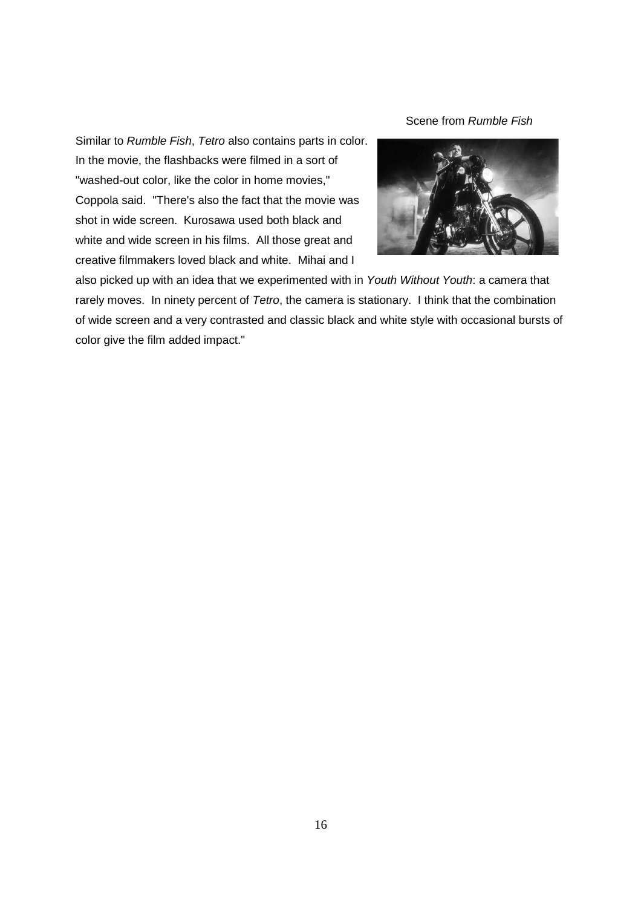Scene from *Rumble Fish*

Similar to *Rumble Fish*, *Tetro* also contains parts in color. In the movie, the flashbacks were filmed in a sort of "washed-out color, like the color in home movies," Coppola said. "There's also the fact that the movie was shot in wide screen. Kurosawa used both black and white and wide screen in his films. All those great and creative filmmakers loved black and white. Mihai and I also picked up with an idea that we experimented with in *Youth Without Youth*: a camera that rarely moves. In ninety percent of *Tetro*, the camera is stationary. I think that the combination of wide screen and a very contrasted and classic black and white style with occasional bursts of color give the film added impact."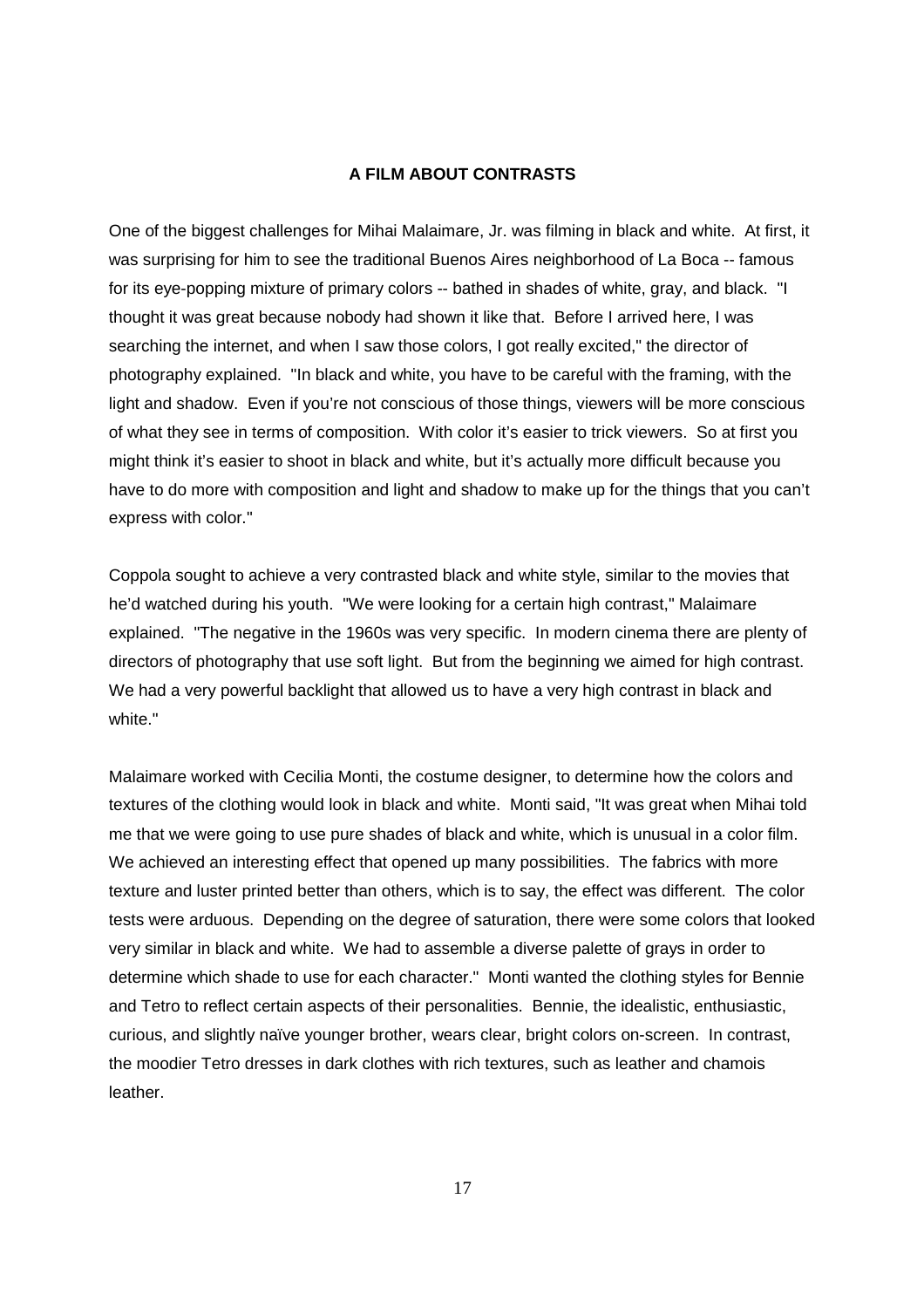## A FILM ABOUT CONTRASTS

One of the biggest challenges for Mihai Malaimare, Jr. was filming in black and white. At first, it was surprising for him to see the traditional Buenos Aires neighborhood of La Boca -- famous for its eye-popping mixture of primary colors -- bathed in shades of white, gray, and black. "I thought it was great because nobody had shown it like that. Before I arrived here, I was searching the internet, and when I saw those colors, I got really excited," the director of photography explained. "In black and white, you have to be careful with the framing, with the light and shadow. Even if you're not conscious of those things, viewers will be more conscious of what they see in terms of composition. With color it's easier to trick viewers. So at first you might think it's easier to shoot in black and white, but it's actually more difficult because you have to do more with composition and light and shadow to make up for the things that you can't express with color."

Coppola sought to achieve a very contrasted black and white style, similar to the movies that he'd watched during his youth. "We were looking for a certain high contrast," Malaimare explained. "The negative in the 1960s was very specific. In modern cinema there are plenty of directors of photography that use soft light. But from the beginning we aimed for high contrast. We had a very powerful backlight that allowed us to have a very high contrast in black and white."

Malaimare worked with Cecilia Monti, the costume designer, to determine how the colors and textures of the clothing would look in black and white. Monti said, "It was great when Mihai told me that we were going to use pure shades of black and white, which is unusual in a color film. We achieved an interesting effect that opened up many possibilities. The fabrics with more texture and luster printed better than others, which is to say, the effect was different. The color tests were arduous. Depending on the degree of saturation, there were some colors that looked very similar in black and white. We had to assemble a diverse palette of grays in order to determine which shade to use for each character." Monti wanted the clothing styles for Bennie and Tetro to reflect certain aspects of their personalities. Bennie, the idealistic, enthusiastic, curious, and slightly naïve younger brother, wears clear, bright colors on-screen. In contrast, the moodier Tetro dresses in dark clothes with rich textures, such as leather and chamois leather.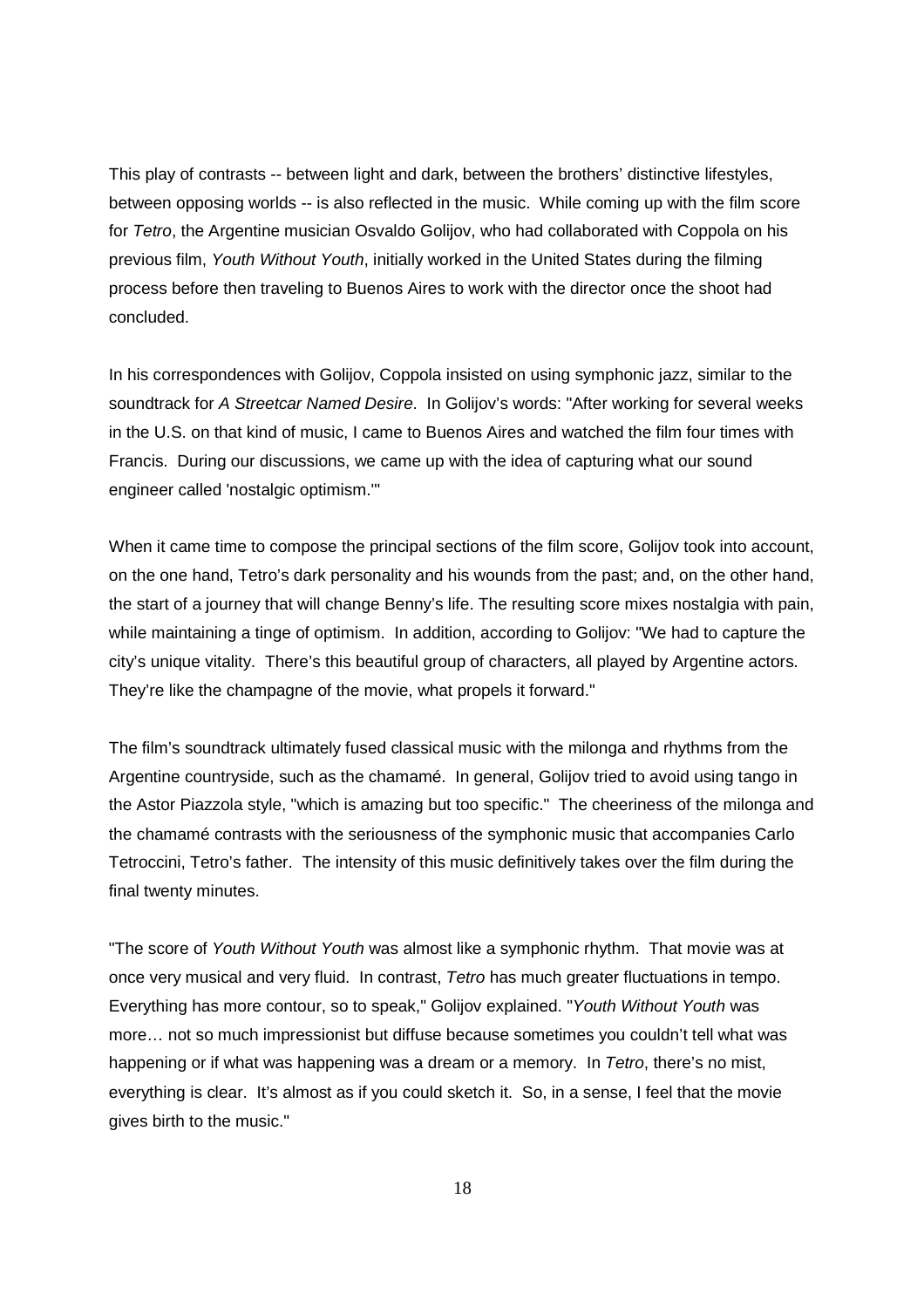This play of contrasts -- between light and dark, between the brothers' distinctive lifestyles, between opposing worlds -- is also reflected in the music. While coming up with the film score for *Tetro*, the Argentine musician Osvaldo Golijov, who had collaborated with Coppola on his previous film, *Youth Without Youth*, initially worked in the United States during the filming process before then traveling to Buenos Aires to work with the director once the shoot had concluded.

In his correspondences with Golijov, Coppola insisted on using symphonic jazz, similar to the soundtrack for *A Streetcar Named Desire*. In Golijov's words: "After working for several weeks in the U.S. on that kind of music, I came to Buenos Aires and watched the film four times with Francis. During our discussions, we came up with the idea of capturing what our sound engineer called 'nostalgic optimism.'"

When it came time to compose the principal sections of the film score, Golijov took into account, on the one hand, Tetro's dark personality and his wounds from the past; and, on the other hand, the start of a journey that will change Benny's life. The resulting score mixes nostalgia with pain, while maintaining a tinge of optimism. In addition, according to Golijov: "We had to capture the city's unique vitality. There's this beautiful group of characters, all played by Argentine actors. They're like the champagne of the movie, what propels it forward."

The film's soundtrack ultimately fused classical music with the milonga and rhythms from the Argentine countryside, such as the chamamé. In general, Golijov tried to avoid using tango in the Astor Piazzola style, "which is amazing but too specific." The cheeriness of the milonga and the chamamé contrasts with the seriousness of the symphonic music that accompanies Carlo Tetroccini, Tetro's father. The intensity of this music definitively takes over the film during the final twenty minutes.

"The score of *Youth Without Youth* was almost like a symphonic rhythm. That movie was at once very musical and very fluid. In contrast, *Tetro* has much greater fluctuations in tempo. Everything has more contour, so to speak," Golijov explained. "*Youth Without Youth* was more… not so much impressionist but diffuse because sometimes you couldn't tell what was happening or if what was happening was a dream or a memory. In *Tetro*, there's no mist, everything is clear. It's almost as if you could sketch it. So, in a sense, I feel that the movie gives birth to the music."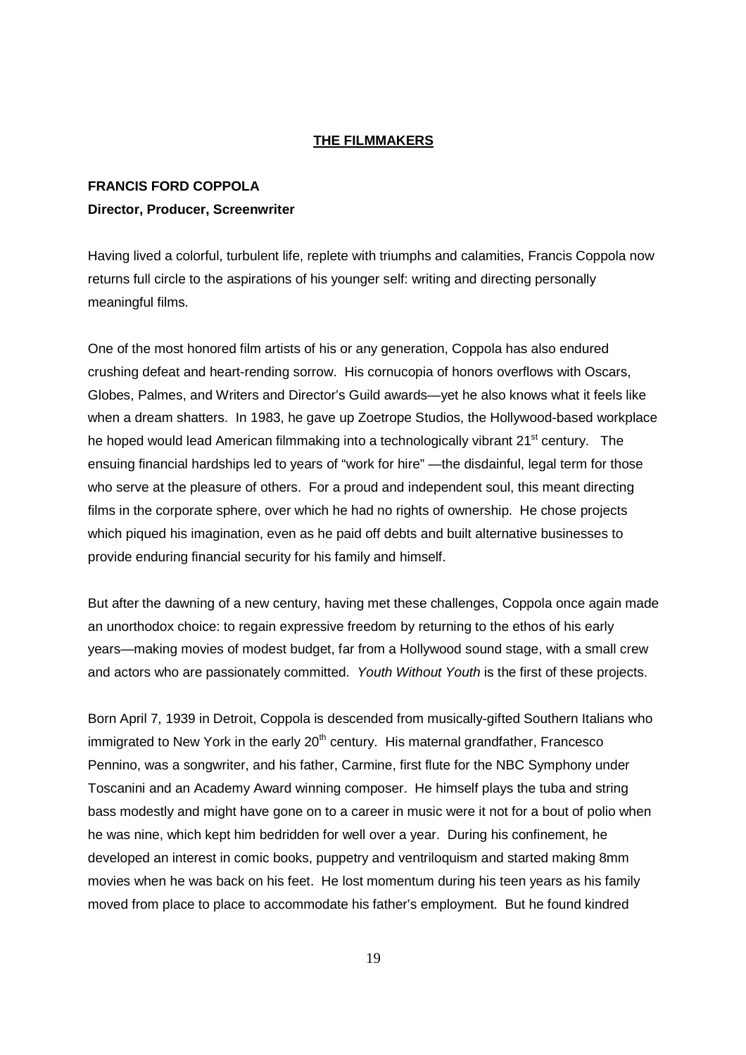## THE FILMMAKERS

### FRANCIS FORD COPPOLA

**Director, Producer, Screenwriter**

Having lived a colorful, turbulent life, replete with triumphs and calamities, Francis Coppola now returns full circle to the aspirations of his younger self: writing and directing personally meaningful films.

One of the most honored film artists of his or any generation, Coppola has also endured crushing defeat and heart-rending sorrow. His cornucopia of honors overflows with Oscars, Globes, Palmes, and Writers and Director's Guild awards—yet he also knows what it feels like when a dream shatters. In 1983, he gave up Zoetrope Studios, the Hollywood-based workplace he hoped would lead American filmmaking into a technologically vibrant 21st century. The ensuing financial hardships led to years of "work for hire" —the disdainful, legal term for those who serve at the pleasure of others. For a proud and independent soul, this meant directing films in the corporate sphere, over which he had no rights of ownership. He chose projects which piqued his imagination, even as he paid off debts and built alternative businesses to provide enduring financial security for his family and himself.

But after the dawning of a new century, having met these challenges, Coppola once again made an unorthodox choice: to regain expressive freedom by returning to the ethos of his early years—making movies of modest budget, far from a Hollywood sound stage, with a small crew and actors who are passionately committed. *Youth Without Youth* is the first of these projects.

Born April 7, 1939 in Detroit, Coppola is descended from musically-gifted Southern Italians who immigrated to New York in the early 20th century. His maternal grandfather, Francesco Pennino, was a songwriter, and his father, Carmine, first flute for the NBC Symphony under Toscanini and an Academy Award winning composer. He himself plays the tuba and string bass modestly and might have gone on to a career in music were it not for a bout of polio when he was nine, which kept him bedridden for well over a year. During his confinement, he developed an interest in comic books, puppetry and ventriloquism and started making 8mm movies when he was back on his feet. He lost momentum during his teen years as his family moved from place to place to accommodate his father's employment. But he found kindred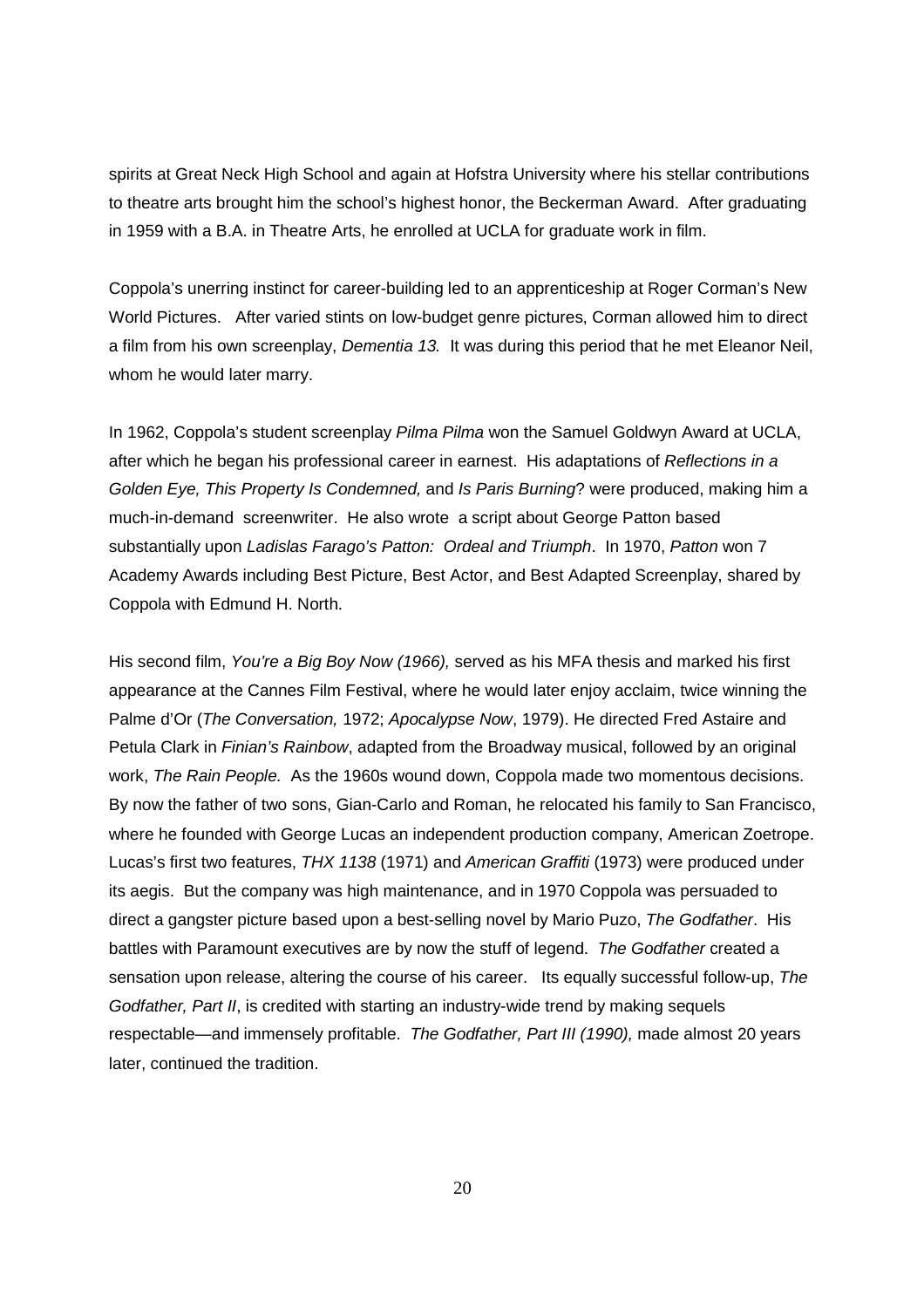spirits at Great Neck High School and again at Hofstra University where his stellar contributions to theatre arts brought him the school's highest honor, the Beckerman Award. After graduating in 1959 with a B.A. in Theatre Arts, he enrolled at UCLA for graduate work in film.

Coppola's unerring instinct for career-building led to an apprenticeship at Roger Corman's New World Pictures. After varied stints on low-budget genre pictures, Corman allowed him to direct a film from his own screenplay, *Dementia 13.* It was during this period that he met Eleanor Neil, whom he would later marry.

In 1962, Coppola's student screenplay *Pilma Pilma* won the Samuel Goldwyn Award at UCLA, after which he began his professional career in earnest. His adaptations of *Reflections in a Golden Eye, This Property Is Condemned,* and *Is Paris Burning*? were produced, making him a much-in-demand screenwriter. He also wrote a script about George Patton based substantially upon *Ladislas Farago's Patton: Ordeal and Triumph*. In 1970, *Patton* won 7 Academy Awards including Best Picture, Best Actor, and Best Adapted Screenplay, shared by Coppola with Edmund H. North.

His second film, *You're a Big Boy Now (1966),* served as his MFA thesis and marked his first appearance at the Cannes Film Festival, where he would later enjoy acclaim, twice winning the Palme d'Or (*The Conversation,* 1972; *Apocalypse Now*, 1979). He directed Fred Astaire and Petula Clark in *Finian's Rainbow*, adapted from the Broadway musical, followed by an original work, *The Rain People.* As the 1960s wound down, Coppola made two momentous decisions. By now the father of two sons, Gian-Carlo and Roman, he relocated his family to San Francisco, where he founded with George Lucas an independent production company, American Zoetrope. Lucas's first two features, *THX 1138* (1971) and *American Graffiti* (1973) were produced under its aegis. But the company was high maintenance, and in 1970 Coppola was persuaded to direct a gangster picture based upon a best-selling novel by Mario Puzo, *The Godfather*. His battles with Paramount executives are by now the stuff of legend. *The Godfather* created a sensation upon release, altering the course of his career. Its equally successful follow-up, *The Godfather, Part II*, is credited with starting an industry-wide trend by making sequels respectable—and immensely profitable. *The Godfather, Part III (1990),* made almost 20 years later, continued the tradition.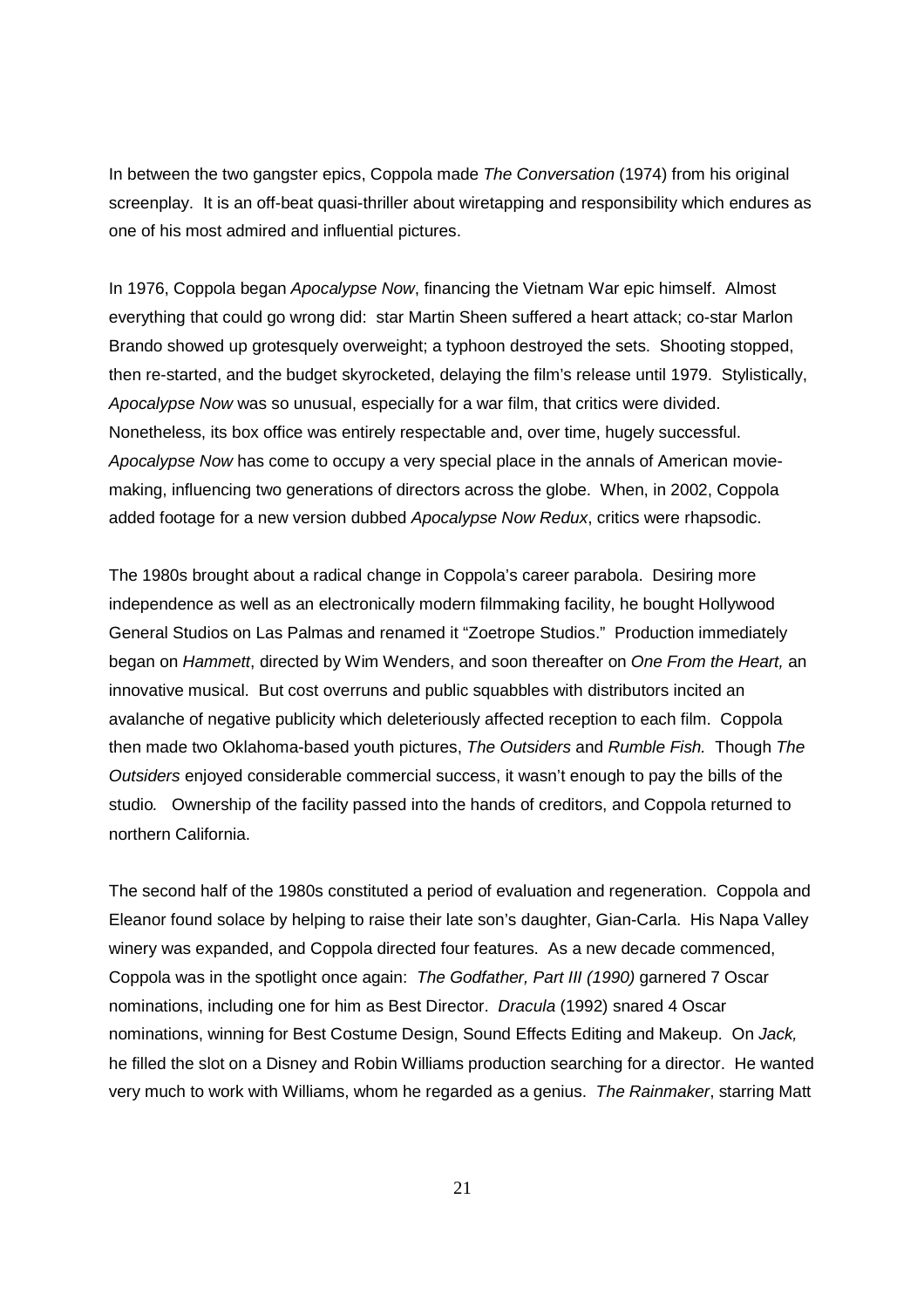In between the two gangster epics, Coppola made *The Conversation* (1974) from his original screenplay. It is an off-beat quasi-thriller about wiretapping and responsibility which endures as one of his most admired and influential pictures.

In 1976, Coppola began *Apocalypse Now*, financing the Vietnam War epic himself. Almost everything that could go wrong did: star Martin Sheen suffered a heart attack; co-star Marlon Brando showed up grotesquely overweight; a typhoon destroyed the sets. Shooting stopped, then re-started, and the budget skyrocketed, delaying the film's release until 1979. Stylistically, *Apocalypse Now* was so unusual, especially for a war film, that critics were divided. Nonetheless, its box office was entirely respectable and, over time, hugely successful. *Apocalypse Now* has come to occupy a very special place in the annals of American movie-making, influencing two generations of directors across the globe. When, in 2002, Coppola added footage for a new version dubbed *Apocalypse Now Redux*, critics were rhapsodic.

The 1980s brought about a radical change in Coppola's career parabola. Desiring more independence as well as an electronically modern filmmaking facility, he bought Hollywood General Studios on Las Palmas and renamed it "Zoetrope Studios." Production immediately began on *Hammett*, directed by Wim Wenders, and soon thereafter on *One From the Heart,* an innovative musical. But cost overruns and public squabbles with distributors incited an avalanche of negative publicity which deleteriously affected reception to each film. Coppola then made two Oklahoma-based youth pictures, *The Outsiders* and *Rumble Fish.* Though *The Outsiders* enjoyed considerable commercial success, it wasn't enough to pay the bills of the studio. Ownership of the facility passed into the hands of creditors, and Coppola returned to northern California.

The second half of the 1980s constituted a period of evaluation and regeneration. Coppola and Eleanor found solace by helping to raise their late son's daughter, Gian-Carla. His Napa Valley winery was expanded, and Coppola directed four features. As a new decade commenced, Coppola was in the spotlight once again: *The Godfather, Part III (1990)* garnered 7 Oscar nominations, including one for him as Best Director. *Dracula* (1992) snared 4 Oscar nominations, winning for Best Costume Design, Sound Effects Editing and Makeup. On *Jack,* he filled the slot on a Disney and Robin Williams production searching for a director. He wanted very much to work with Williams, whom he regarded as a genius. *The Rainmaker*, starring Matt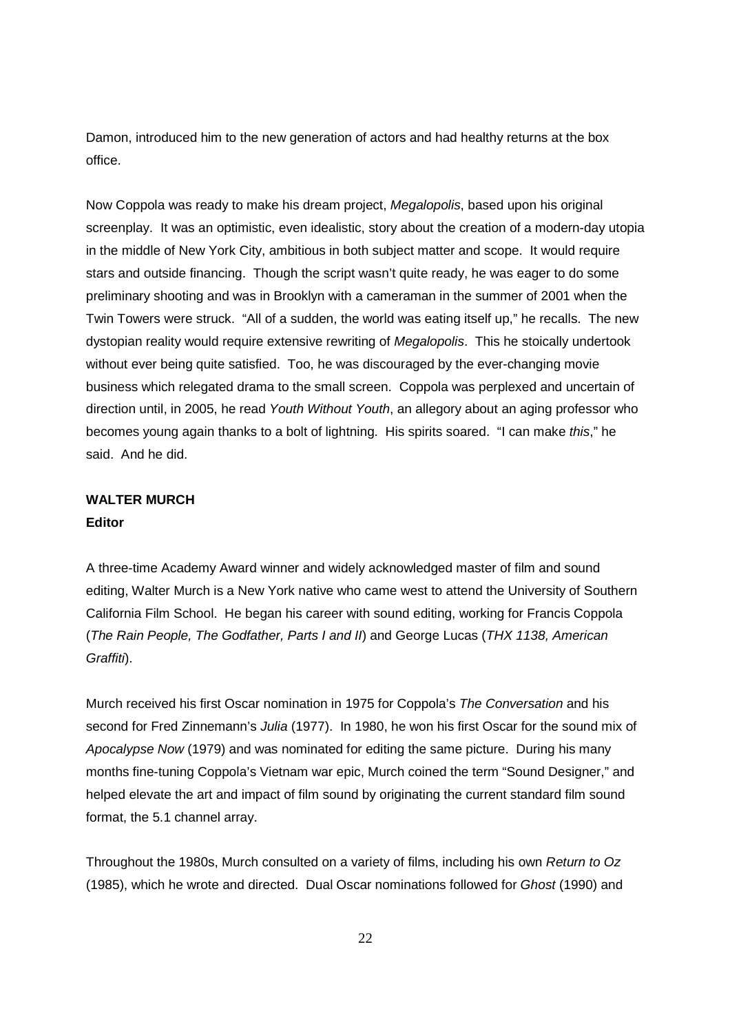Damon, introduced him to the new generation of actors and had healthy returns at the box office.

Now Coppola was ready to make his dream project, *Megalopolis*, based upon his original screenplay. It was an optimistic, even idealistic, story about the creation of a modern-day utopia in the middle of New York City, ambitious in both subject matter and scope. It would require stars and outside financing. Though the script wasn't quite ready, he was eager to do some preliminary shooting and was in Brooklyn with a cameraman in the summer of 2001 when the Twin Towers were struck. "All of a sudden, the world was eating itself up," he recalls. The new dystopian reality would require extensive rewriting of *Megalopolis*. This he stoically undertook without ever being quite satisfied. Too, he was discouraged by the ever-changing movie business which relegated drama to the small screen. Coppola was perplexed and uncertain of direction until, in 2005, he read *Youth Without Youth*, an allegory about an aging professor who becomes young again thanks to a bolt of lightning. His spirits soared. "I can make *this*," he said. And he did.

**WALTER MURCH**
**Editor**

A three-time Academy Award winner and widely acknowledged master of film and sound editing, Walter Murch is a New York native who came west to attend the University of Southern California Film School. He began his career with sound editing, working for Francis Coppola (*The Rain People, The Godfather, Parts I and II*) and George Lucas (*THX 1138, American Graffiti*).

Murch received his first Oscar nomination in 1975 for Coppola's *The Conversation* and his second for Fred Zinnemann's *Julia* (1977). In 1980, he won his first Oscar for the sound mix of *Apocalypse Now* (1979) and was nominated for editing the same picture. During his many months fine-tuning Coppola's Vietnam war epic, Murch coined the term "Sound Designer," and helped elevate the art and impact of film sound by originating the current standard film sound format, the 5.1 channel array.

Throughout the 1980s, Murch consulted on a variety of films, including his own *Return to Oz* (1985), which he wrote and directed. Dual Oscar nominations followed for *Ghost* (1990) and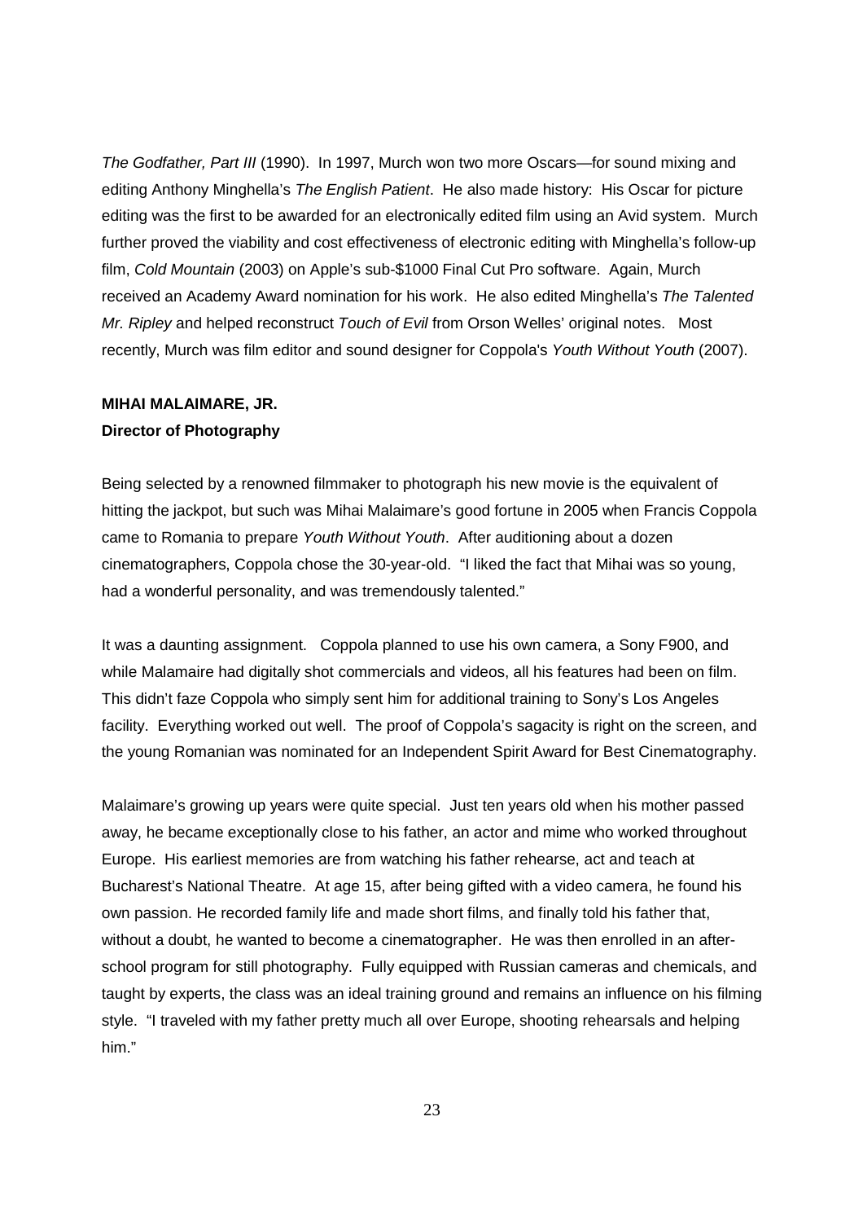*The Godfather, Part III* (1990). In 1997, Murch won two more Oscars—for sound mixing and editing Anthony Minghella's *The English Patient*. He also made history: His Oscar for picture editing was the first to be awarded for an electronically edited film using an Avid system. Murch further proved the viability and cost effectiveness of electronic editing with Minghella's follow-up film, *Cold Mountain* (2003) on Apple's sub-$1000 Final Cut Pro software. Again, Murch received an Academy Award nomination for his work. He also edited Minghella's *The Talented Mr. Ripley* and helped reconstruct *Touch of Evil* from Orson Welles' original notes. Most recently, Murch was film editor and sound designer for Coppola's *Youth Without Youth* (2007).

**MIHAI MALAIMARE, JR.**
**Director of Photography**

Being selected by a renowned filmmaker to photograph his new movie is the equivalent of hitting the jackpot, but such was Mihai Malaimare's good fortune in 2005 when Francis Coppola came to Romania to prepare *Youth Without Youth*. After auditioning about a dozen cinematographers, Coppola chose the 30-year-old. "I liked the fact that Mihai was so young, had a wonderful personality, and was tremendously talented."

It was a daunting assignment. Coppola planned to use his own camera, a Sony F900, and while Malamaire had digitally shot commercials and videos, all his features had been on film. This didn't faze Coppola who simply sent him for additional training to Sony's Los Angeles facility. Everything worked out well. The proof of Coppola's sagacity is right on the screen, and the young Romanian was nominated for an Independent Spirit Award for Best Cinematography.

Malaimare's growing up years were quite special. Just ten years old when his mother passed away, he became exceptionally close to his father, an actor and mime who worked throughout Europe. His earliest memories are from watching his father rehearse, act and teach at Bucharest's National Theatre. At age 15, after being gifted with a video camera, he found his own passion. He recorded family life and made short films, and finally told his father that, without a doubt, he wanted to become a cinematographer. He was then enrolled in an after-school program for still photography. Fully equipped with Russian cameras and chemicals, and taught by experts, the class was an ideal training ground and remains an influence on his filming style. "I traveled with my father pretty much all over Europe, shooting rehearsals and helping him."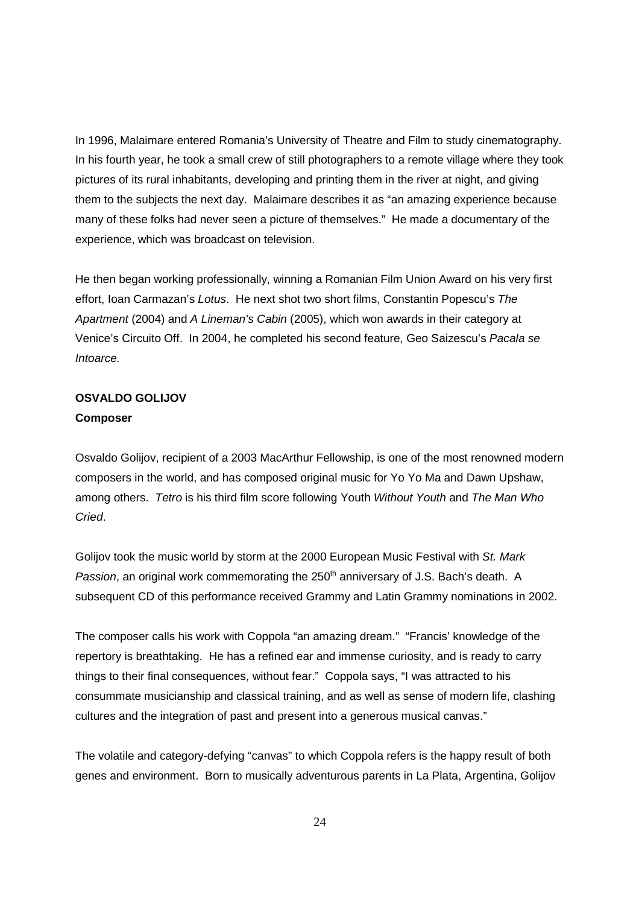In 1996, Malaimare entered Romania's University of Theatre and Film to study cinematography. In his fourth year, he took a small crew of still photographers to a remote village where they took pictures of its rural inhabitants, developing and printing them in the river at night, and giving them to the subjects the next day. Malaimare describes it as "an amazing experience because many of these folks had never seen a picture of themselves." He made a documentary of the experience, which was broadcast on television.

He then began working professionally, winning a Romanian Film Union Award on his very first effort, Ioan Carmazan's *Lotus*. He next shot two short films, Constantin Popescu's *The Apartment* (2004) and *A Lineman's Cabin* (2005), which won awards in their category at Venice's Circuito Off. In 2004, he completed his second feature, Geo Saizescu's *Pacala se Intoarce.*

**OSVALDO GOLIJOV**
**Composer**

Osvaldo Golijov, recipient of a 2003 MacArthur Fellowship, is one of the most renowned modern composers in the world, and has composed original music for Yo Yo Ma and Dawn Upshaw, among others. *Tetro* is his third film score following Youth *Without Youth* and *The Man Who Cried*.

Golijov took the music world by storm at the 2000 European Music Festival with *St. Mark Passion*, an original work commemorating the 250th anniversary of J.S. Bach's death. A subsequent CD of this performance received Grammy and Latin Grammy nominations in 2002.

The composer calls his work with Coppola "an amazing dream." "Francis' knowledge of the repertory is breathtaking. He has a refined ear and immense curiosity, and is ready to carry things to their final consequences, without fear." Coppola says, "I was attracted to his consummate musicianship and classical training, and as well as sense of modern life, clashing cultures and the integration of past and present into a generous musical canvas."

The volatile and category-defying "canvas" to which Coppola refers is the happy result of both genes and environment. Born to musically adventurous parents in La Plata, Argentina, Golijov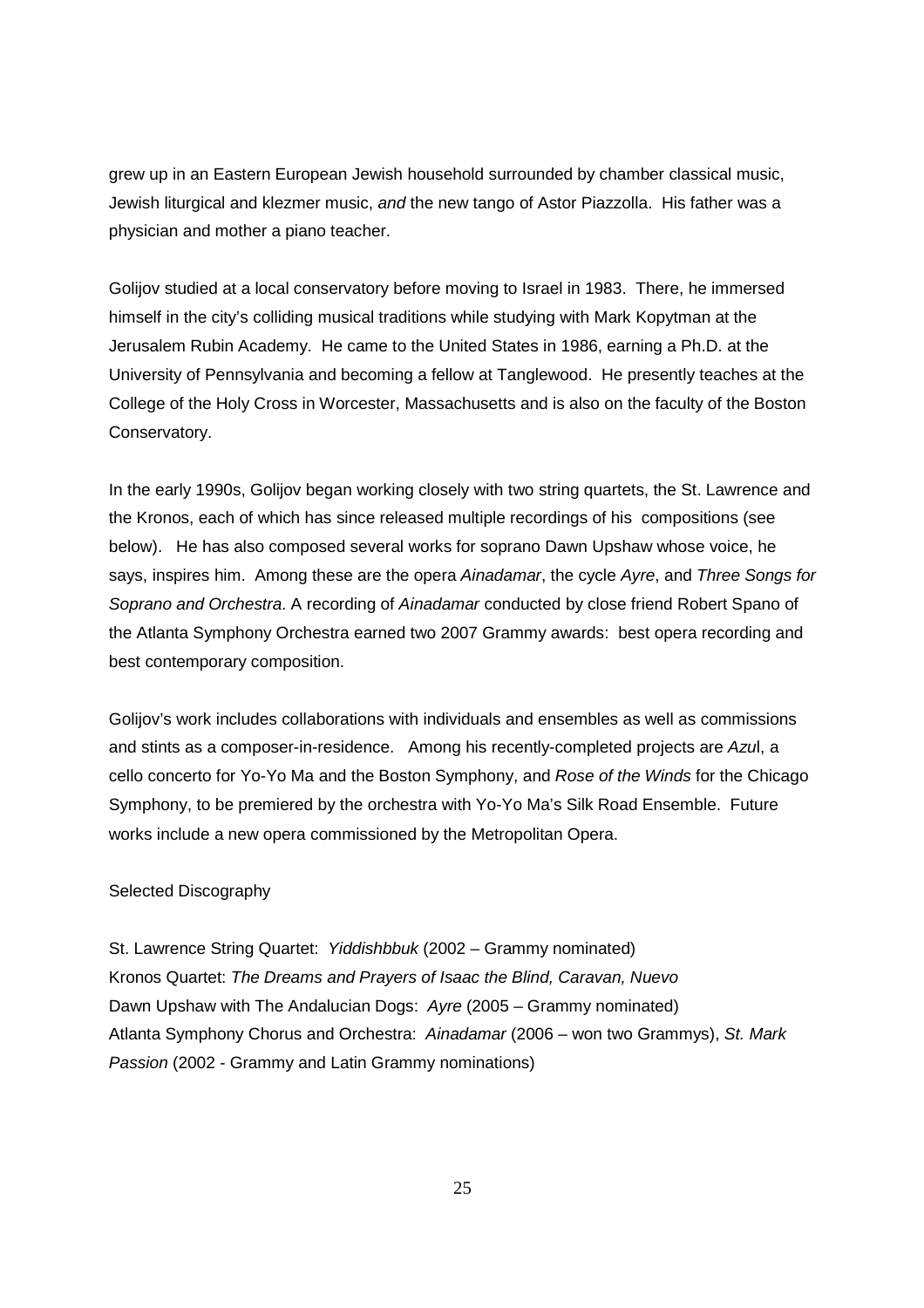grew up in an Eastern European Jewish household surrounded by chamber classical music, Jewish liturgical and klezmer music, *and* the new tango of Astor Piazzolla. His father was a physician and mother a piano teacher.

Golijov studied at a local conservatory before moving to Israel in 1983. There, he immersed himself in the city's colliding musical traditions while studying with Mark Kopytman at the Jerusalem Rubin Academy. He came to the United States in 1986, earning a Ph.D. at the University of Pennsylvania and becoming a fellow at Tanglewood. He presently teaches at the College of the Holy Cross in Worcester, Massachusetts and is also on the faculty of the Boston Conservatory.

In the early 1990s, Golijov began working closely with two string quartets, the St. Lawrence and the Kronos, each of which has since released multiple recordings of his compositions (see below). He has also composed several works for soprano Dawn Upshaw whose voice, he says, inspires him. Among these are the opera *Ainadamar*, the cycle *Ayre*, and *Three Songs for Soprano and Orchestra*. A recording of *Ainadamar* conducted by close friend Robert Spano of the Atlanta Symphony Orchestra earned two 2007 Grammy awards: best opera recording and best contemporary composition.

Golijov's work includes collaborations with individuals and ensembles as well as commissions and stints as a composer-in-residence. Among his recently-completed projects are *Azul*, a cello concerto for Yo-Yo Ma and the Boston Symphony, and *Rose of the Winds* for the Chicago Symphony, to be premiered by the orchestra with Yo-Yo Ma's Silk Road Ensemble. Future works include a new opera commissioned by the Metropolitan Opera.

Selected Discography

St. Lawrence String Quartet: *Yiddishbbuk* (2002 – Grammy nominated)
Kronos Quartet: *The Dreams and Prayers of Isaac the Blind, Caravan, Nuevo*
Dawn Upshaw with The Andalucian Dogs: *Ayre* (2005 – Grammy nominated)
Atlanta Symphony Chorus and Orchestra: *Ainadamar* (2006 – won two Grammys), *St. Mark Passion* (2002 - Grammy and Latin Grammy nominations)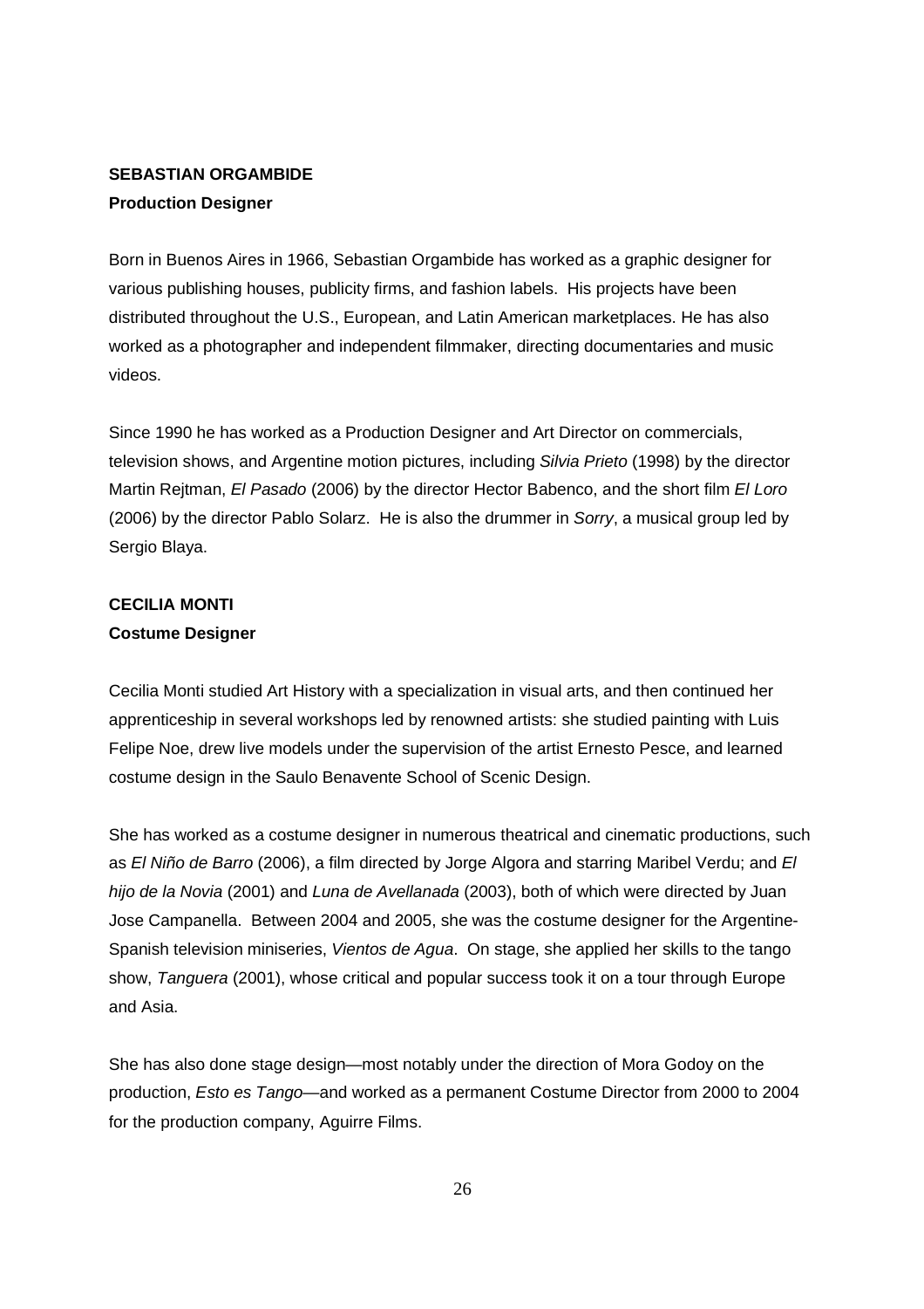**SEBASTIAN ORGAMBIDE**
**Production Designer**

Born in Buenos Aires in 1966, Sebastian Orgambide has worked as a graphic designer for various publishing houses, publicity firms, and fashion labels. His projects have been distributed throughout the U.S., European, and Latin American marketplaces. He has also worked as a photographer and independent filmmaker, directing documentaries and music videos.

Since 1990 he has worked as a Production Designer and Art Director on commercials, television shows, and Argentine motion pictures, including *Silvia Prieto* (1998) by the director Martin Rejtman, *El Pasado* (2006) by the director Hector Babenco, and the short film *El Loro* (2006) by the director Pablo Solarz. He is also the drummer in *Sorry*, a musical group led by Sergio Blaya.

**CECILIA MONTI**
**Costume Designer**

Cecilia Monti studied Art History with a specialization in visual arts, and then continued her apprenticeship in several workshops led by renowned artists: she studied painting with Luis Felipe Noe, drew live models under the supervision of the artist Ernesto Pesce, and learned costume design in the Saulo Benavente School of Scenic Design.

She has worked as a costume designer in numerous theatrical and cinematic productions, such as *El Niño de Barro* (2006), a film directed by Jorge Algora and starring Maribel Verdu; and *El hijo de la Novia* (2001) and *Luna de Avellanada* (2003), both of which were directed by Juan Jose Campanella. Between 2004 and 2005, she was the costume designer for the Argentine-Spanish television miniseries, *Vientos de Agua*. On stage, she applied her skills to the tango show, *Tanguera* (2001), whose critical and popular success took it on a tour through Europe and Asia.

She has also done stage design—most notably under the direction of Mora Godoy on the production, *Esto es Tango*—and worked as a permanent Costume Director from 2000 to 2004 for the production company, Aguirre Films.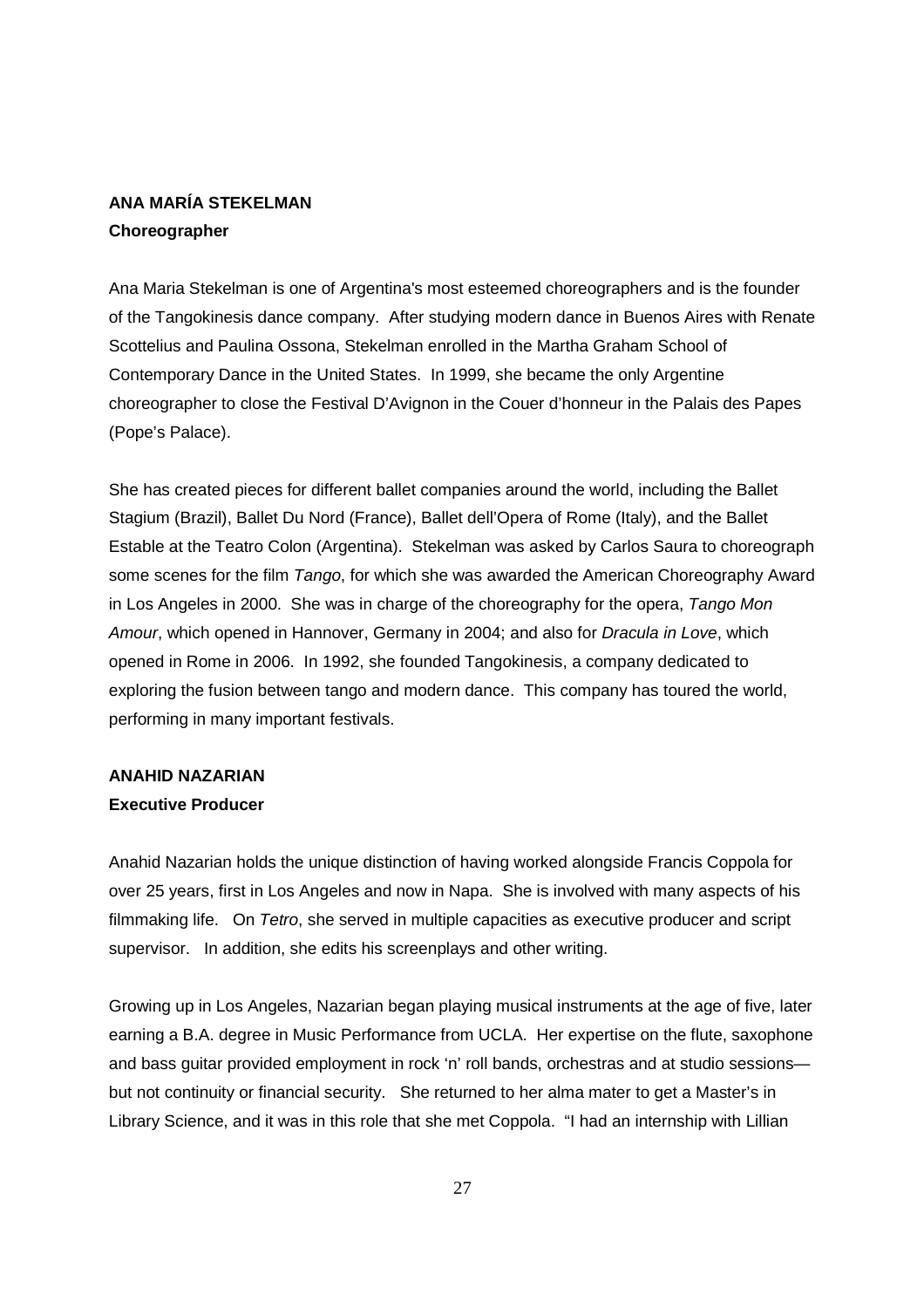**ANA MARÍA STEKELMAN**
**Choreographer**

Ana Maria Stekelman is one of Argentina's most esteemed choreographers and is the founder of the Tangokinesis dance company. After studying modern dance in Buenos Aires with Renate Scottelius and Paulina Ossona, Stekelman enrolled in the Martha Graham School of Contemporary Dance in the United States. In 1999, she became the only Argentine choreographer to close the Festival D'Avignon in the Couer d'honneur in the Palais des Papes (Pope's Palace).

She has created pieces for different ballet companies around the world, including the Ballet Stagium (Brazil), Ballet Du Nord (France), Ballet dell'Opera of Rome (Italy), and the Ballet Estable at the Teatro Colon (Argentina). Stekelman was asked by Carlos Saura to choreograph some scenes for the film *Tango*, for which she was awarded the American Choreography Award in Los Angeles in 2000. She was in charge of the choreography for the opera, *Tango Mon Amour*, which opened in Hannover, Germany in 2004; and also for *Dracula in Love*, which opened in Rome in 2006. In 1992, she founded Tangokinesis, a company dedicated to exploring the fusion between tango and modern dance. This company has toured the world, performing in many important festivals.

**ANAHID NAZARIAN**
**Executive Producer**

Anahid Nazarian holds the unique distinction of having worked alongside Francis Coppola for over 25 years, first in Los Angeles and now in Napa. She is involved with many aspects of his filmmaking life. On *Tetro*, she served in multiple capacities as executive producer and script supervisor. In addition, she edits his screenplays and other writing.

Growing up in Los Angeles, Nazarian began playing musical instruments at the age of five, later earning a B.A. degree in Music Performance from UCLA. Her expertise on the flute, saxophone and bass guitar provided employment in rock 'n' roll bands, orchestras and at studio sessions—but not continuity or financial security. She returned to her alma mater to get a Master's in Library Science, and it was in this role that she met Coppola. "I had an internship with Lillian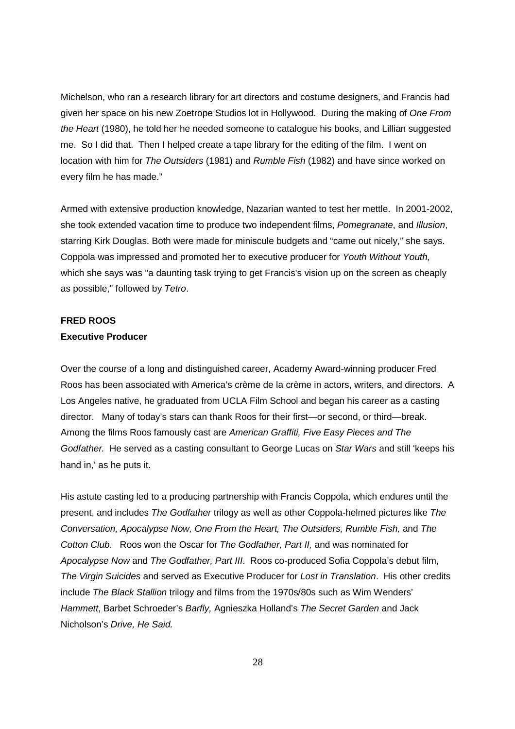Michelson, who ran a research library for art directors and costume designers, and Francis had given her space on his new Zoetrope Studios lot in Hollywood. During the making of *One From the Heart* (1980), he told her he needed someone to catalogue his books, and Lillian suggested me. So I did that. Then I helped create a tape library for the editing of the film. I went on location with him for *The Outsiders* (1981) and *Rumble Fish* (1982) and have since worked on every film he has made."

Armed with extensive production knowledge, Nazarian wanted to test her mettle. In 2001-2002, she took extended vacation time to produce two independent films, *Pomegranate*, and *Illusion*, starring Kirk Douglas. Both were made for miniscule budgets and "came out nicely," she says. Coppola was impressed and promoted her to executive producer for *Youth Without Youth,* which she says was "a daunting task trying to get Francis's vision up on the screen as cheaply as possible," followed by *Tetro*.

**FRED ROOS**
**Executive Producer**

Over the course of a long and distinguished career, Academy Award-winning producer Fred Roos has been associated with America's crème de la crème in actors, writers, and directors. A Los Angeles native, he graduated from UCLA Film School and began his career as a casting director. Many of today's stars can thank Roos for their first—or second, or third—break. Among the films Roos famously cast are *American Graffiti, Five Easy Pieces and The Godfather.* He served as a casting consultant to George Lucas on *Star Wars* and still 'keeps his hand in,' as he puts it.

His astute casting led to a producing partnership with Francis Coppola, which endures until the present, and includes *The Godfather* trilogy as well as other Coppola-helmed pictures like *The Conversation, Apocalypse Now, One From the Heart, The Outsiders, Rumble Fish,* and *The Cotton Club*. Roos won the Oscar for *The Godfather, Part II,* and was nominated for *Apocalypse Now* and *The Godfather, Part III*. Roos co-produced Sofia Coppola's debut film, *The Virgin Suicides* and served as Executive Producer for *Lost in Translation*. His other credits include *The Black Stallion* trilogy and films from the 1970s/80s such as Wim Wenders' *Hammett*, Barbet Schroeder's *Barfly,* Agnieszka Holland's *The Secret Garden* and Jack Nicholson's *Drive, He Said.*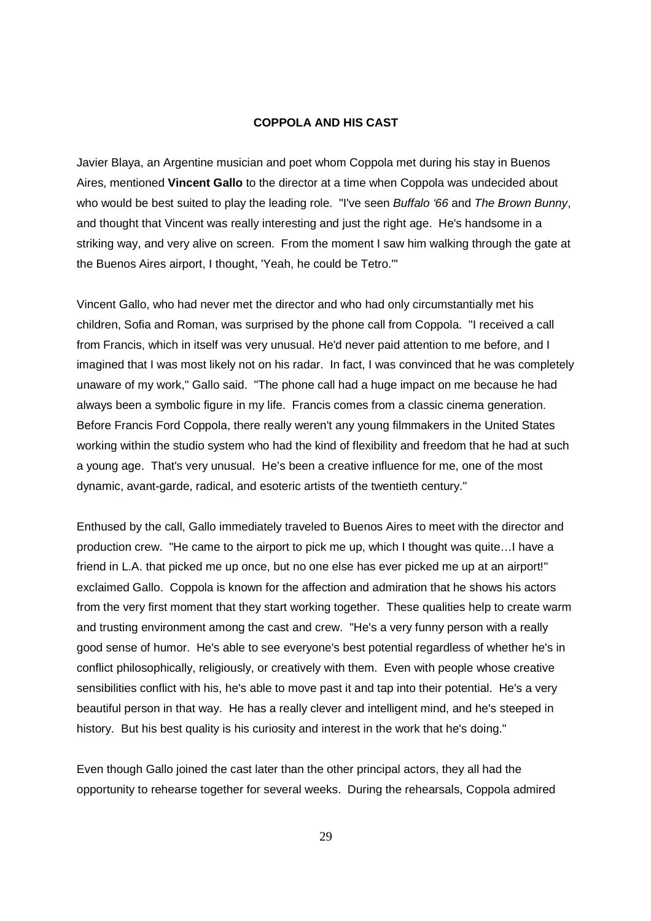**COPPOLA AND HIS CAST**

Javier Blaya, an Argentine musician and poet whom Coppola met during his stay in Buenos Aires, mentioned **Vincent Gallo** to the director at a time when Coppola was undecided about who would be best suited to play the leading role. "I've seen *Buffalo '66* and *The Brown Bunny*, and thought that Vincent was really interesting and just the right age. He's handsome in a striking way, and very alive on screen. From the moment I saw him walking through the gate at the Buenos Aires airport, I thought, 'Yeah, he could be Tetro.'"

Vincent Gallo, who had never met the director and who had only circumstantially met his children, Sofia and Roman, was surprised by the phone call from Coppola. "I received a call from Francis, which in itself was very unusual. He'd never paid attention to me before, and I imagined that I was most likely not on his radar. In fact, I was convinced that he was completely unaware of my work," Gallo said. "The phone call had a huge impact on me because he had always been a symbolic figure in my life. Francis comes from a classic cinema generation. Before Francis Ford Coppola, there really weren't any young filmmakers in the United States working within the studio system who had the kind of flexibility and freedom that he had at such a young age. That's very unusual. He's been a creative influence for me, one of the most dynamic, avant-garde, radical, and esoteric artists of the twentieth century."

Enthused by the call, Gallo immediately traveled to Buenos Aires to meet with the director and production crew. "He came to the airport to pick me up, which I thought was quite…I have a friend in L.A. that picked me up once, but no one else has ever picked me up at an airport!" exclaimed Gallo. Coppola is known for the affection and admiration that he shows his actors from the very first moment that they start working together. These qualities help to create warm and trusting environment among the cast and crew. "He's a very funny person with a really good sense of humor. He's able to see everyone's best potential regardless of whether he's in conflict philosophically, religiously, or creatively with them. Even with people whose creative sensibilities conflict with his, he's able to move past it and tap into their potential. He's a very beautiful person in that way. He has a really clever and intelligent mind, and he's steeped in history. But his best quality is his curiosity and interest in the work that he's doing."

Even though Gallo joined the cast later than the other principal actors, they all had the opportunity to rehearse together for several weeks. During the rehearsals, Coppola admired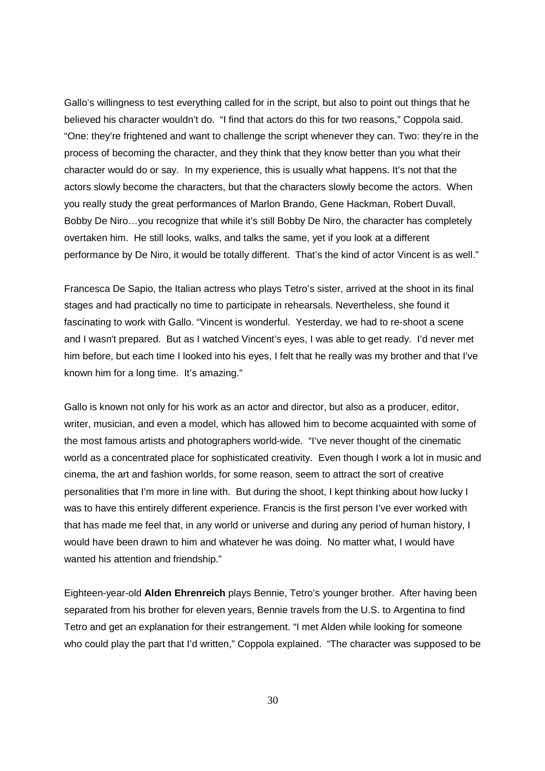Gallo's willingness to test everything called for in the script, but also to point out things that he believed his character wouldn't do. "I find that actors do this for two reasons," Coppola said. "One: they're frightened and want to challenge the script whenever they can. Two: they're in the process of becoming the character, and they think that they know better than you what their character would do or say. In my experience, this is usually what happens. It's not that the actors slowly become the characters, but that the characters slowly become the actors. When you really study the great performances of Marlon Brando, Gene Hackman, Robert Duvall, Bobby De Niro…you recognize that while it's still Bobby De Niro, the character has completely overtaken him. He still looks, walks, and talks the same, yet if you look at a different performance by De Niro, it would be totally different. That's the kind of actor Vincent is as well."

Francesca De Sapio, the Italian actress who plays Tetro's sister, arrived at the shoot in its final stages and had practically no time to participate in rehearsals. Nevertheless, she found it fascinating to work with Gallo. "Vincent is wonderful. Yesterday, we had to re-shoot a scene and I wasn't prepared. But as I watched Vincent's eyes, I was able to get ready. I'd never met him before, but each time I looked into his eyes, I felt that he really was my brother and that I've known him for a long time. It's amazing."

Gallo is known not only for his work as an actor and director, but also as a producer, editor, writer, musician, and even a model, which has allowed him to become acquainted with some of the most famous artists and photographers world-wide. "I've never thought of the cinematic world as a concentrated place for sophisticated creativity. Even though I work a lot in music and cinema, the art and fashion worlds, for some reason, seem to attract the sort of creative personalities that I'm more in line with. But during the shoot, I kept thinking about how lucky I was to have this entirely different experience. Francis is the first person I've ever worked with that has made me feel that, in any world or universe and during any period of human history, I would have been drawn to him and whatever he was doing. No matter what, I would have wanted his attention and friendship."

Eighteen-year-old **Alden Ehrenreich** plays Bennie, Tetro's younger brother. After having been separated from his brother for eleven years, Bennie travels from the U.S. to Argentina to find Tetro and get an explanation for their estrangement. "I met Alden while looking for someone who could play the part that I'd written," Coppola explained. "The character was supposed to be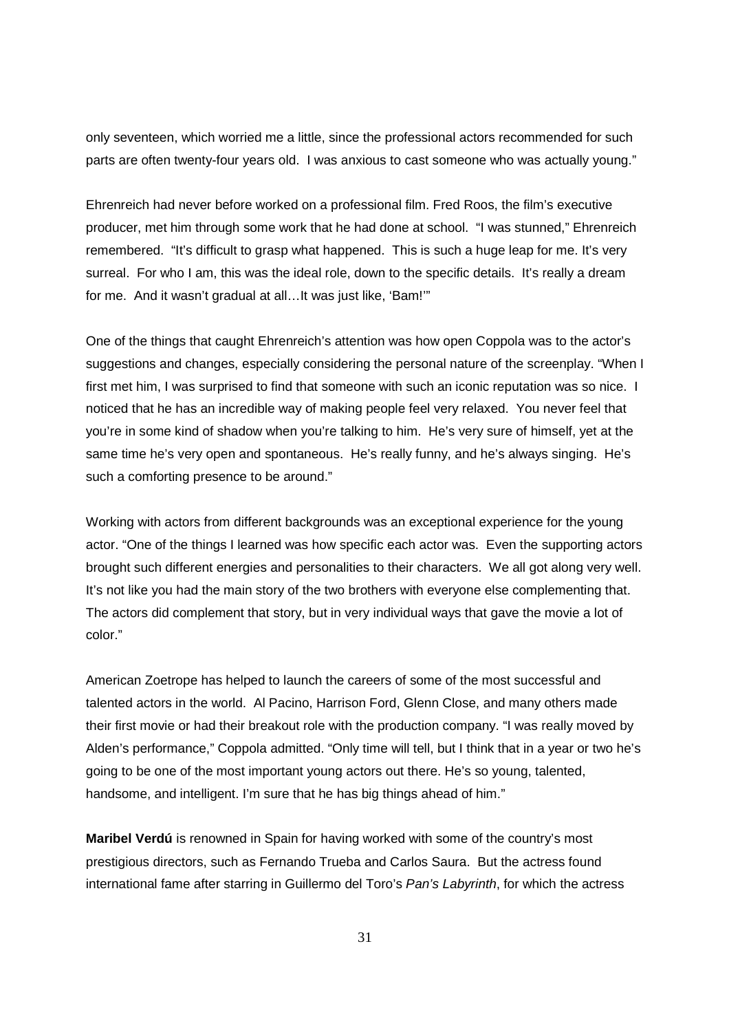only seventeen, which worried me a little, since the professional actors recommended for such parts are often twenty-four years old. I was anxious to cast someone who was actually young."

Ehrenreich had never before worked on a professional film. Fred Roos, the film's executive producer, met him through some work that he had done at school. "I was stunned," Ehrenreich remembered. "It's difficult to grasp what happened. This is such a huge leap for me. It's very surreal. For who I am, this was the ideal role, down to the specific details. It's really a dream for me. And it wasn't gradual at all…It was just like, 'Bam!'"

One of the things that caught Ehrenreich's attention was how open Coppola was to the actor's suggestions and changes, especially considering the personal nature of the screenplay. "When I first met him, I was surprised to find that someone with such an iconic reputation was so nice. I noticed that he has an incredible way of making people feel very relaxed. You never feel that you're in some kind of shadow when you're talking to him. He's very sure of himself, yet at the same time he's very open and spontaneous. He's really funny, and he's always singing. He's such a comforting presence to be around."

Working with actors from different backgrounds was an exceptional experience for the young actor. "One of the things I learned was how specific each actor was. Even the supporting actors brought such different energies and personalities to their characters. We all got along very well. It's not like you had the main story of the two brothers with everyone else complementing that. The actors did complement that story, but in very individual ways that gave the movie a lot of color."

American Zoetrope has helped to launch the careers of some of the most successful and talented actors in the world. Al Pacino, Harrison Ford, Glenn Close, and many others made their first movie or had their breakout role with the production company. "I was really moved by Alden's performance," Coppola admitted. "Only time will tell, but I think that in a year or two he's going to be one of the most important young actors out there. He's so young, talented, handsome, and intelligent. I'm sure that he has big things ahead of him."

**Maribel Verdú** is renowned in Spain for having worked with some of the country's most prestigious directors, such as Fernando Trueba and Carlos Saura. But the actress found international fame after starring in Guillermo del Toro's *Pan's Labyrinth*, for which the actress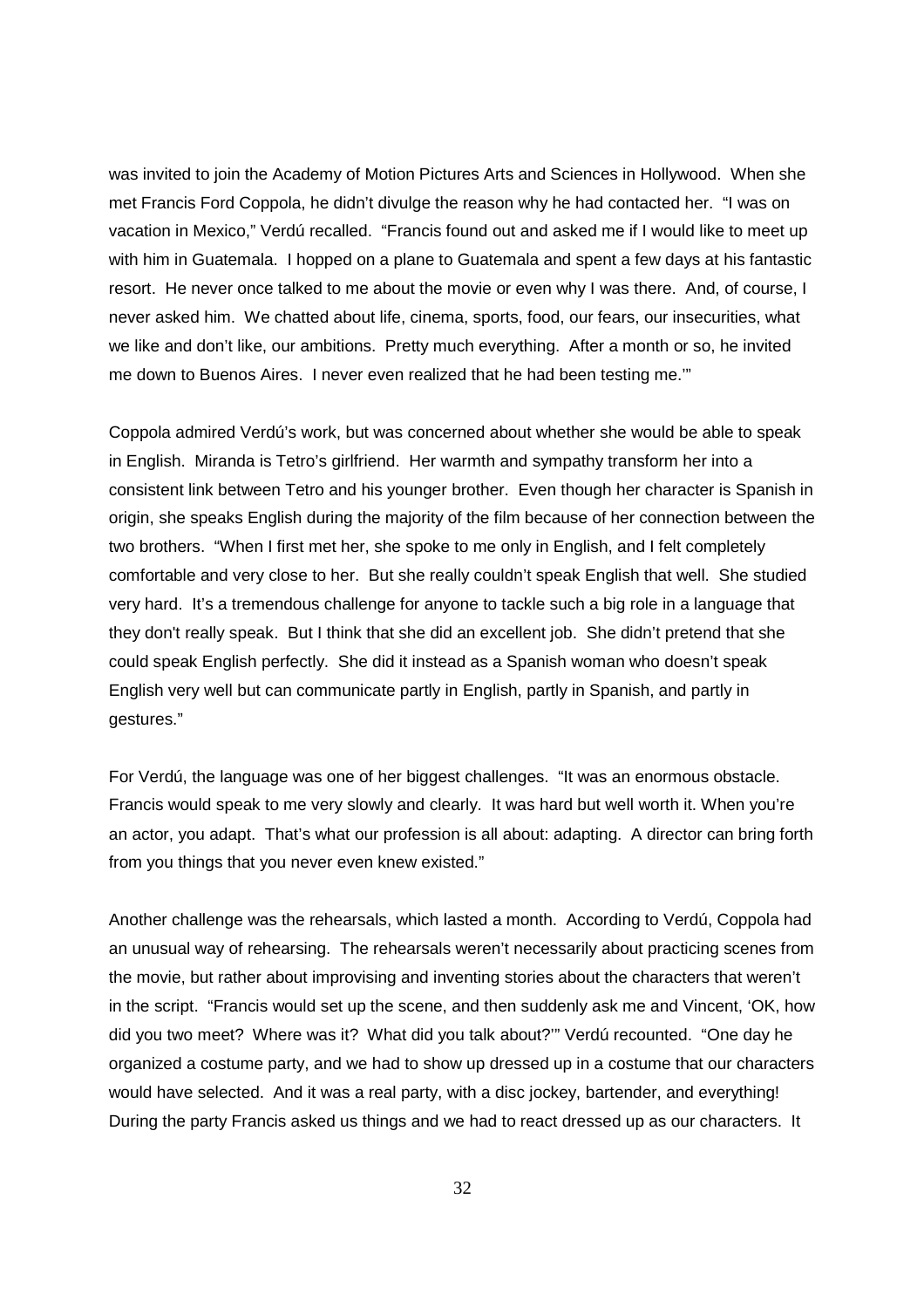was invited to join the Academy of Motion Pictures Arts and Sciences in Hollywood. When she met Francis Ford Coppola, he didn't divulge the reason why he had contacted her. "I was on vacation in Mexico," Verdú recalled. "Francis found out and asked me if I would like to meet up with him in Guatemala. I hopped on a plane to Guatemala and spent a few days at his fantastic resort. He never once talked to me about the movie or even why I was there. And, of course, I never asked him. We chatted about life, cinema, sports, food, our fears, our insecurities, what we like and don't like, our ambitions. Pretty much everything. After a month or so, he invited me down to Buenos Aires. I never even realized that he had been testing me.'"

Coppola admired Verdú's work, but was concerned about whether she would be able to speak in English. Miranda is Tetro's girlfriend. Her warmth and sympathy transform her into a consistent link between Tetro and his younger brother. Even though her character is Spanish in origin, she speaks English during the majority of the film because of her connection between the two brothers. "When I first met her, she spoke to me only in English, and I felt completely comfortable and very close to her. But she really couldn't speak English that well. She studied very hard. It's a tremendous challenge for anyone to tackle such a big role in a language that they don't really speak. But I think that she did an excellent job. She didn't pretend that she could speak English perfectly. She did it instead as a Spanish woman who doesn't speak English very well but can communicate partly in English, partly in Spanish, and partly in gestures."

For Verdú, the language was one of her biggest challenges. "It was an enormous obstacle. Francis would speak to me very slowly and clearly. It was hard but well worth it. When you're an actor, you adapt. That's what our profession is all about: adapting. A director can bring forth from you things that you never even knew existed."

Another challenge was the rehearsals, which lasted a month. According to Verdú, Coppola had an unusual way of rehearsing. The rehearsals weren't necessarily about practicing scenes from the movie, but rather about improvising and inventing stories about the characters that weren't in the script. "Francis would set up the scene, and then suddenly ask me and Vincent, 'OK, how did you two meet? Where was it? What did you talk about?'" Verdú recounted. "One day he organized a costume party, and we had to show up dressed up in a costume that our characters would have selected. And it was a real party, with a disc jockey, bartender, and everything! During the party Francis asked us things and we had to react dressed up as our characters. It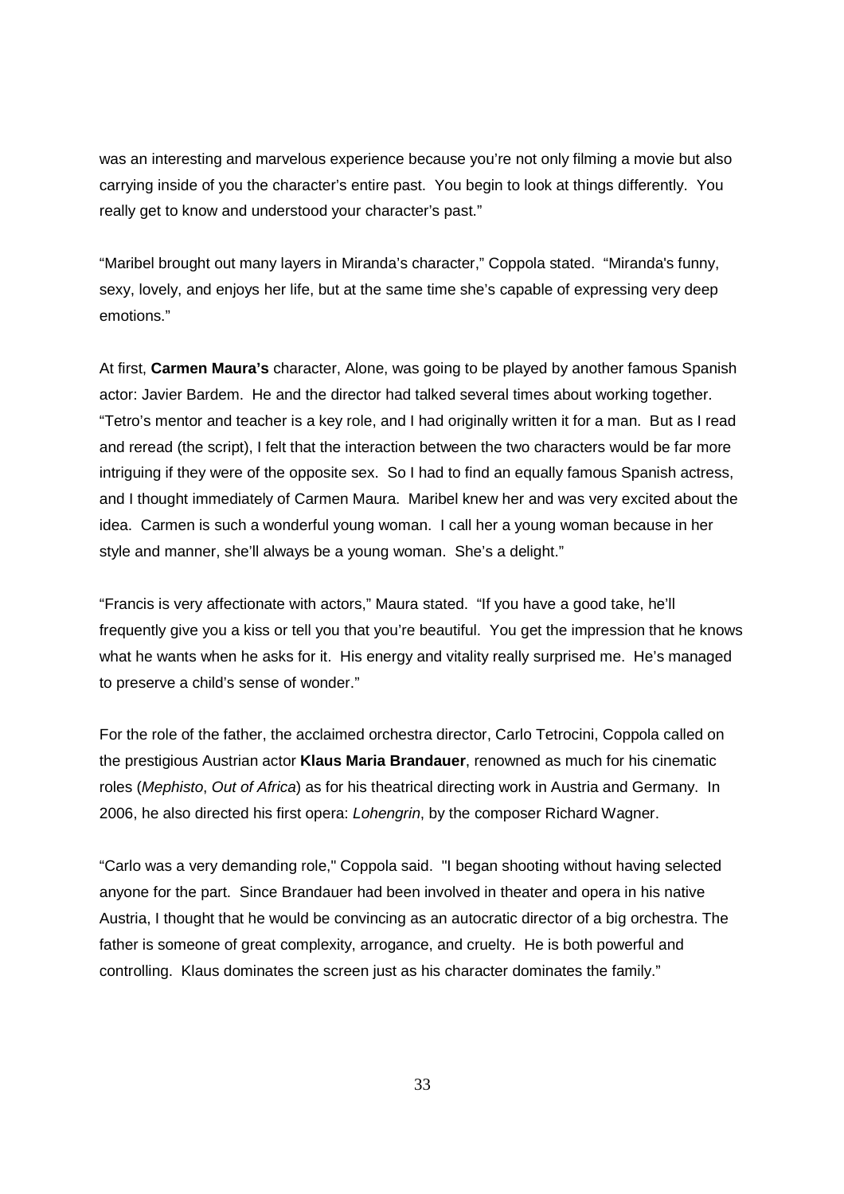was an interesting and marvelous experience because you're not only filming a movie but also carrying inside of you the character's entire past. You begin to look at things differently. You really get to know and understood your character's past."

"Maribel brought out many layers in Miranda's character," Coppola stated. "Miranda's funny, sexy, lovely, and enjoys her life, but at the same time she's capable of expressing very deep emotions."

At first, **Carmen Maura's** character, Alone, was going to be played by another famous Spanish actor: Javier Bardem. He and the director had talked several times about working together. "Tetro's mentor and teacher is a key role, and I had originally written it for a man. But as I read and reread (the script), I felt that the interaction between the two characters would be far more intriguing if they were of the opposite sex. So I had to find an equally famous Spanish actress, and I thought immediately of Carmen Maura. Maribel knew her and was very excited about the idea. Carmen is such a wonderful young woman. I call her a young woman because in her style and manner, she'll always be a young woman. She's a delight."

"Francis is very affectionate with actors," Maura stated. "If you have a good take, he'll frequently give you a kiss or tell you that you're beautiful. You get the impression that he knows what he wants when he asks for it. His energy and vitality really surprised me. He's managed to preserve a child's sense of wonder."

For the role of the father, the acclaimed orchestra director, Carlo Tetrocini, Coppola called on the prestigious Austrian actor **Klaus Maria Brandauer**, renowned as much for his cinematic roles (*Mephisto*, *Out of Africa*) as for his theatrical directing work in Austria and Germany. In 2006, he also directed his first opera: *Lohengrin*, by the composer Richard Wagner.

"Carlo was a very demanding role," Coppola said. "I began shooting without having selected anyone for the part. Since Brandauer had been involved in theater and opera in his native Austria, I thought that he would be convincing as an autocratic director of a big orchestra. The father is someone of great complexity, arrogance, and cruelty. He is both powerful and controlling. Klaus dominates the screen just as his character dominates the family."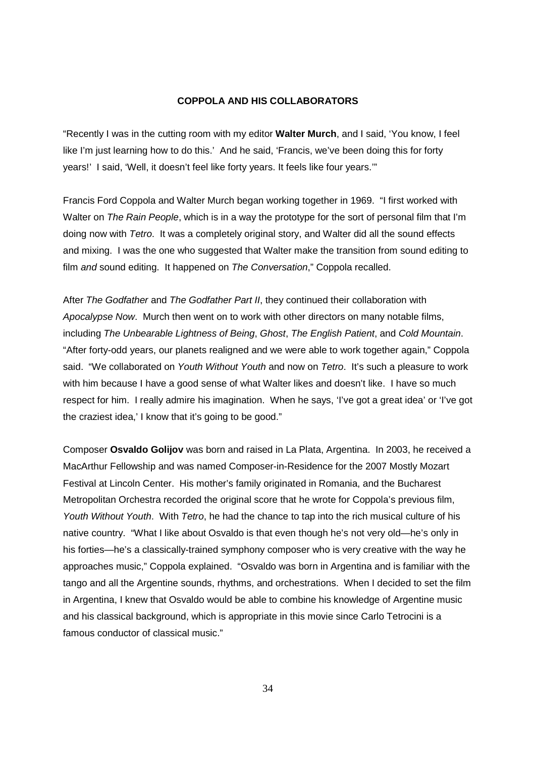**COPPOLA AND HIS COLLABORATORS**

"Recently I was in the cutting room with my editor **Walter Murch**, and I said, 'You know, I feel like I'm just learning how to do this.' And he said, 'Francis, we've been doing this for forty years!' I said, 'Well, it doesn't feel like forty years. It feels like four years.'"

Francis Ford Coppola and Walter Murch began working together in 1969. "I first worked with Walter on *The Rain People*, which is in a way the prototype for the sort of personal film that I'm doing now with *Tetro*. It was a completely original story, and Walter did all the sound effects and mixing. I was the one who suggested that Walter make the transition from sound editing to film *and* sound editing. It happened on *The Conversation*," Coppola recalled.

After *The Godfather* and *The Godfather Part II*, they continued their collaboration with *Apocalypse Now*. Murch then went on to work with other directors on many notable films, including *The Unbearable Lightness of Being*, *Ghost*, *The English Patient*, and *Cold Mountain*. "After forty-odd years, our planets realigned and we were able to work together again," Coppola said. "We collaborated on *Youth Without Youth* and now on *Tetro*. It's such a pleasure to work with him because I have a good sense of what Walter likes and doesn't like. I have so much respect for him. I really admire his imagination. When he says, 'I've got a great idea' or 'I've got the craziest idea,' I know that it's going to be good."

Composer **Osvaldo Golijov** was born and raised in La Plata, Argentina. In 2003, he received a MacArthur Fellowship and was named Composer-in-Residence for the 2007 Mostly Mozart Festival at Lincoln Center. His mother's family originated in Romania, and the Bucharest Metropolitan Orchestra recorded the original score that he wrote for Coppola's previous film, *Youth Without Youth*. With *Tetro*, he had the chance to tap into the rich musical culture of his native country. "What I like about Osvaldo is that even though he's not very old—he's only in his forties—he's a classically-trained symphony composer who is very creative with the way he approaches music," Coppola explained. "Osvaldo was born in Argentina and is familiar with the tango and all the Argentine sounds, rhythms, and orchestrations. When I decided to set the film in Argentina, I knew that Osvaldo would be able to combine his knowledge of Argentine music and his classical background, which is appropriate in this movie since Carlo Tetrocini is a famous conductor of classical music."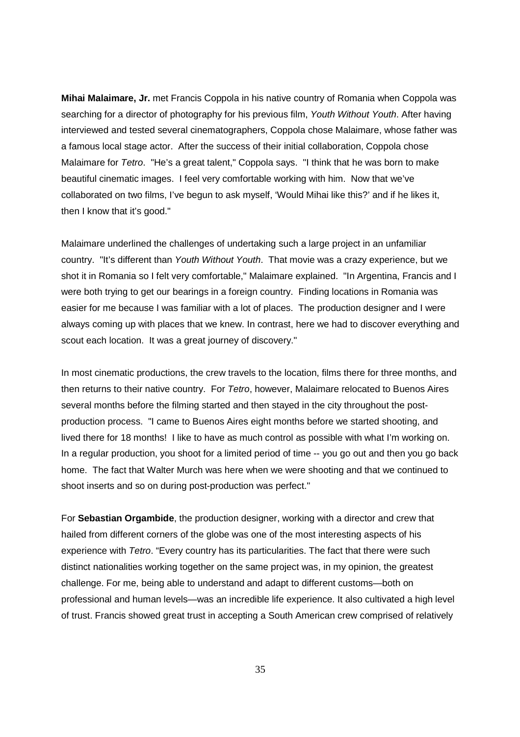**Mihai Malaimare, Jr.** met Francis Coppola in his native country of Romania when Coppola was searching for a director of photography for his previous film, *Youth Without Youth*. After having interviewed and tested several cinematographers, Coppola chose Malaimare, whose father was a famous local stage actor. After the success of their initial collaboration, Coppola chose Malaimare for *Tetro*. "He's a great talent," Coppola says. "I think that he was born to make beautiful cinematic images. I feel very comfortable working with him. Now that we've collaborated on two films, I've begun to ask myself, 'Would Mihai like this?' and if he likes it, then I know that it's good."

Malaimare underlined the challenges of undertaking such a large project in an unfamiliar country. "It's different than *Youth Without Youth*. That movie was a crazy experience, but we shot it in Romania so I felt very comfortable," Malaimare explained. "In Argentina, Francis and I were both trying to get our bearings in a foreign country. Finding locations in Romania was easier for me because I was familiar with a lot of places. The production designer and I were always coming up with places that we knew. In contrast, here we had to discover everything and scout each location. It was a great journey of discovery."

In most cinematic productions, the crew travels to the location, films there for three months, and then returns to their native country. For *Tetro*, however, Malaimare relocated to Buenos Aires several months before the filming started and then stayed in the city throughout the post-production process. "I came to Buenos Aires eight months before we started shooting, and lived there for 18 months! I like to have as much control as possible with what I'm working on. In a regular production, you shoot for a limited period of time -- you go out and then you go back home. The fact that Walter Murch was here when we were shooting and that we continued to shoot inserts and so on during post-production was perfect."

For **Sebastian Orgambide**, the production designer, working with a director and crew that hailed from different corners of the globe was one of the most interesting aspects of his experience with *Tetro*. "Every country has its particularities. The fact that there were such distinct nationalities working together on the same project was, in my opinion, the greatest challenge. For me, being able to understand and adapt to different customs—both on professional and human levels—was an incredible life experience. It also cultivated a high level of trust. Francis showed great trust in accepting a South American crew comprised of relatively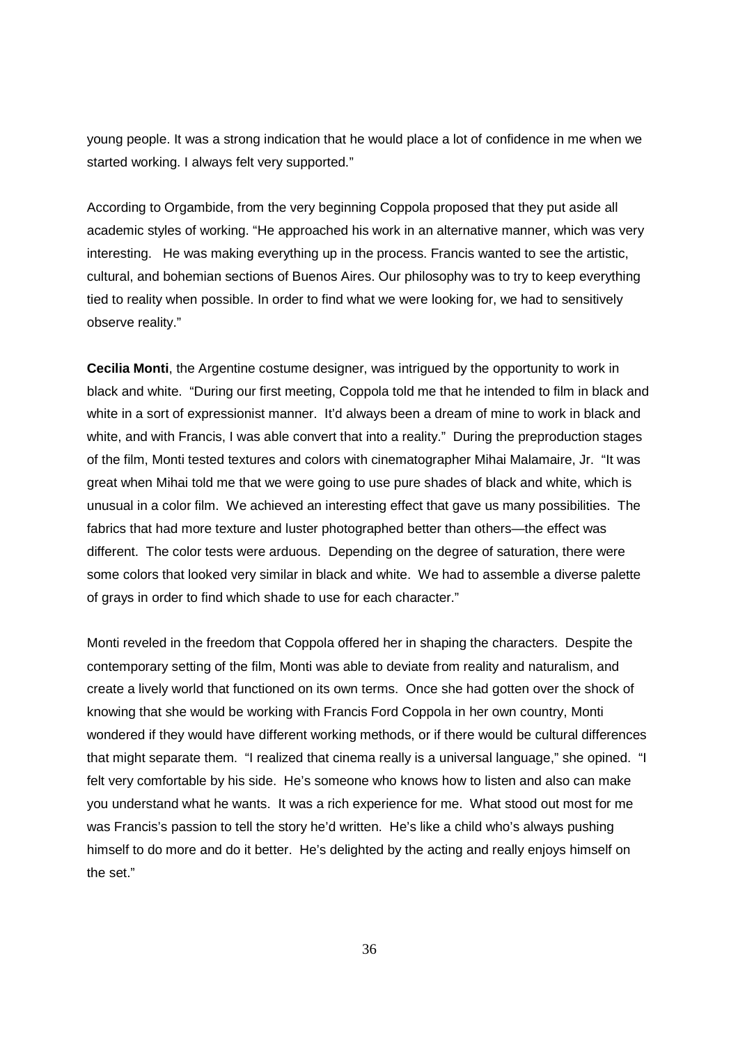young people. It was a strong indication that he would place a lot of confidence in me when we started working. I always felt very supported."

According to Orgambide, from the very beginning Coppola proposed that they put aside all academic styles of working. "He approached his work in an alternative manner, which was very interesting. He was making everything up in the process. Francis wanted to see the artistic, cultural, and bohemian sections of Buenos Aires. Our philosophy was to try to keep everything tied to reality when possible. In order to find what we were looking for, we had to sensitively observe reality."

**Cecilia Monti**, the Argentine costume designer, was intrigued by the opportunity to work in black and white. "During our first meeting, Coppola told me that he intended to film in black and white in a sort of expressionist manner. It'd always been a dream of mine to work in black and white, and with Francis, I was able convert that into a reality." During the preproduction stages of the film, Monti tested textures and colors with cinematographer Mihai Malamaire, Jr. "It was great when Mihai told me that we were going to use pure shades of black and white, which is unusual in a color film. We achieved an interesting effect that gave us many possibilities. The fabrics that had more texture and luster photographed better than others—the effect was different. The color tests were arduous. Depending on the degree of saturation, there were some colors that looked very similar in black and white. We had to assemble a diverse palette of grays in order to find which shade to use for each character."

Monti reveled in the freedom that Coppola offered her in shaping the characters. Despite the contemporary setting of the film, Monti was able to deviate from reality and naturalism, and create a lively world that functioned on its own terms. Once she had gotten over the shock of knowing that she would be working with Francis Ford Coppola in her own country, Monti wondered if they would have different working methods, or if there would be cultural differences that might separate them. "I realized that cinema really is a universal language," she opined. "I felt very comfortable by his side. He's someone who knows how to listen and also can make you understand what he wants. It was a rich experience for me. What stood out most for me was Francis's passion to tell the story he'd written. He's like a child who's always pushing himself to do more and do it better. He's delighted by the acting and really enjoys himself on the set."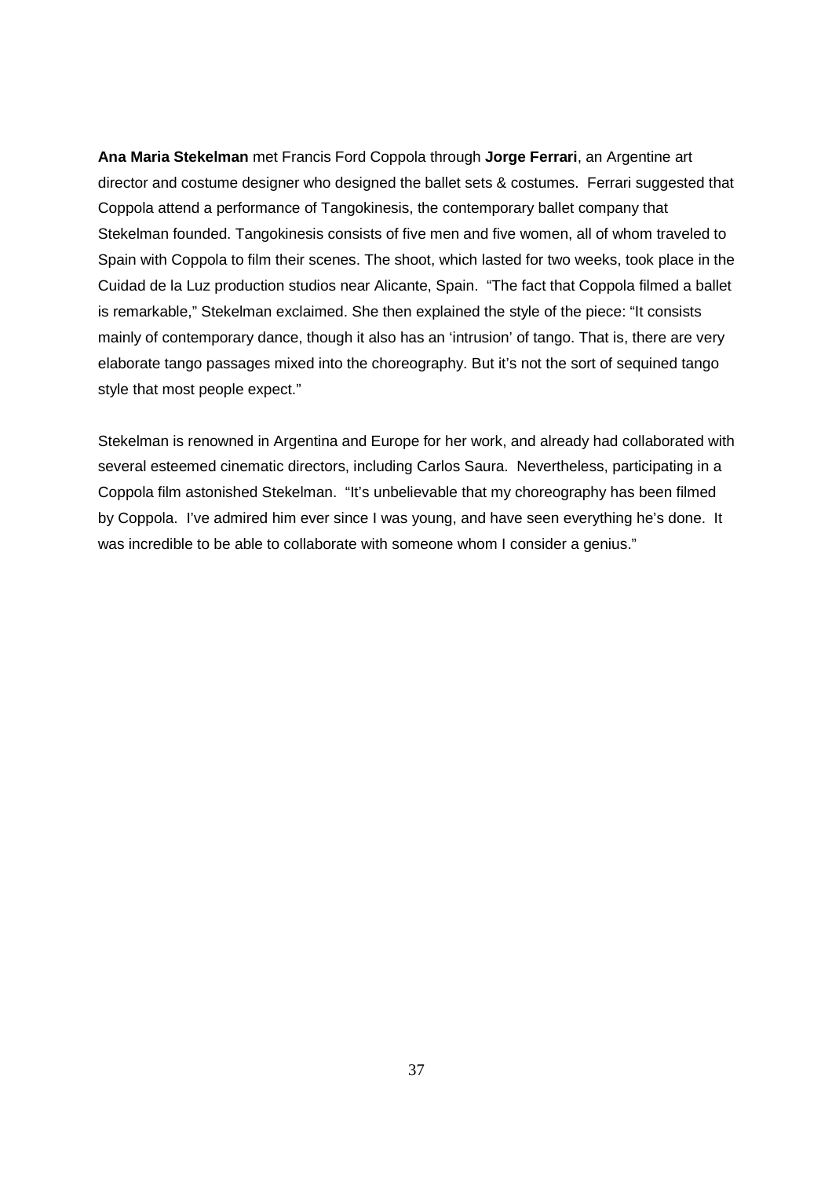**Ana Maria Stekelman** met Francis Ford Coppola through **Jorge Ferrari**, an Argentine art director and costume designer who designed the ballet sets & costumes. Ferrari suggested that Coppola attend a performance of Tangokinesis, the contemporary ballet company that Stekelman founded. Tangokinesis consists of five men and five women, all of whom traveled to Spain with Coppola to film their scenes. The shoot, which lasted for two weeks, took place in the Cuidad de la Luz production studios near Alicante, Spain. "The fact that Coppola filmed a ballet is remarkable," Stekelman exclaimed. She then explained the style of the piece: "It consists mainly of contemporary dance, though it also has an 'intrusion' of tango. That is, there are very elaborate tango passages mixed into the choreography. But it's not the sort of sequined tango style that most people expect."

Stekelman is renowned in Argentina and Europe for her work, and already had collaborated with several esteemed cinematic directors, including Carlos Saura. Nevertheless, participating in a Coppola film astonished Stekelman. "It's unbelievable that my choreography has been filmed by Coppola. I've admired him ever since I was young, and have seen everything he's done. It was incredible to be able to collaborate with someone whom I consider a genius."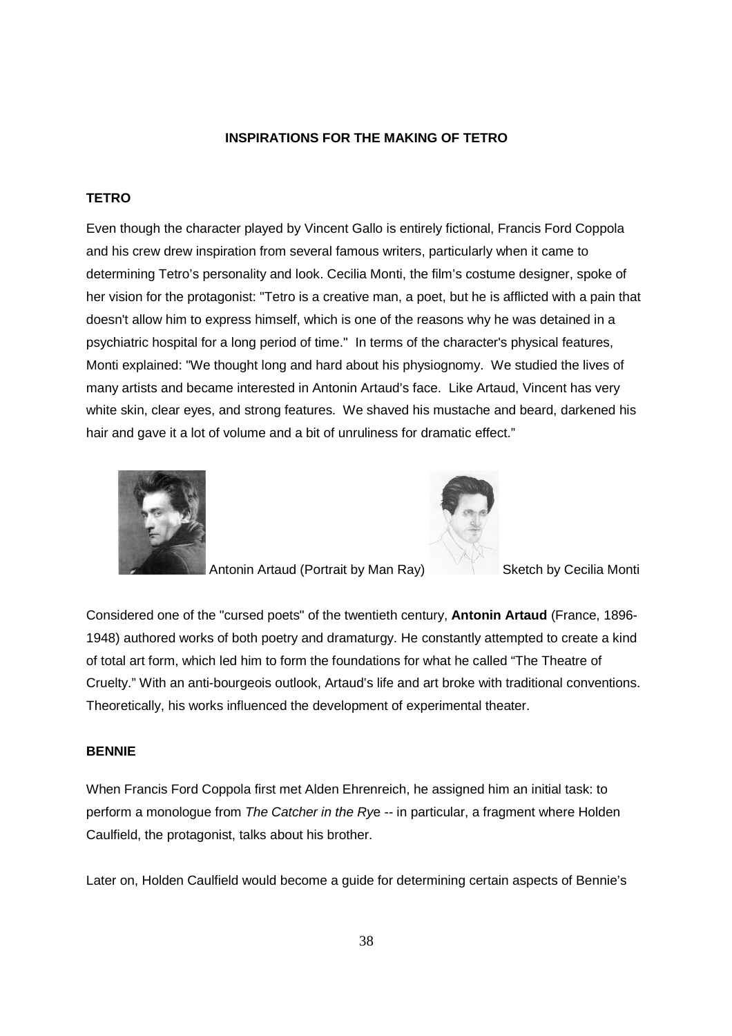**INSPIRATIONS FOR THE MAKING OF TETRO**

**TETRO**

Even though the character played by Vincent Gallo is entirely fictional, Francis Ford Coppola and his crew drew inspiration from several famous writers, particularly when it came to determining Tetro's personality and look. Cecilia Monti, the film's costume designer, spoke of her vision for the protagonist: "Tetro is a creative man, a poet, but he is afflicted with a pain that doesn't allow him to express himself, which is one of the reasons why he was detained in a psychiatric hospital for a long period of time." In terms of the character's physical features, Monti explained: "We thought long and hard about his physiognomy. We studied the lives of many artists and became interested in Antonin Artaud's face. Like Artaud, Vincent has very white skin, clear eyes, and strong features. We shaved his mustache and beard, darkened his hair and gave it a lot of volume and a bit of unruliness for dramatic effect."

Antonin Artaud (Portrait by Man Ray)

Sketch by Cecilia Monti

Considered one of the "cursed poets" of the twentieth century, **Antonin Artaud** (France, 1896-1948) authored works of both poetry and dramaturgy. He constantly attempted to create a kind of total art form, which led him to form the foundations for what he called "The Theatre of Cruelty." With an anti-bourgeois outlook, Artaud's life and art broke with traditional conventions. Theoretically, his works influenced the development of experimental theater.

**BENNIE**

When Francis Ford Coppola first met Alden Ehrenreich, he assigned him an initial task: to perform a monologue from *The Catcher in the Rye* -- in particular, a fragment where Holden Caulfield, the protagonist, talks about his brother.

Later on, Holden Caulfield would become a guide for determining certain aspects of Bennie's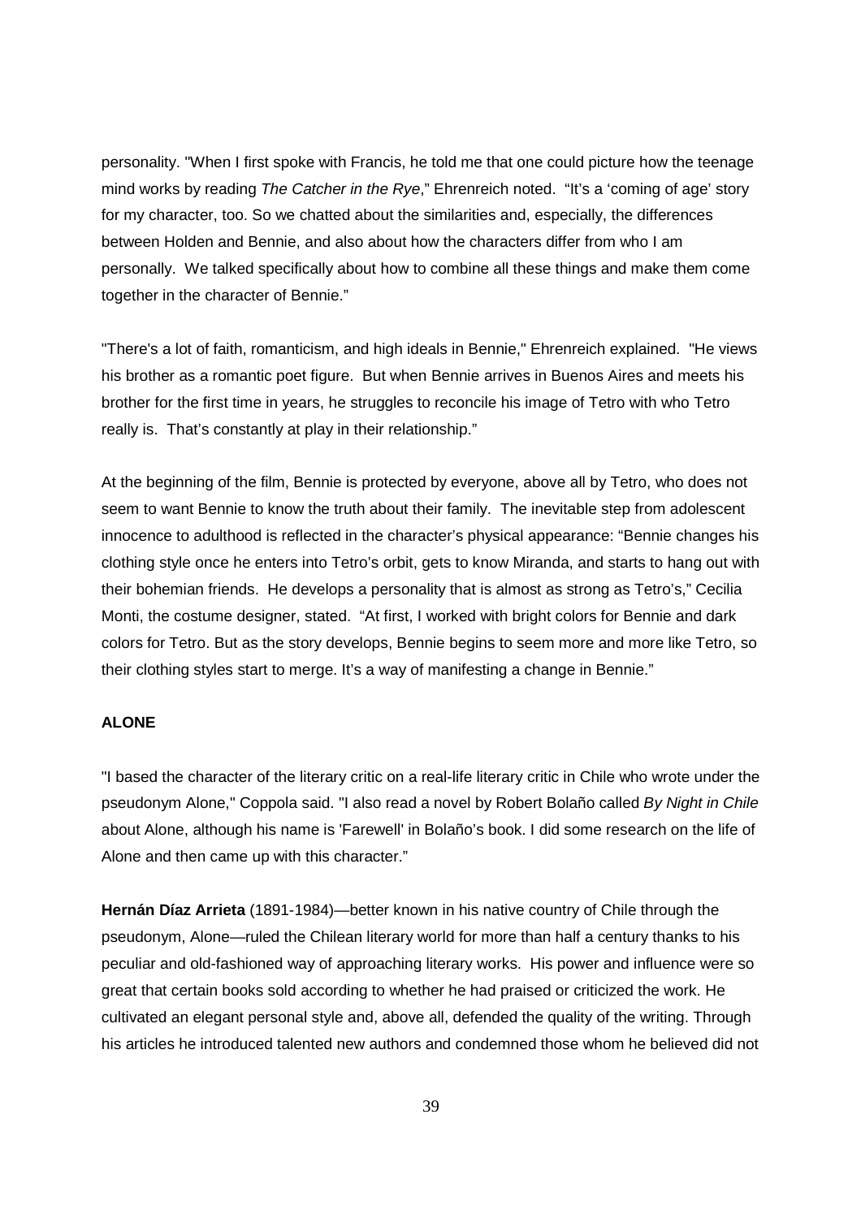personality. "When I first spoke with Francis, he told me that one could picture how the teenage mind works by reading *The Catcher in the Rye*," Ehrenreich noted. "It's a 'coming of age' story for my character, too. So we chatted about the similarities and, especially, the differences between Holden and Bennie, and also about how the characters differ from who I am personally. We talked specifically about how to combine all these things and make them come together in the character of Bennie."

"There's a lot of faith, romanticism, and high ideals in Bennie," Ehrenreich explained. "He views his brother as a romantic poet figure. But when Bennie arrives in Buenos Aires and meets his brother for the first time in years, he struggles to reconcile his image of Tetro with who Tetro really is. That's constantly at play in their relationship."

At the beginning of the film, Bennie is protected by everyone, above all by Tetro, who does not seem to want Bennie to know the truth about their family. The inevitable step from adolescent innocence to adulthood is reflected in the character's physical appearance: "Bennie changes his clothing style once he enters into Tetro's orbit, gets to know Miranda, and starts to hang out with their bohemian friends. He develops a personality that is almost as strong as Tetro's," Cecilia Monti, the costume designer, stated. "At first, I worked with bright colors for Bennie and dark colors for Tetro. But as the story develops, Bennie begins to seem more and more like Tetro, so their clothing styles start to merge. It's a way of manifesting a change in Bennie."

**ALONE**

"I based the character of the literary critic on a real-life literary critic in Chile who wrote under the pseudonym Alone," Coppola said. "I also read a novel by Robert Bolaño called *By Night in Chile* about Alone, although his name is 'Farewell' in Bolaño's book. I did some research on the life of Alone and then came up with this character."

**Hernán Díaz Arrieta** (1891-1984)—better known in his native country of Chile through the pseudonym, Alone—ruled the Chilean literary world for more than half a century thanks to his peculiar and old-fashioned way of approaching literary works. His power and influence were so great that certain books sold according to whether he had praised or criticized the work. He cultivated an elegant personal style and, above all, defended the quality of the writing. Through his articles he introduced talented new authors and condemned those whom he believed did not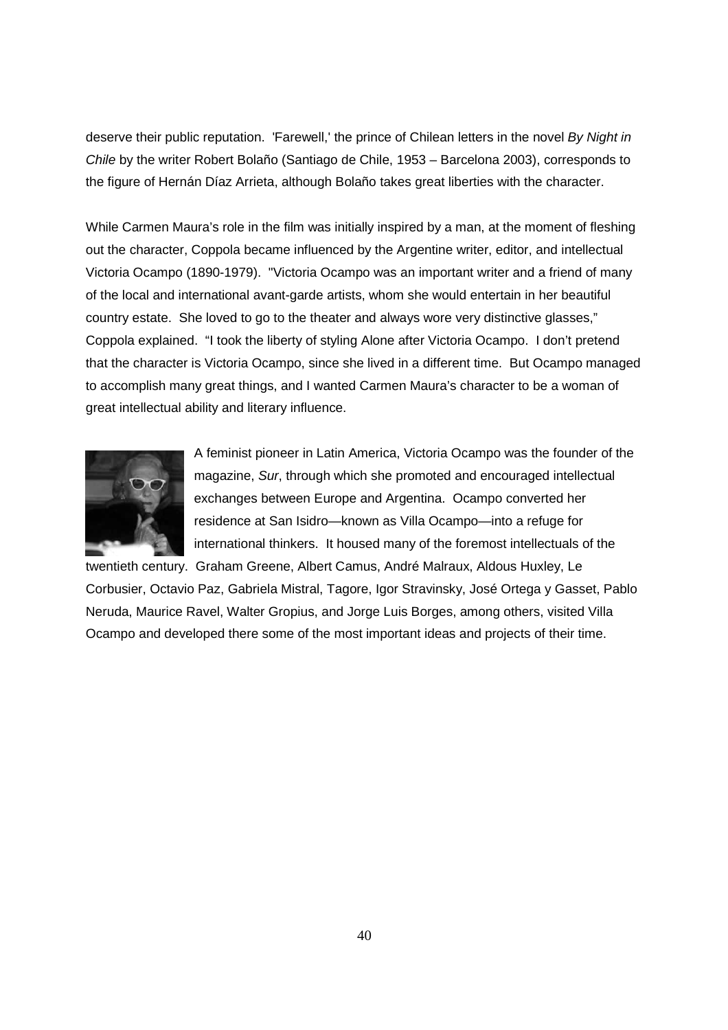deserve their public reputation. 'Farewell,' the prince of Chilean letters in the novel *By Night in Chile* by the writer Robert Bolaño (Santiago de Chile, 1953 – Barcelona 2003), corresponds to the figure of Hernán Díaz Arrieta, although Bolaño takes great liberties with the character.

While Carmen Maura's role in the film was initially inspired by a man, at the moment of fleshing out the character, Coppola became influenced by the Argentine writer, editor, and intellectual Victoria Ocampo (1890-1979). "Victoria Ocampo was an important writer and a friend of many of the local and international avant-garde artists, whom she would entertain in her beautiful country estate. She loved to go to the theater and always wore very distinctive glasses," Coppola explained. "I took the liberty of styling Alone after Victoria Ocampo. I don't pretend that the character is Victoria Ocampo, since she lived in a different time. But Ocampo managed to accomplish many great things, and I wanted Carmen Maura's character to be a woman of great intellectual ability and literary influence.

A feminist pioneer in Latin America, Victoria Ocampo was the founder of the magazine, *Sur*, through which she promoted and encouraged intellectual exchanges between Europe and Argentina. Ocampo converted her residence at San Isidro—known as Villa Ocampo—into a refuge for international thinkers. It housed many of the foremost intellectuals of the twentieth century. Graham Greene, Albert Camus, André Malraux, Aldous Huxley, Le Corbusier, Octavio Paz, Gabriela Mistral, Tagore, Igor Stravinsky, José Ortega y Gasset, Pablo Neruda, Maurice Ravel, Walter Gropius, and Jorge Luis Borges, among others, visited Villa Ocampo and developed there some of the most important ideas and projects of their time.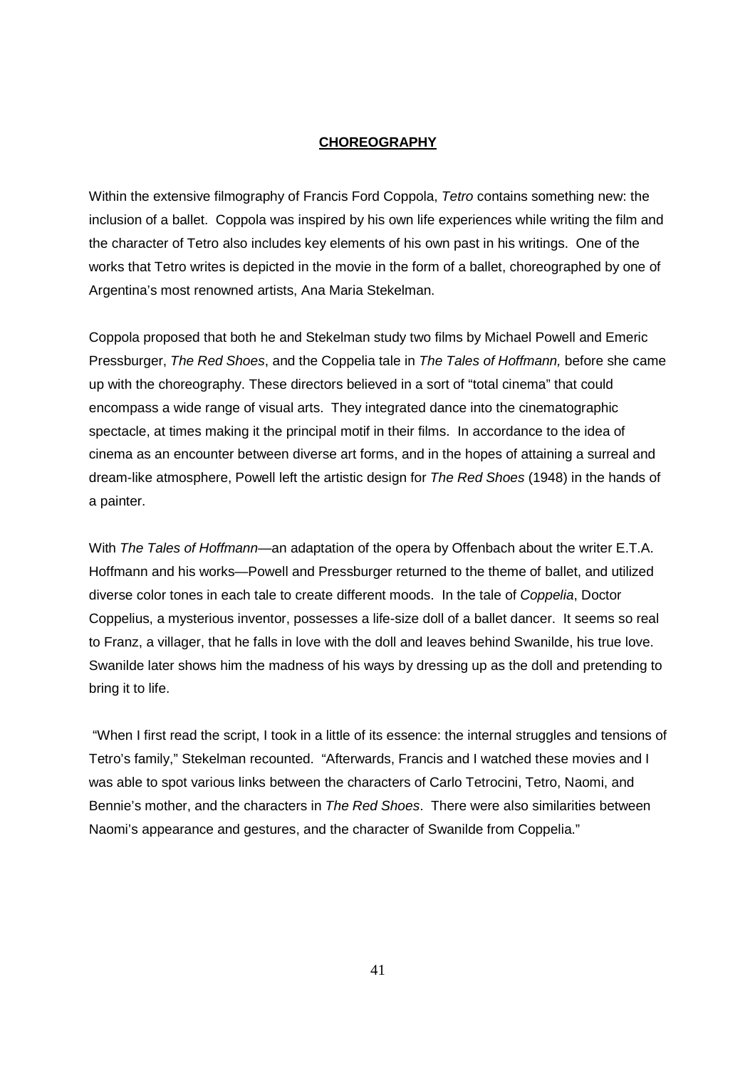## CHOREOGRAPHY

Within the extensive filmography of Francis Ford Coppola, *Tetro* contains something new: the inclusion of a ballet. Coppola was inspired by his own life experiences while writing the film and the character of Tetro also includes key elements of his own past in his writings. One of the works that Tetro writes is depicted in the movie in the form of a ballet, choreographed by one of Argentina's most renowned artists, Ana Maria Stekelman.

Coppola proposed that both he and Stekelman study two films by Michael Powell and Emeric Pressburger, *The Red Shoes*, and the Coppelia tale in *The Tales of Hoffmann,* before she came up with the choreography. These directors believed in a sort of "total cinema" that could encompass a wide range of visual arts. They integrated dance into the cinematographic spectacle, at times making it the principal motif in their films. In accordance to the idea of cinema as an encounter between diverse art forms, and in the hopes of attaining a surreal and dream-like atmosphere, Powell left the artistic design for *The Red Shoes* (1948) in the hands of a painter.

With *The Tales of Hoffmann*—an adaptation of the opera by Offenbach about the writer E.T.A. Hoffmann and his works—Powell and Pressburger returned to the theme of ballet, and utilized diverse color tones in each tale to create different moods. In the tale of *Coppelia*, Doctor Coppelius, a mysterious inventor, possesses a life-size doll of a ballet dancer. It seems so real to Franz, a villager, that he falls in love with the doll and leaves behind Swanilde, his true love. Swanilde later shows him the madness of his ways by dressing up as the doll and pretending to bring it to life.

"When I first read the script, I took in a little of its essence: the internal struggles and tensions of Tetro's family," Stekelman recounted. "Afterwards, Francis and I watched these movies and I was able to spot various links between the characters of Carlo Tetrocini, Tetro, Naomi, and Bennie's mother, and the characters in *The Red Shoes*. There were also similarities between Naomi's appearance and gestures, and the character of Swanilde from Coppelia."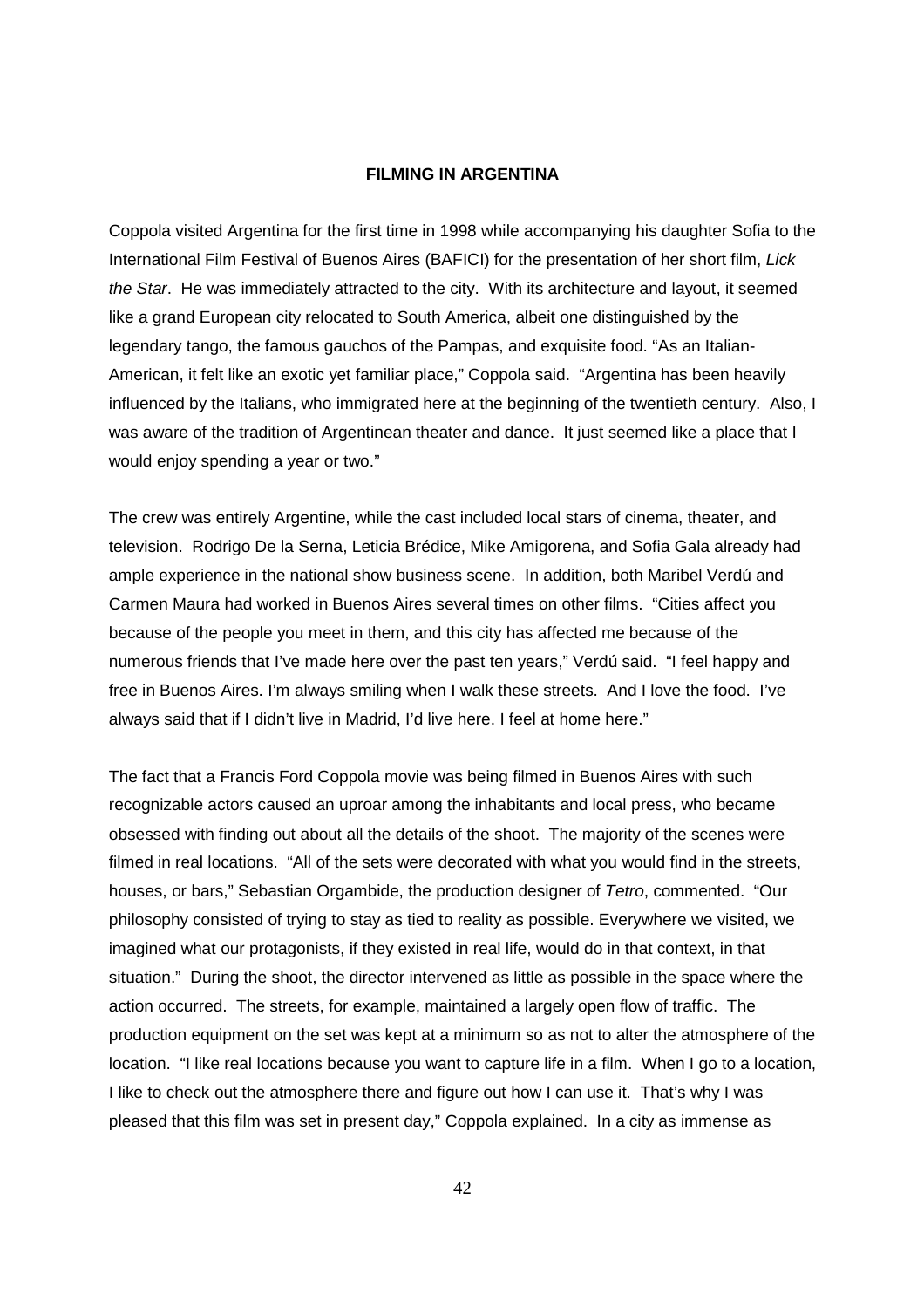## FILMING IN ARGENTINA

Coppola visited Argentina for the first time in 1998 while accompanying his daughter Sofia to the International Film Festival of Buenos Aires (BAFICI) for the presentation of her short film, *Lick the Star*. He was immediately attracted to the city. With its architecture and layout, it seemed like a grand European city relocated to South America, albeit one distinguished by the legendary tango, the famous gauchos of the Pampas, and exquisite food. "As an Italian-American, it felt like an exotic yet familiar place," Coppola said. "Argentina has been heavily influenced by the Italians, who immigrated here at the beginning of the twentieth century. Also, I was aware of the tradition of Argentinean theater and dance. It just seemed like a place that I would enjoy spending a year or two."

The crew was entirely Argentine, while the cast included local stars of cinema, theater, and television. Rodrigo De la Serna, Leticia Brédice, Mike Amigorena, and Sofia Gala already had ample experience in the national show business scene. In addition, both Maribel Verdú and Carmen Maura had worked in Buenos Aires several times on other films. "Cities affect you because of the people you meet in them, and this city has affected me because of the numerous friends that I've made here over the past ten years," Verdú said. "I feel happy and free in Buenos Aires. I'm always smiling when I walk these streets. And I love the food. I've always said that if I didn't live in Madrid, I'd live here. I feel at home here."

The fact that a Francis Ford Coppola movie was being filmed in Buenos Aires with such recognizable actors caused an uproar among the inhabitants and local press, who became obsessed with finding out about all the details of the shoot. The majority of the scenes were filmed in real locations. "All of the sets were decorated with what you would find in the streets, houses, or bars," Sebastian Orgambide, the production designer of *Tetro*, commented. "Our philosophy consisted of trying to stay as tied to reality as possible. Everywhere we visited, we imagined what our protagonists, if they existed in real life, would do in that context, in that situation." During the shoot, the director intervened as little as possible in the space where the action occurred. The streets, for example, maintained a largely open flow of traffic. The production equipment on the set was kept at a minimum so as not to alter the atmosphere of the location. "I like real locations because you want to capture life in a film. When I go to a location, I like to check out the atmosphere there and figure out how I can use it. That's why I was pleased that this film was set in present day," Coppola explained. In a city as immense as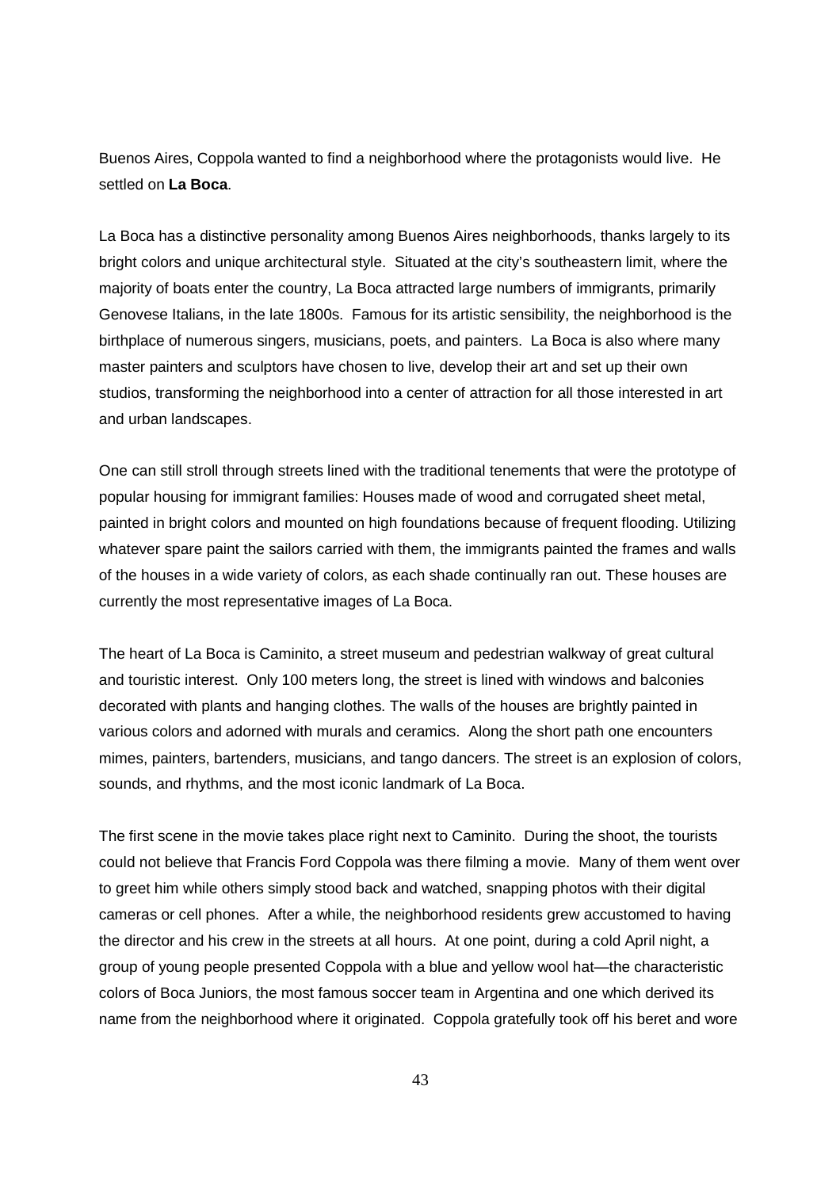Buenos Aires, Coppola wanted to find a neighborhood where the protagonists would live. He settled on **La Boca**.

La Boca has a distinctive personality among Buenos Aires neighborhoods, thanks largely to its bright colors and unique architectural style. Situated at the city's southeastern limit, where the majority of boats enter the country, La Boca attracted large numbers of immigrants, primarily Genovese Italians, in the late 1800s. Famous for its artistic sensibility, the neighborhood is the birthplace of numerous singers, musicians, poets, and painters. La Boca is also where many master painters and sculptors have chosen to live, develop their art and set up their own studios, transforming the neighborhood into a center of attraction for all those interested in art and urban landscapes.

One can still stroll through streets lined with the traditional tenements that were the prototype of popular housing for immigrant families: Houses made of wood and corrugated sheet metal, painted in bright colors and mounted on high foundations because of frequent flooding. Utilizing whatever spare paint the sailors carried with them, the immigrants painted the frames and walls of the houses in a wide variety of colors, as each shade continually ran out. These houses are currently the most representative images of La Boca.

The heart of La Boca is Caminito, a street museum and pedestrian walkway of great cultural and touristic interest. Only 100 meters long, the street is lined with windows and balconies decorated with plants and hanging clothes. The walls of the houses are brightly painted in various colors and adorned with murals and ceramics. Along the short path one encounters mimes, painters, bartenders, musicians, and tango dancers. The street is an explosion of colors, sounds, and rhythms, and the most iconic landmark of La Boca.

The first scene in the movie takes place right next to Caminito. During the shoot, the tourists could not believe that Francis Ford Coppola was there filming a movie. Many of them went over to greet him while others simply stood back and watched, snapping photos with their digital cameras or cell phones. After a while, the neighborhood residents grew accustomed to having the director and his crew in the streets at all hours. At one point, during a cold April night, a group of young people presented Coppola with a blue and yellow wool hat—the characteristic colors of Boca Juniors, the most famous soccer team in Argentina and one which derived its name from the neighborhood where it originated. Coppola gratefully took off his beret and wore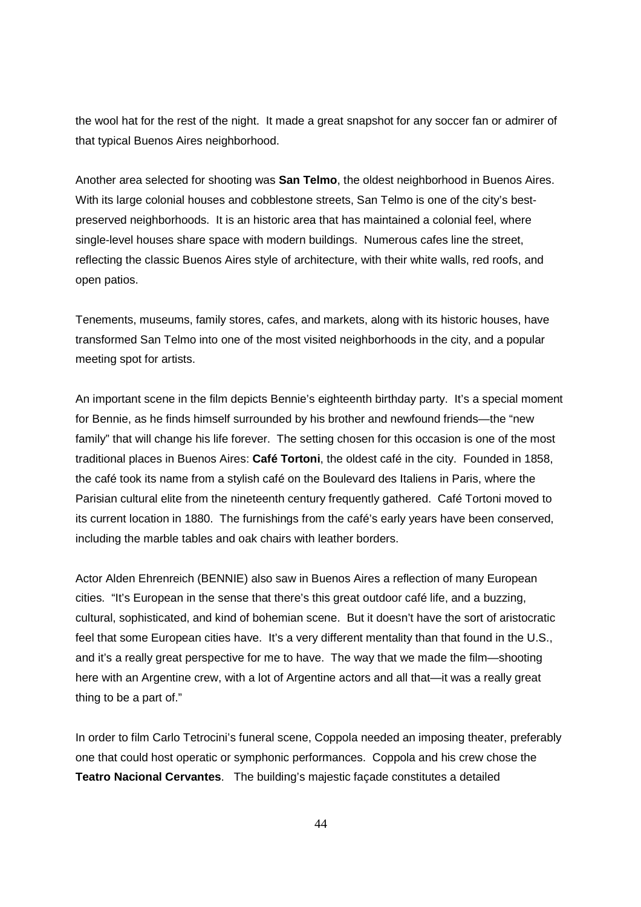the wool hat for the rest of the night. It made a great snapshot for any soccer fan or admirer of that typical Buenos Aires neighborhood.

Another area selected for shooting was **San Telmo**, the oldest neighborhood in Buenos Aires. With its large colonial houses and cobblestone streets, San Telmo is one of the city's best-preserved neighborhoods. It is an historic area that has maintained a colonial feel, where single-level houses share space with modern buildings. Numerous cafes line the street, reflecting the classic Buenos Aires style of architecture, with their white walls, red roofs, and open patios.

Tenements, museums, family stores, cafes, and markets, along with its historic houses, have transformed San Telmo into one of the most visited neighborhoods in the city, and a popular meeting spot for artists.

An important scene in the film depicts Bennie's eighteenth birthday party. It's a special moment for Bennie, as he finds himself surrounded by his brother and newfound friends—the "new family" that will change his life forever. The setting chosen for this occasion is one of the most traditional places in Buenos Aires: **Café Tortoni**, the oldest café in the city. Founded in 1858, the café took its name from a stylish café on the Boulevard des Italiens in Paris, where the Parisian cultural elite from the nineteenth century frequently gathered. Café Tortoni moved to its current location in 1880. The furnishings from the café's early years have been conserved, including the marble tables and oak chairs with leather borders.

Actor Alden Ehrenreich (BENNIE) also saw in Buenos Aires a reflection of many European cities. "It's European in the sense that there's this great outdoor café life, and a buzzing, cultural, sophisticated, and kind of bohemian scene. But it doesn't have the sort of aristocratic feel that some European cities have. It's a very different mentality than that found in the U.S., and it's a really great perspective for me to have. The way that we made the film—shooting here with an Argentine crew, with a lot of Argentine actors and all that—it was a really great thing to be a part of."

In order to film Carlo Tetrocini's funeral scene, Coppola needed an imposing theater, preferably one that could host operatic or symphonic performances. Coppola and his crew chose the **Teatro Nacional Cervantes**. The building's majestic façade constitutes a detailed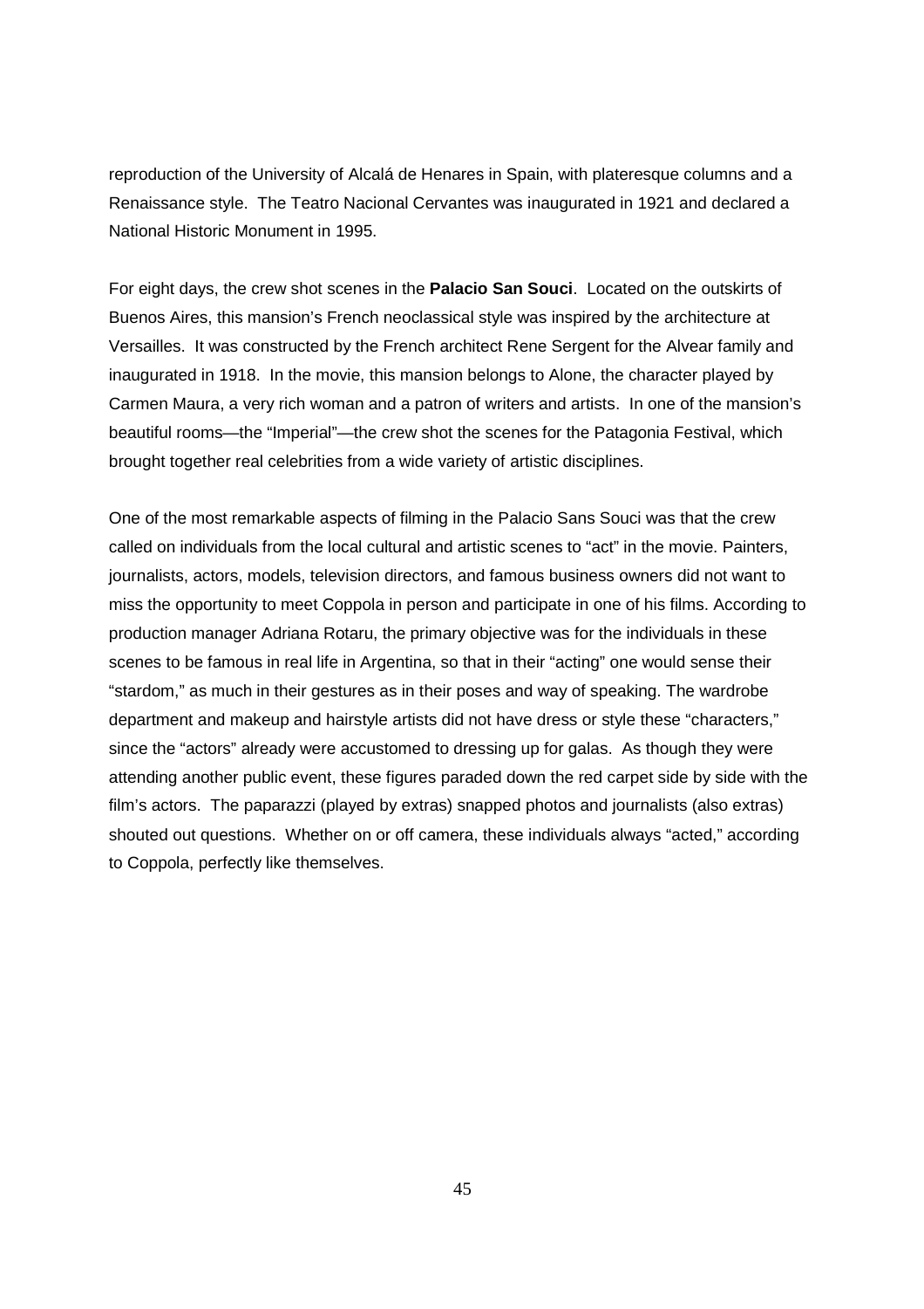reproduction of the University of Alcalá de Henares in Spain, with plateresque columns and a Renaissance style. The Teatro Nacional Cervantes was inaugurated in 1921 and declared a National Historic Monument in 1995.

For eight days, the crew shot scenes in the **Palacio San Souci**. Located on the outskirts of Buenos Aires, this mansion's French neoclassical style was inspired by the architecture at Versailles. It was constructed by the French architect Rene Sergent for the Alvear family and inaugurated in 1918. In the movie, this mansion belongs to Alone, the character played by Carmen Maura, a very rich woman and a patron of writers and artists. In one of the mansion's beautiful rooms—the "Imperial"—the crew shot the scenes for the Patagonia Festival, which brought together real celebrities from a wide variety of artistic disciplines.

One of the most remarkable aspects of filming in the Palacio Sans Souci was that the crew called on individuals from the local cultural and artistic scenes to "act" in the movie. Painters, journalists, actors, models, television directors, and famous business owners did not want to miss the opportunity to meet Coppola in person and participate in one of his films. According to production manager Adriana Rotaru, the primary objective was for the individuals in these scenes to be famous in real life in Argentina, so that in their "acting" one would sense their "stardom," as much in their gestures as in their poses and way of speaking. The wardrobe department and makeup and hairstyle artists did not have dress or style these "characters," since the "actors" already were accustomed to dressing up for galas. As though they were attending another public event, these figures paraded down the red carpet side by side with the film's actors. The paparazzi (played by extras) snapped photos and journalists (also extras) shouted out questions. Whether on or off camera, these individuals always "acted," according to Coppola, perfectly like themselves.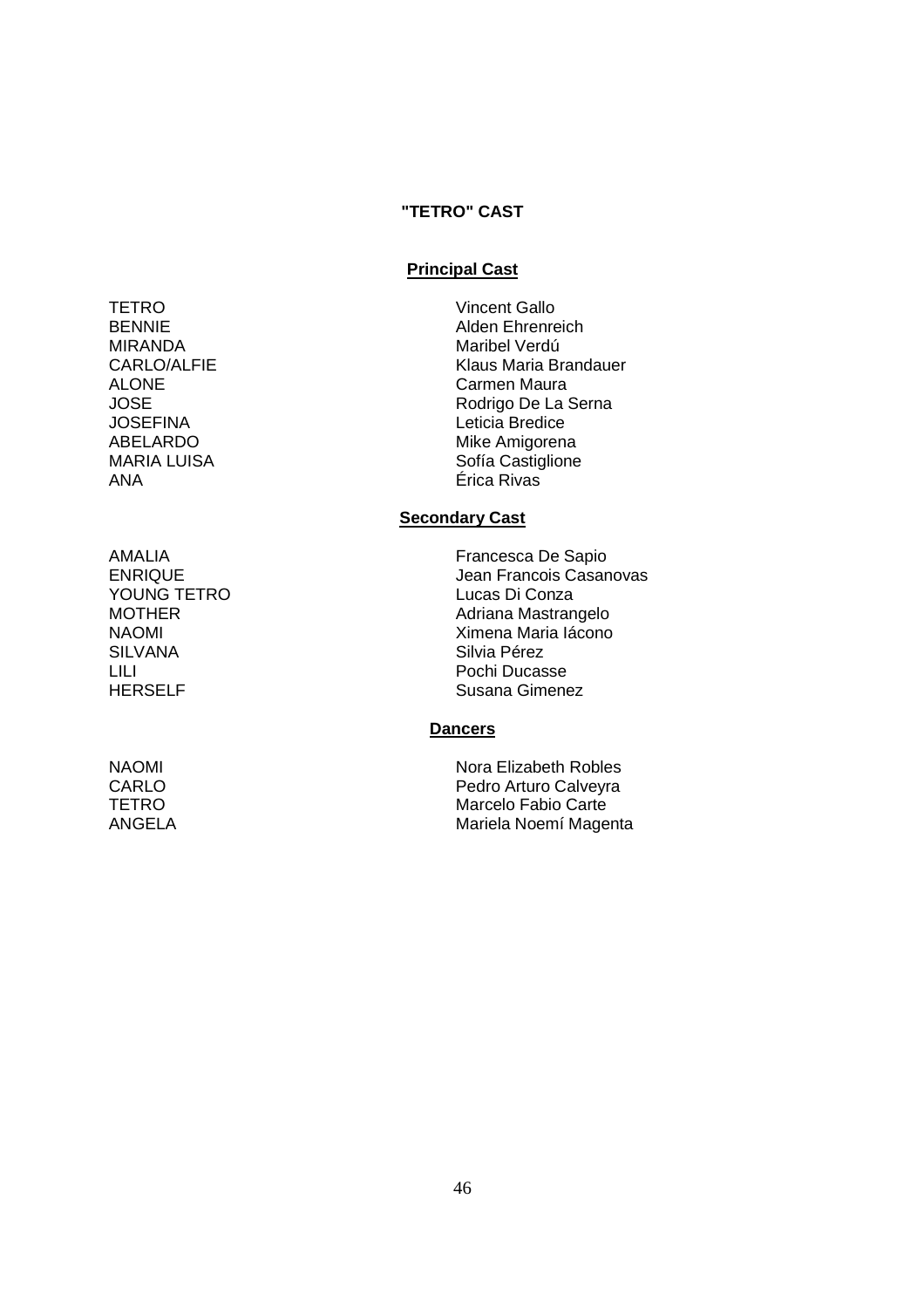# "TETRO" CAST

## Principal Cast

| | |
|---|---|
| TETRO | Vincent Gallo |
| BENNIE | Alden Ehrenreich |
| MIRANDA | Maribel Verdú |
| CARLO/ALFIE | Klaus Maria Brandauer |
| ALONE | Carmen Maura |
| JOSE | Rodrigo De La Serna |
| JOSEFINA | Leticia Bredice |
| ABELARDO | Mike Amigorena |
| MARIA LUISA | Sofía Castiglione |
| ANA | Érica Rivas |

## Secondary Cast

| | |
|---|---|
| AMALIA | Francesca De Sapio |
| ENRIQUE | Jean Francois Casanovas |
| YOUNG TETRO | Lucas Di Conza |
| MOTHER | Adriana Mastrangelo |
| NAOMI | Ximena Maria Iácono |
| SILVANA | Silvia Pérez |
| LILI | Pochi Ducasse |
| HERSELF | Susana Gimenez |

## Dancers

| | |
|---|---|
| NAOMI | Nora Elizabeth Robles |
| CARLO | Pedro Arturo Calveyra |
| TETRO | Marcelo Fabio Carte |
| ANGELA | Mariela Noemí Magenta |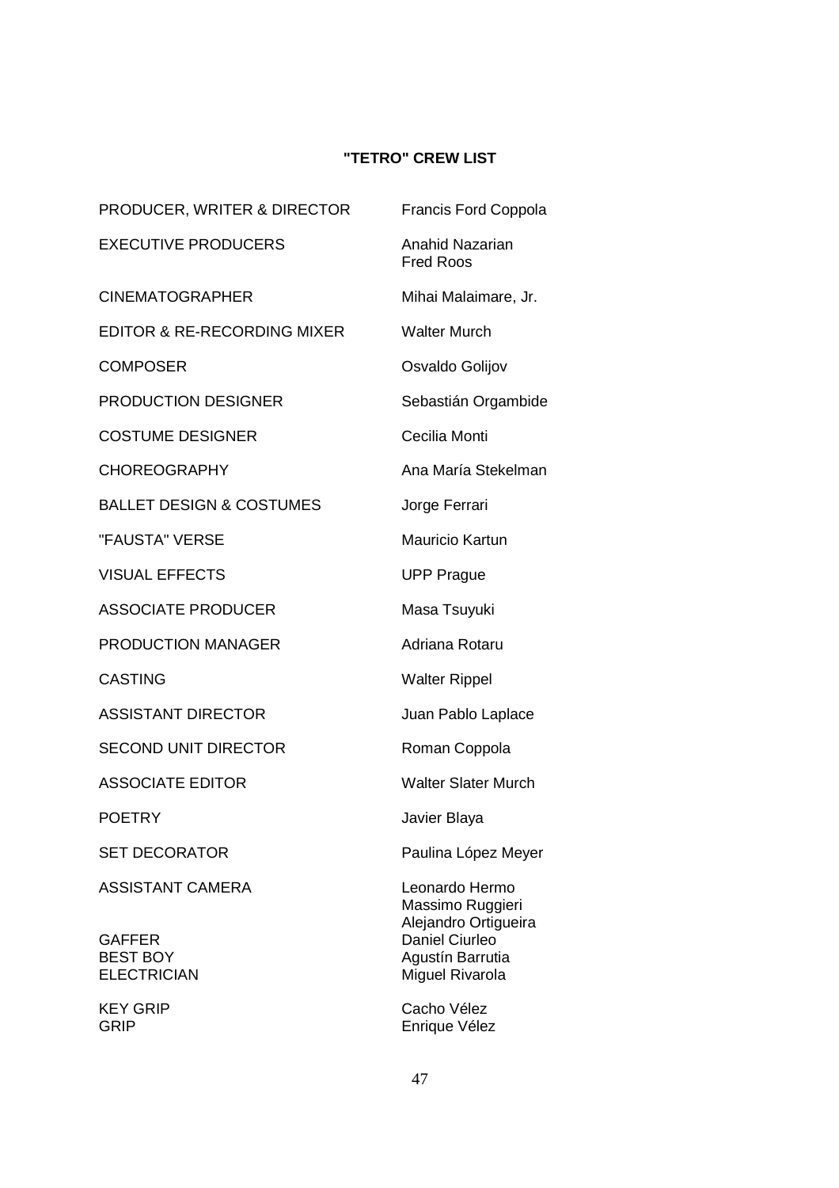**"TETRO" CREW LIST**

| | |
|---|---|
| PRODUCER, WRITER & DIRECTOR | Francis Ford Coppola |
| EXECUTIVE PRODUCERS | Anahid Nazarian<br>Fred Roos |
| CINEMATOGRAPHER | Mihai Malaimare, Jr. |
| EDITOR & RE-RECORDING MIXER | Walter Murch |
| COMPOSER | Osvaldo Golijov |
| PRODUCTION DESIGNER | Sebastián Orgambide |
| COSTUME DESIGNER | Cecilia Monti |
| CHOREOGRAPHY | Ana María Stekelman |
| BALLET DESIGN & COSTUMES | Jorge Ferrari |
| "FAUSTA" VERSE | Mauricio Kartun |
| VISUAL EFFECTS | UPP Prague |
| ASSOCIATE PRODUCER | Masa Tsuyuki |
| PRODUCTION MANAGER | Adriana Rotaru |
| CASTING | Walter Rippel |
| ASSISTANT DIRECTOR | Juan Pablo Laplace |
| SECOND UNIT DIRECTOR | Roman Coppola |
| ASSOCIATE EDITOR | Walter Slater Murch |
| POETRY | Javier Blaya |
| SET DECORATOR | Paulina López Meyer |
| ASSISTANT CAMERA | Leonardo Hermo<br>Massimo Ruggieri<br>Alejandro Ortigueira |
| GAFFER | Daniel Ciurleo |
| BEST BOY | Agustín Barrutia |
| ELECTRICIAN | Miguel Rivarola |
| KEY GRIP | Cacho Vélez |
| GRIP | Enrique Vélez |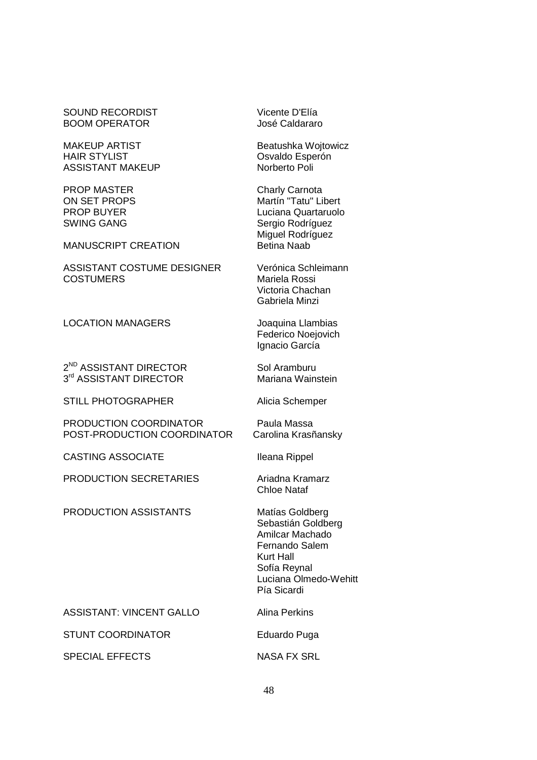| | |
|---|---|
| SOUND RECORDIST | Vicente D'Elía |
| BOOM OPERATOR | José Caldararo |
| | |
| MAKEUP ARTIST | Beatushka Wojtowicz |
| HAIR STYLIST | Osvaldo Esperón |
| ASSISTANT MAKEUP | Norberto Poli |
| | |
| PROP MASTER | Charly Carnota |
| ON SET PROPS | Martín "Tatu" Libert |
| PROP BUYER | Luciana Quartaruolo |
| SWING GANG | Sergio Rodríguez |
| | Miguel Rodríguez |
| MANUSCRIPT CREATION | Betina Naab |
| | |
| ASSISTANT COSTUME DESIGNER | Verónica Schleimann |
| COSTUMERS | Mariela Rossi |
| | Victoria Chachan |
| | Gabriela Minzi |
| | |
| LOCATION MANAGERS | Joaquina Llambias |
| | Federico Noejovich |
| | Ignacio García |
| | |
| 2ND ASSISTANT DIRECTOR | Sol Aramburu |
| 3rd ASSISTANT DIRECTOR | Mariana Wainstein |
| | |
| STILL PHOTOGRAPHER | Alicia Schemper |
| | |
| PRODUCTION COORDINATOR | Paula Massa |
| POST-PRODUCTION COORDINATOR | Carolina Krasñansky |
| | |
| CASTING ASSOCIATE | Ileana Rippel |
| | |
| PRODUCTION SECRETARIES | Ariadna Kramarz |
| | Chloe Nataf |
| | |
| PRODUCTION ASSISTANTS | Matías Goldberg |
| | Sebastián Goldberg |
| | Amilcar Machado |
| | Fernando Salem |
| | Kurt Hall |
| | Sofía Reynal |
| | Luciana Olmedo-Wehitt |
| | Pía Sicardi |
| | |
| ASSISTANT: VINCENT GALLO | Alina Perkins |
| | |
| STUNT COORDINATOR | Eduardo Puga |
| | |
| SPECIAL EFFECTS | NASA FX SRL |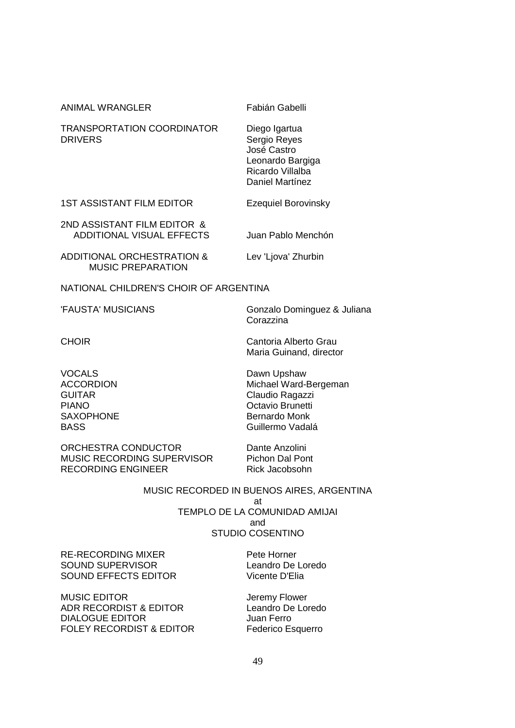ANIMAL WRANGLER — Fabián Gabelli

TRANSPORTATION COORDINATOR — Diego Igartua
DRIVERS — Sergio Reyes
José Castro
Leonardo Bargiga
Ricardo Villalba
Daniel Martínez

1ST ASSISTANT FILM EDITOR — Ezequiel Borovinsky

2ND ASSISTANT FILM EDITOR & ADDITIONAL VISUAL EFFECTS — Juan Pablo Menchón

ADDITIONAL ORCHESTRATION & MUSIC PREPARATION — Lev 'Ljova' Zhurbin

NATIONAL CHILDREN'S CHOIR OF ARGENTINA

'FAUSTA' MUSICIANS — Gonzalo Dominguez & Juliana Corazzina

CHOIR — Cantoria Alberto Grau
Maria Guinand, director

VOCALS — Dawn Upshaw
ACCORDION — Michael Ward-Bergeman
GUITAR — Claudio Ragazzi
PIANO — Octavio Brunetti
SAXOPHONE — Bernardo Monk
BASS — Guillermo Vadalá

ORCHESTRA CONDUCTOR — Dante Anzolini
MUSIC RECORDING SUPERVISOR — Pichon Dal Pont
RECORDING ENGINEER — Rick Jacobsohn

MUSIC RECORDED IN BUENOS AIRES, ARGENTINA
at
TEMPLO DE LA COMUNIDAD AMIJAI
and
STUDIO COSENTINO

RE-RECORDING MIXER — Pete Horner
SOUND SUPERVISOR — Leandro De Loredo
SOUND EFFECTS EDITOR — Vicente D'Elia

MUSIC EDITOR — Jeremy Flower
ADR RECORDIST & EDITOR — Leandro De Loredo
DIALOGUE EDITOR — Juan Ferro
FOLEY RECORDIST & EDITOR — Federico Esquerro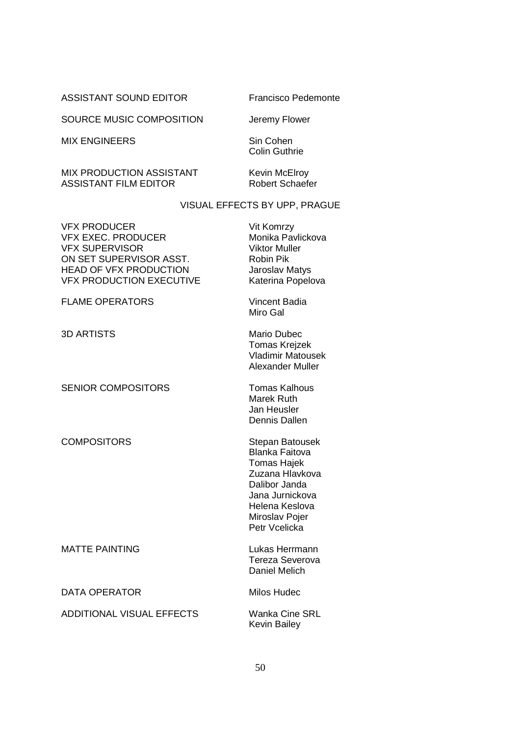| | |
|---|---|
| ASSISTANT SOUND EDITOR | Francisco Pedemonte |
| SOURCE MUSIC COMPOSITION | Jeremy Flower |
| MIX ENGINEERS | Sin Cohen<br>Colin Guthrie |
| MIX PRODUCTION ASSISTANT | Kevin McElroy |
| ASSISTANT FILM EDITOR | Robert Schaefer |

VISUAL EFFECTS BY UPP, PRAGUE

| | |
|---|---|
| VFX PRODUCER | Vit Komrzy |
| VFX EXEC. PRODUCER | Monika Pavlickova |
| VFX SUPERVISOR | Viktor Muller |
| ON SET SUPERVISOR ASST. | Robin Pik |
| HEAD OF VFX PRODUCTION | Jaroslav Matys |
| VFX PRODUCTION EXECUTIVE | Katerina Popelova |
| FLAME OPERATORS | Vincent Badia<br>Miro Gal |
| 3D ARTISTS | Mario Dubec<br>Tomas Krejzek<br>Vladimir Matousek<br>Alexander Muller |
| SENIOR COMPOSITORS | Tomas Kalhous<br>Marek Ruth<br>Jan Heusler<br>Dennis Dallen |
| COMPOSITORS | Stepan Batousek<br>Blanka Faitova<br>Tomas Hajek<br>Zuzana Hlavkova<br>Dalibor Janda<br>Jana Jurnickova<br>Helena Keslova<br>Miroslav Pojer<br>Petr Vcelicka |
| MATTE PAINTING | Lukas Herrmann<br>Tereza Severova<br>Daniel Melich |
| DATA OPERATOR | Milos Hudec |
| ADDITIONAL VISUAL EFFECTS | Wanka Cine SRL<br>Kevin Bailey |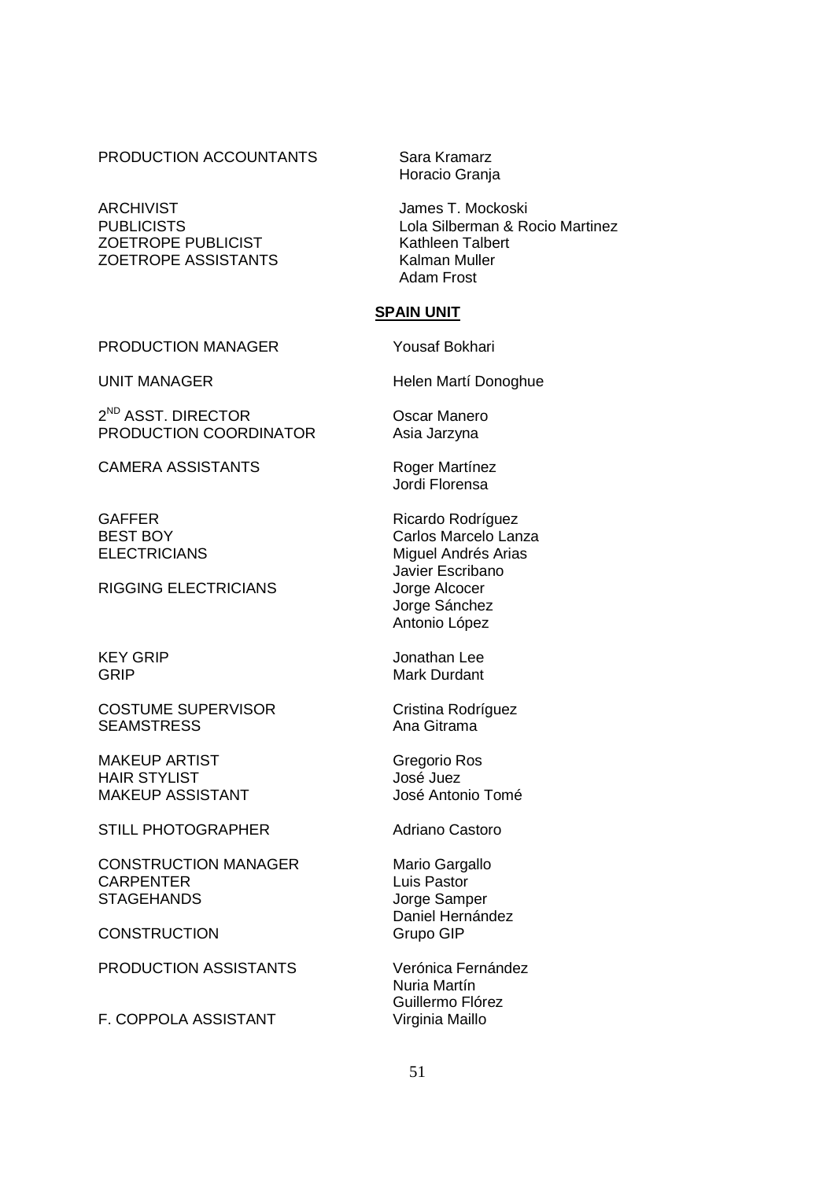| | |
|---|---|
| PRODUCTION ACCOUNTANTS | Sara Kramarz<br>Horacio Granja |
| ARCHIVIST | James T. Mockoski |
| PUBLICISTS | Lola Silberman & Rocio Martinez |
| ZOETROPE PUBLICIST | Kathleen Talbert |
| ZOETROPE ASSISTANTS | Kalman Muller<br>Adam Frost |

**SPAIN UNIT**

| | |
|---|---|
| PRODUCTION MANAGER | Yousaf Bokhari |
| UNIT MANAGER | Helen Martí Donoghue |
| 2ND ASST. DIRECTOR | Oscar Manero |
| PRODUCTION COORDINATOR | Asia Jarzyna |
| CAMERA ASSISTANTS | Roger Martínez<br>Jordi Florensa |
| GAFFER | Ricardo Rodríguez |
| BEST BOY | Carlos Marcelo Lanza |
| ELECTRICIANS | Miguel Andrés Arias<br>Javier Escribano |
| RIGGING ELECTRICIANS | Jorge Alcocer<br>Jorge Sánchez<br>Antonio López |
| KEY GRIP | Jonathan Lee |
| GRIP | Mark Durdant |
| COSTUME SUPERVISOR | Cristina Rodríguez |
| SEAMSTRESS | Ana Gitrama |
| MAKEUP ARTIST | Gregorio Ros |
| HAIR STYLIST | José Juez |
| MAKEUP ASSISTANT | José Antonio Tomé |
| STILL PHOTOGRAPHER | Adriano Castoro |
| CONSTRUCTION MANAGER | Mario Gargallo |
| CARPENTER | Luis Pastor |
| STAGEHANDS | Jorge Samper<br>Daniel Hernández |
| CONSTRUCTION | Grupo GIP |
| PRODUCTION ASSISTANTS | Verónica Fernández<br>Nuria Martín<br>Guillermo Flórez |
| F. COPPOLA ASSISTANT | Virginia Maillo |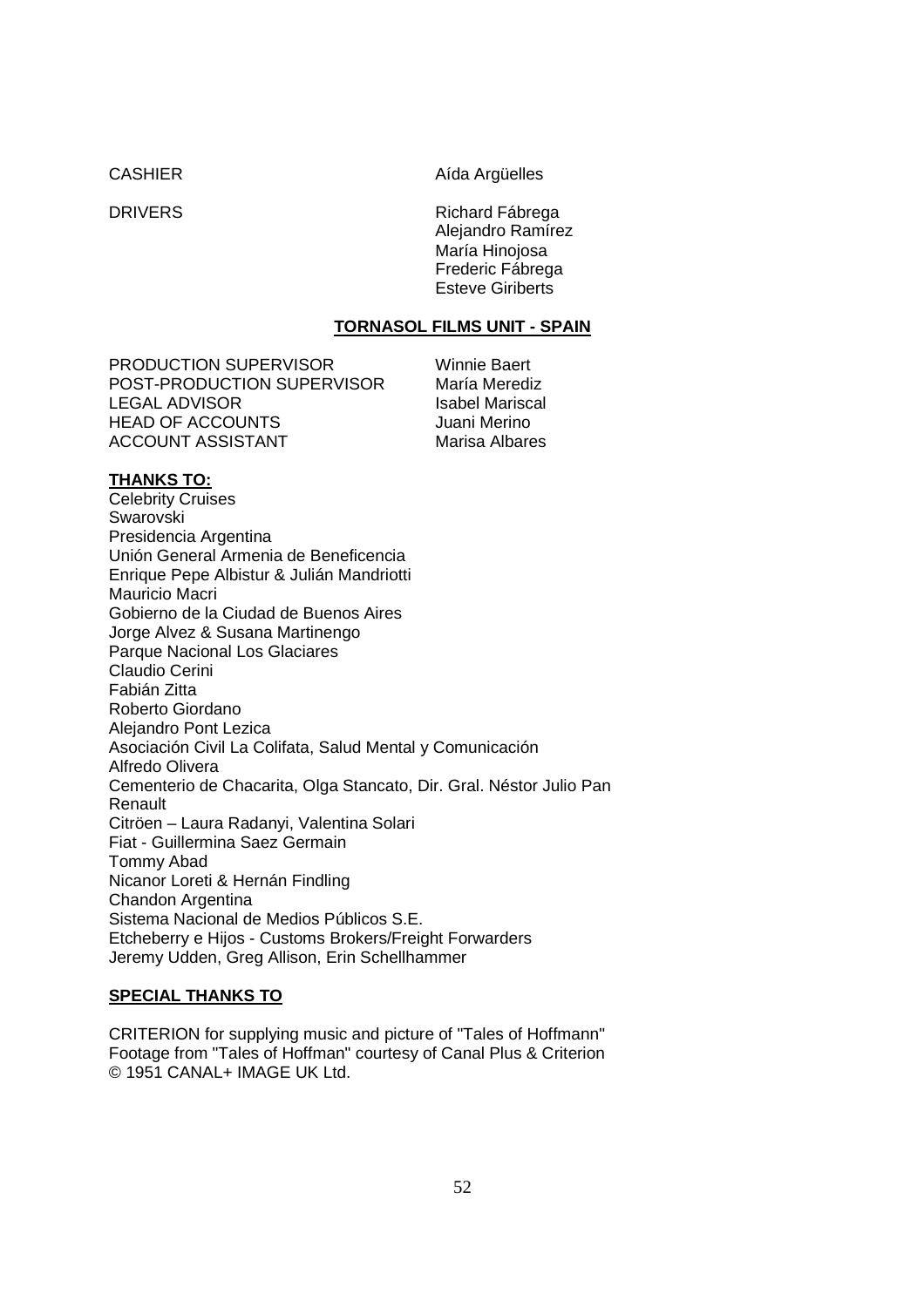| | |
|---|---|
| CASHIER | Aída Argüelles |
| DRIVERS | Richard Fábrega<br>Alejandro Ramírez<br>María Hinojosa<br>Frederic Fábrega<br>Esteve Giriberts |

**TORNASOL FILMS UNIT - SPAIN**

| | |
|---|---|
| PRODUCTION SUPERVISOR | Winnie Baert |
| POST-PRODUCTION SUPERVISOR | María Meredíz |
| LEGAL ADVISOR | Isabel Mariscal |
| HEAD OF ACCOUNTS | Juani Merino |
| ACCOUNT ASSISTANT | Marisa Albares |

**THANKS TO:**

Celebrity Cruises
Swarovski
Presidencia Argentina
Unión General Armenia de Beneficencia
Enrique Pepe Albistur & Julián Mandriotti
Mauricio Macri
Gobierno de la Ciudad de Buenos Aires
Jorge Alvez & Susana Martinengo
Parque Nacional Los Glaciares
Claudio Cerini
Fabián Zitta
Roberto Giordano
Alejandro Pont Lezica
Asociación Civil La Colifata, Salud Mental y Comunicación
Alfredo Olivera
Cementerio de Chacarita, Olga Stancato, Dir. Gral. Néstor Julio Pan
Renault
Citröen – Laura Radanyi, Valentina Solari
Fiat - Guillermina Saez Germain
Tommy Abad
Nicanor Loreti & Hernán Findling
Chandon Argentina
Sistema Nacional de Medios Públicos S.E.
Etcheberry e Hijos - Customs Brokers/Freight Forwarders
Jeremy Udden, Greg Allison, Erin Schellhammer

**SPECIAL THANKS TO**

CRITERION for supplying music and picture of "Tales of Hoffmann"
Footage from "Tales of Hoffman" courtesy of Canal Plus & Criterion
© 1951 CANAL+ IMAGE UK Ltd.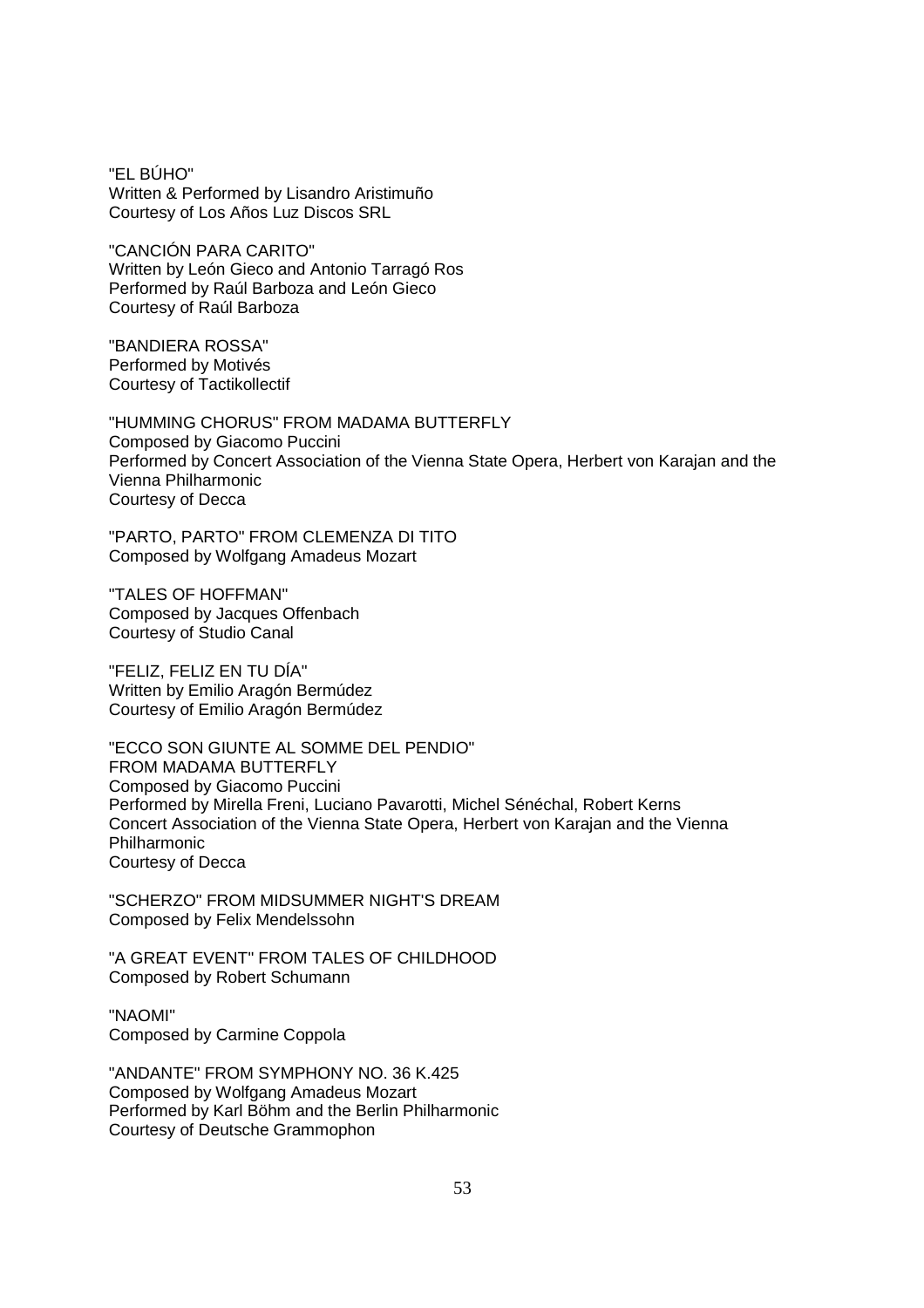"EL BÚHO"
Written & Performed by Lisandro Aristimuño
Courtesy of Los Años Luz Discos SRL

"CANCIÓN PARA CARITO"
Written by León Gieco and Antonio Tarragó Ros
Performed by Raúl Barboza and León Gieco
Courtesy of Raúl Barboza

"BANDIERA ROSSA"
Performed by Motivés
Courtesy of Tactikollectif

"HUMMING CHORUS" FROM MADAMA BUTTERFLY
Composed by Giacomo Puccini
Performed by Concert Association of the Vienna State Opera, Herbert von Karajan and the Vienna Philharmonic
Courtesy of Decca

"PARTO, PARTO" FROM CLEMENZA DI TITO
Composed by Wolfgang Amadeus Mozart

"TALES OF HOFFMAN"
Composed by Jacques Offenbach
Courtesy of Studio Canal

"FELIZ, FELIZ EN TU DÍA"
Written by Emilio Aragón Bermúdez
Courtesy of Emilio Aragón Bermúdez

"ECCO SON GIUNTE AL SOMME DEL PENDIO"
FROM MADAMA BUTTERFLY
Composed by Giacomo Puccini
Performed by Mirella Freni, Luciano Pavarotti, Michel Sénéchal, Robert Kerns
Concert Association of the Vienna State Opera, Herbert von Karajan and the Vienna Philharmonic
Courtesy of Decca

"SCHERZO" FROM MIDSUMMER NIGHT'S DREAM
Composed by Felix Mendelssohn

"A GREAT EVENT" FROM TALES OF CHILDHOOD
Composed by Robert Schumann

"NAOMI"
Composed by Carmine Coppola

"ANDANTE" FROM SYMPHONY NO. 36 K.425
Composed by Wolfgang Amadeus Mozart
Performed by Karl Böhm and the Berlin Philharmonic
Courtesy of Deutsche Grammophon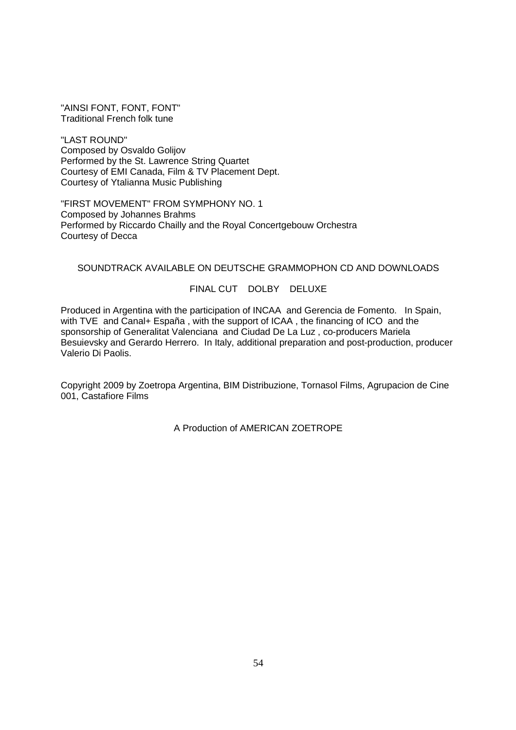"AINSI FONT, FONT, FONT"
Traditional French folk tune

"LAST ROUND"
Composed by Osvaldo Golijov
Performed by the St. Lawrence String Quartet
Courtesy of EMI Canada, Film & TV Placement Dept.
Courtesy of Ytalianna Music Publishing

"FIRST MOVEMENT" FROM SYMPHONY NO. 1
Composed by Johannes Brahms
Performed by Riccardo Chailly and the Royal Concertgebouw Orchestra
Courtesy of Decca

SOUNDTRACK AVAILABLE ON DEUTSCHE GRAMMOPHON CD AND DOWNLOADS

FINAL CUT DOLBY DELUXE

Produced in Argentina with the participation of INCAA and Gerencia de Fomento. In Spain, with TVE and Canal+ España , with the support of ICAA , the financing of ICO and the sponsorship of Generalitat Valenciana and Ciudad De La Luz , co-producers Mariela Besuievsky and Gerardo Herrero. In Italy, additional preparation and post-production, producer Valerio Di Paolis.

Copyright 2009 by Zoetropa Argentina, BIM Distribuzione, Tornasol Films, Agrupacion de Cine 001, Castafiore Films

A Production of AMERICAN ZOETROPE